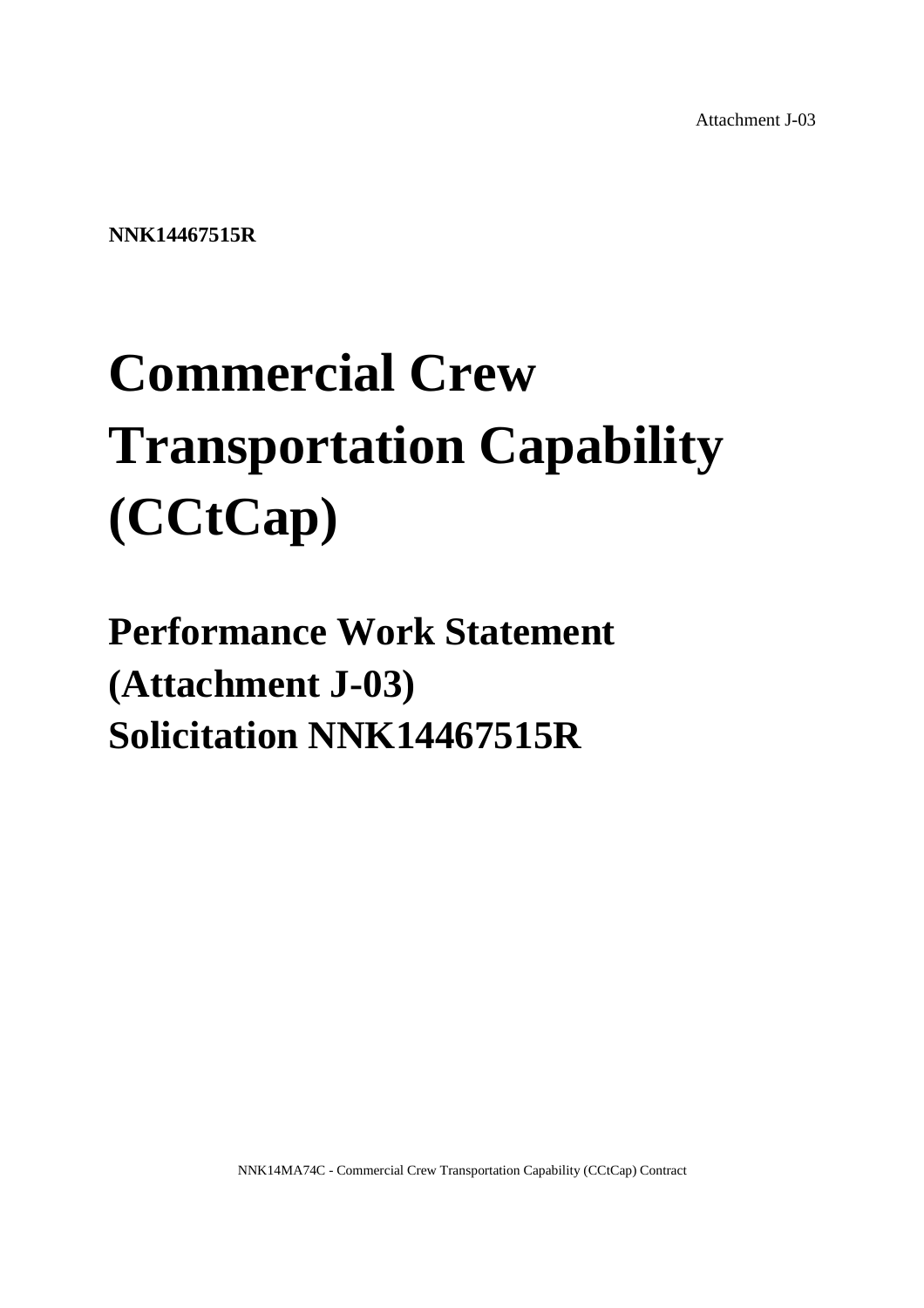Attachment J-03

**NNK14467515R**

# Commercial Crew Transportation Capability (CCtCap)

## Performance Work Statement (Attachment J-03) Solicitation NNK14467515R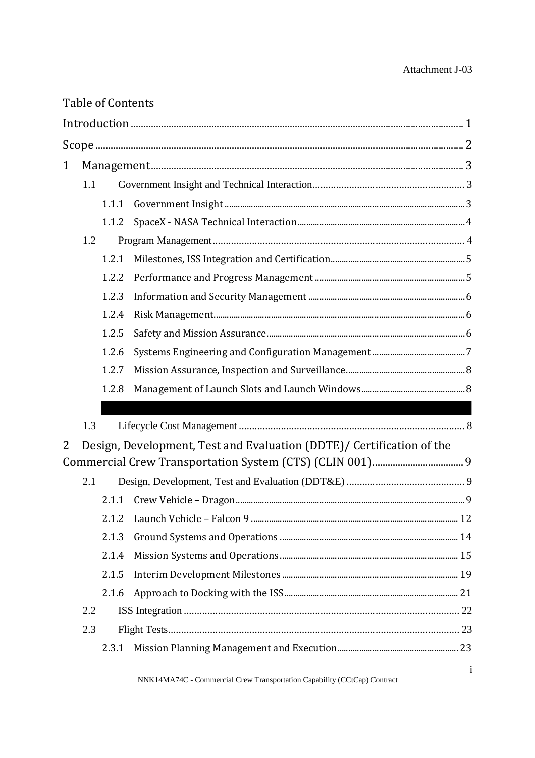Table of Contents

Introduction ........................................................................ 1

Scope .................................................................................. 2

1 Management ........................................................................ 3

- 1.1 Government Insight and Technical Interaction ........................................ 3
  - 1.1.1 Government Insight ........................................................ 3
  - 1.1.2 SpaceX - NASA Technical Interaction ........................................ 4
- 1.2 Program Management ........................................................... 4
  - 1.2.1 Milestones, ISS Integration and Certification .................................. 5
  - 1.2.2 Performance and Progress Management ........................................ 5
  - 1.2.3 Information and Security Management ........................................ 6
  - 1.2.4 Risk Management ........................................................... 6
  - 1.2.5 Safety and Mission Assurance ............................................... 6
  - 1.2.6 Systems Engineering and Configuration Management .............................. 7
  - 1.2.7 Mission Assurance, Inspection and Surveillance ................................ 8
  - 1.2.8 Management of Launch Slots and Launch Windows ................................. 8
- 1.3 Lifecycle Cost Management ..................................................... 8

2 Design, Development, Test and Evaluation (DDTE)/ Certification of the Commercial Crew Transportation System (CTS) (CLIN 001) ........................................ 9

- 2.1 Design, Development, Test and Evaluation (DDT&E) ................................. 9
  - 2.1.1 Crew Vehicle – Dragon ...................................................... 9
  - 2.1.2 Launch Vehicle – Falcon 9 .................................................. 12
  - 2.1.3 Ground Systems and Operations .............................................. 14
  - 2.1.4 Mission Systems and Operations ............................................. 15
  - 2.1.5 Interim Development Milestones ............................................. 19
  - 2.1.6 Approach to Docking with the ISS ........................................... 21
- 2.2 ISS Integration ............................................................... 22
- 2.3 Flight Tests .................................................................. 23
  - 2.3.1 Mission Planning Management and Execution .................................... 23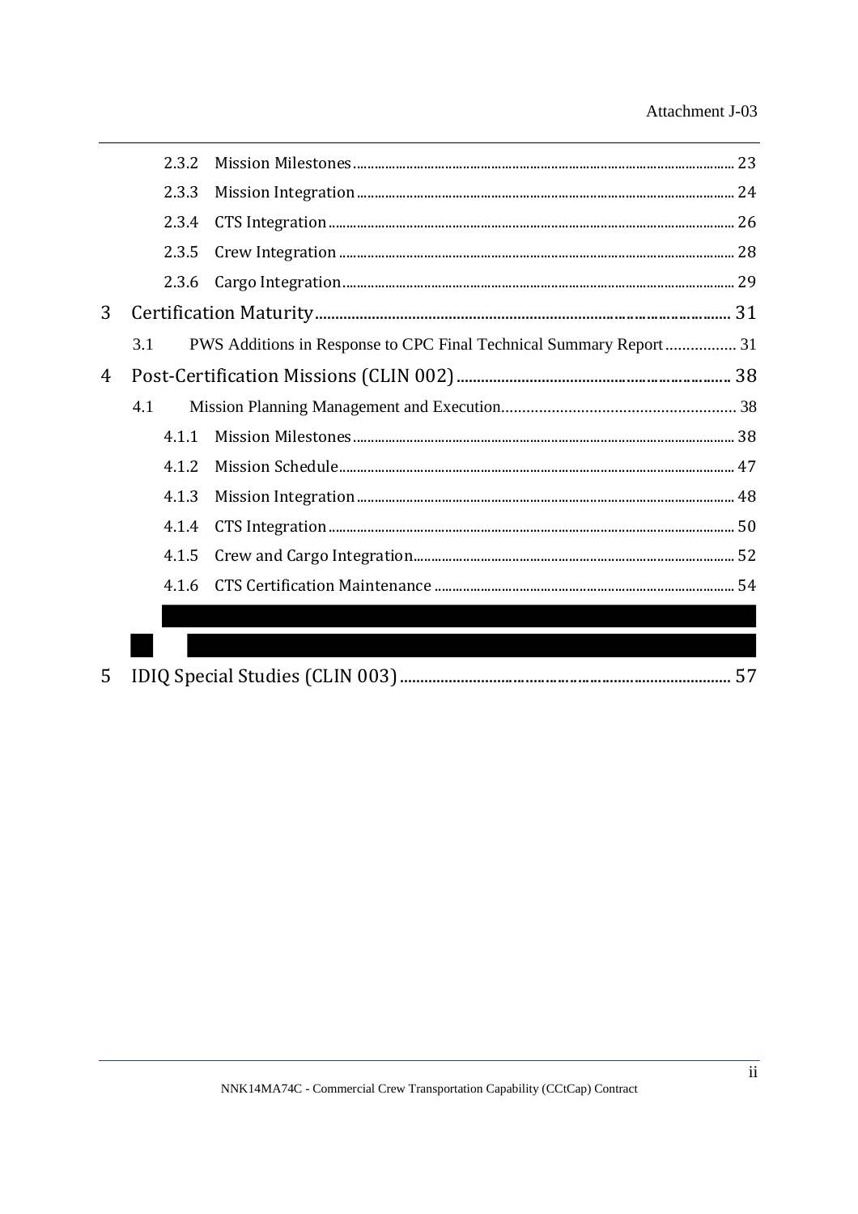2.3.2 Mission Milestones ........ 23

2.3.3 Mission Integration ........ 24

2.3.4 CTS Integration ........ 26

2.3.5 Crew Integration ........ 28

2.3.6 Cargo Integration ........ 29

3 Certification Maturity ........ 31

3.1 PWS Additions in Response to CPC Final Technical Summary Report ........ 31

4 Post-Certification Missions (CLIN 002) ........ 38

4.1 Mission Planning Management and Execution ........ 38

4.1.1 Mission Milestones ........ 38

4.1.2 Mission Schedule ........ 47

4.1.3 Mission Integration ........ 48

4.1.4 CTS Integration ........ 50

4.1.5 Crew and Cargo Integration ........ 52

4.1.6 CTS Certification Maintenance ........ 54

5 IDIQ Special Studies (CLIN 003) ........ 57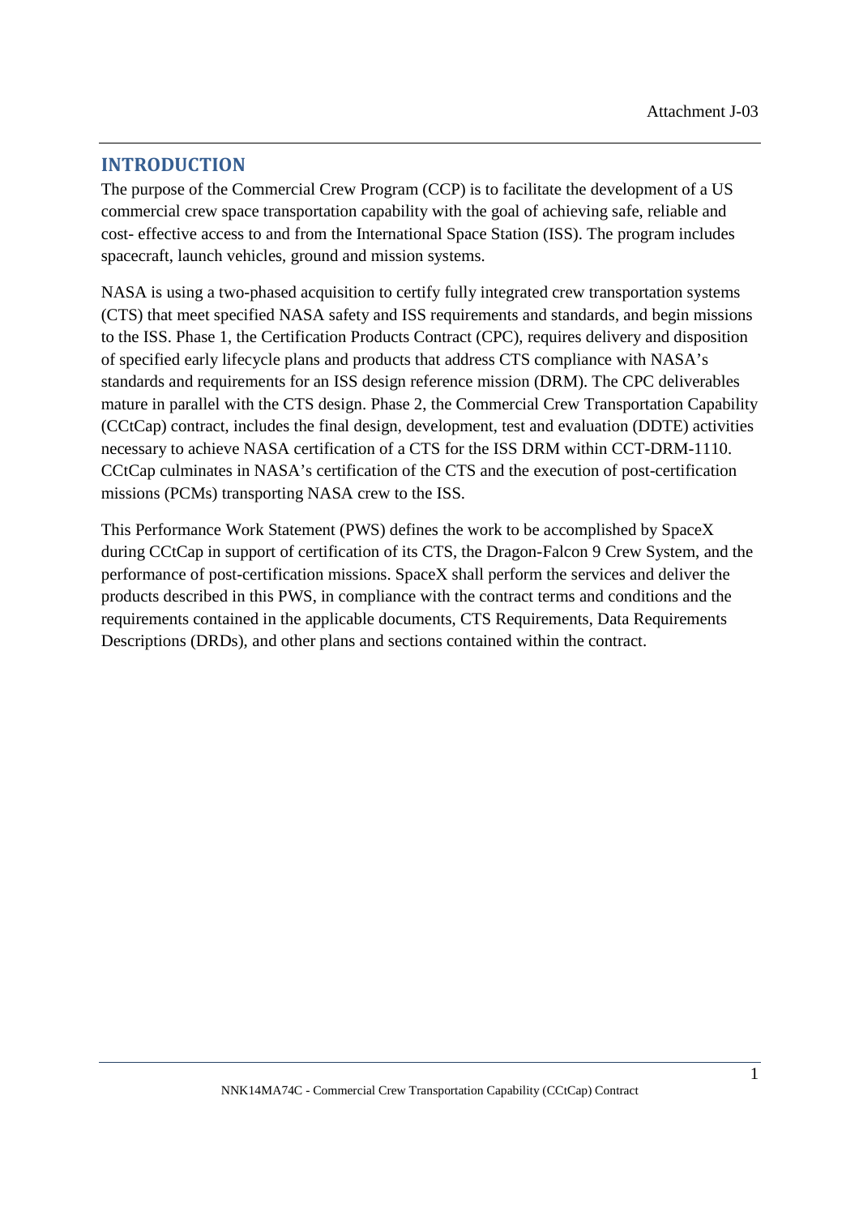## INTRODUCTION

The purpose of the Commercial Crew Program (CCP) is to facilitate the development of a US commercial crew space transportation capability with the goal of achieving safe, reliable and cost- effective access to and from the International Space Station (ISS). The program includes spacecraft, launch vehicles, ground and mission systems.

NASA is using a two-phased acquisition to certify fully integrated crew transportation systems (CTS) that meet specified NASA safety and ISS requirements and standards, and begin missions to the ISS. Phase 1, the Certification Products Contract (CPC), requires delivery and disposition of specified early lifecycle plans and products that address CTS compliance with NASA's standards and requirements for an ISS design reference mission (DRM). The CPC deliverables mature in parallel with the CTS design. Phase 2, the Commercial Crew Transportation Capability (CCtCap) contract, includes the final design, development, test and evaluation (DDTE) activities necessary to achieve NASA certification of a CTS for the ISS DRM within CCT-DRM-1110. CCtCap culminates in NASA's certification of the CTS and the execution of post-certification missions (PCMs) transporting NASA crew to the ISS.

This Performance Work Statement (PWS) defines the work to be accomplished by SpaceX during CCtCap in support of certification of its CTS, the Dragon-Falcon 9 Crew System, and the performance of post-certification missions. SpaceX shall perform the services and deliver the products described in this PWS, in compliance with the contract terms and conditions and the requirements contained in the applicable documents, CTS Requirements, Data Requirements Descriptions (DRDs), and other plans and sections contained within the contract.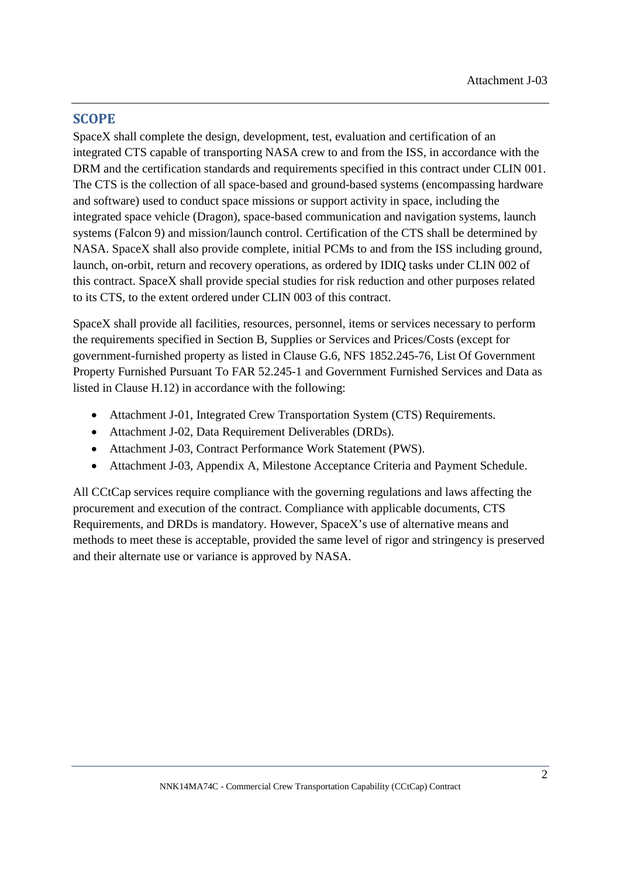## SCOPE

SpaceX shall complete the design, development, test, evaluation and certification of an integrated CTS capable of transporting NASA crew to and from the ISS, in accordance with the DRM and the certification standards and requirements specified in this contract under CLIN 001. The CTS is the collection of all space-based and ground-based systems (encompassing hardware and software) used to conduct space missions or support activity in space, including the integrated space vehicle (Dragon), space-based communication and navigation systems, launch systems (Falcon 9) and mission/launch control. Certification of the CTS shall be determined by NASA. SpaceX shall also provide complete, initial PCMs to and from the ISS including ground, launch, on-orbit, return and recovery operations, as ordered by IDIQ tasks under CLIN 002 of this contract. SpaceX shall provide special studies for risk reduction and other purposes related to its CTS, to the extent ordered under CLIN 003 of this contract.

SpaceX shall provide all facilities, resources, personnel, items or services necessary to perform the requirements specified in Section B, Supplies or Services and Prices/Costs (except for government-furnished property as listed in Clause G.6, NFS 1852.245-76, List Of Government Property Furnished Pursuant To FAR 52.245-1 and Government Furnished Services and Data as listed in Clause H.12) in accordance with the following:

- Attachment J-01, Integrated Crew Transportation System (CTS) Requirements.
- Attachment J-02, Data Requirement Deliverables (DRDs).
- Attachment J-03, Contract Performance Work Statement (PWS).
- Attachment J-03, Appendix A, Milestone Acceptance Criteria and Payment Schedule.

All CCtCap services require compliance with the governing regulations and laws affecting the procurement and execution of the contract. Compliance with applicable documents, CTS Requirements, and DRDs is mandatory. However, SpaceX's use of alternative means and methods to meet these is acceptable, provided the same level of rigor and stringency is preserved and their alternate use or variance is approved by NASA.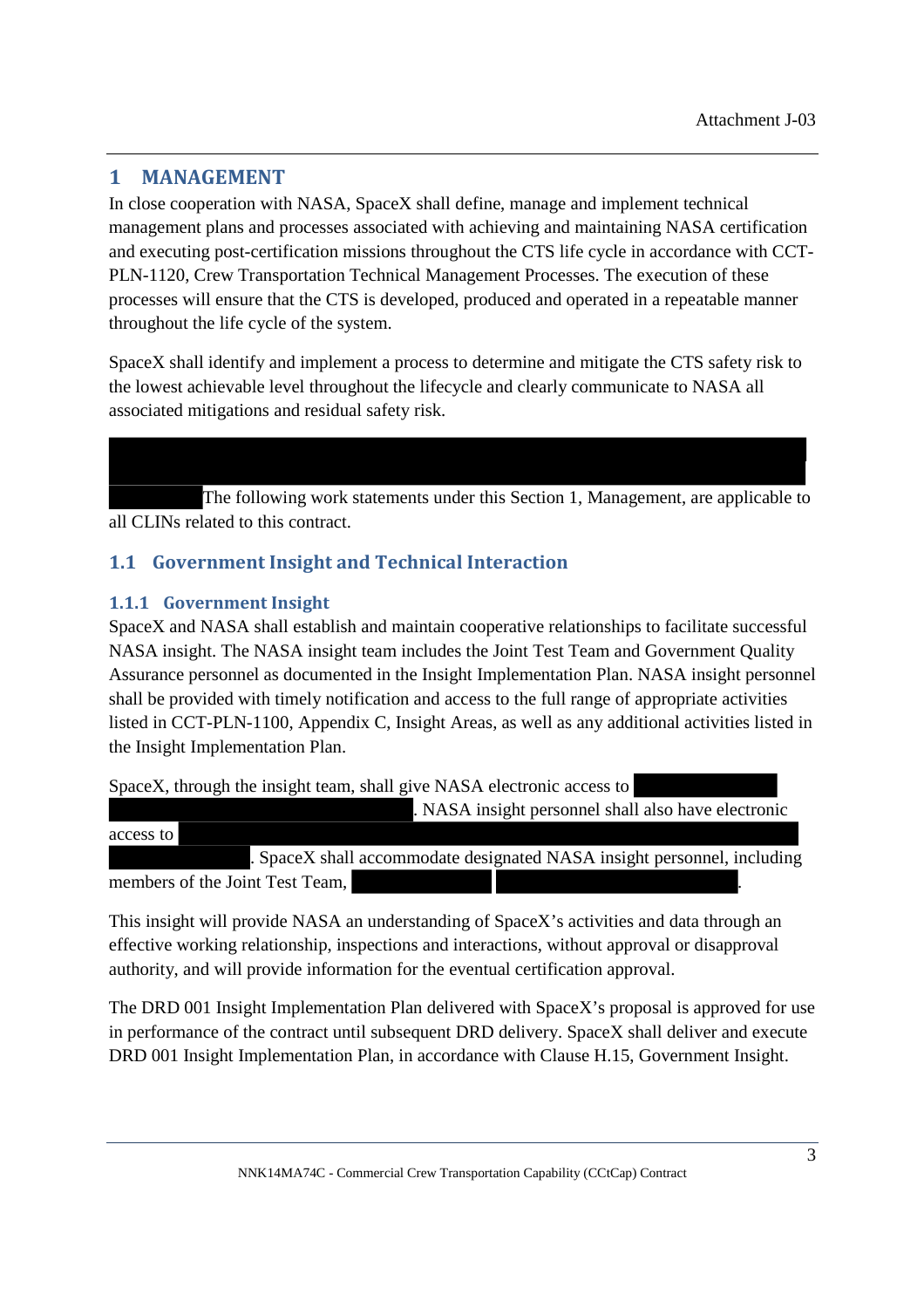# 1 MANAGEMENT

In close cooperation with NASA, SpaceX shall define, manage and implement technical management plans and processes associated with achieving and maintaining NASA certification and executing post-certification missions throughout the CTS life cycle in accordance with CCT-PLN-1120, Crew Transportation Technical Management Processes. The execution of these processes will ensure that the CTS is developed, produced and operated in a repeatable manner throughout the life cycle of the system.

SpaceX shall identify and implement a process to determine and mitigate the CTS safety risk to the lowest achievable level throughout the lifecycle and clearly communicate to NASA all associated mitigations and residual safety risk.

The following work statements under this Section 1, Management, are applicable to all CLINs related to this contract.

## 1.1 Government Insight and Technical Interaction

### 1.1.1 Government Insight

SpaceX and NASA shall establish and maintain cooperative relationships to facilitate successful NASA insight. The NASA insight team includes the Joint Test Team and Government Quality Assurance personnel as documented in the Insight Implementation Plan. NASA insight personnel shall be provided with timely notification and access to the full range of appropriate activities listed in CCT-PLN-1100, Appendix C, Insight Areas, as well as any additional activities listed in the Insight Implementation Plan.

SpaceX, through the insight team, shall give NASA electronic access to . NASA insight personnel shall also have electronic access to . SpaceX shall accommodate designated NASA insight personnel, including members of the Joint Test Team, .

This insight will provide NASA an understanding of SpaceX's activities and data through an effective working relationship, inspections and interactions, without approval or disapproval authority, and will provide information for the eventual certification approval.

The DRD 001 Insight Implementation Plan delivered with SpaceX's proposal is approved for use in performance of the contract until subsequent DRD delivery. SpaceX shall deliver and execute DRD 001 Insight Implementation Plan, in accordance with Clause H.15, Government Insight.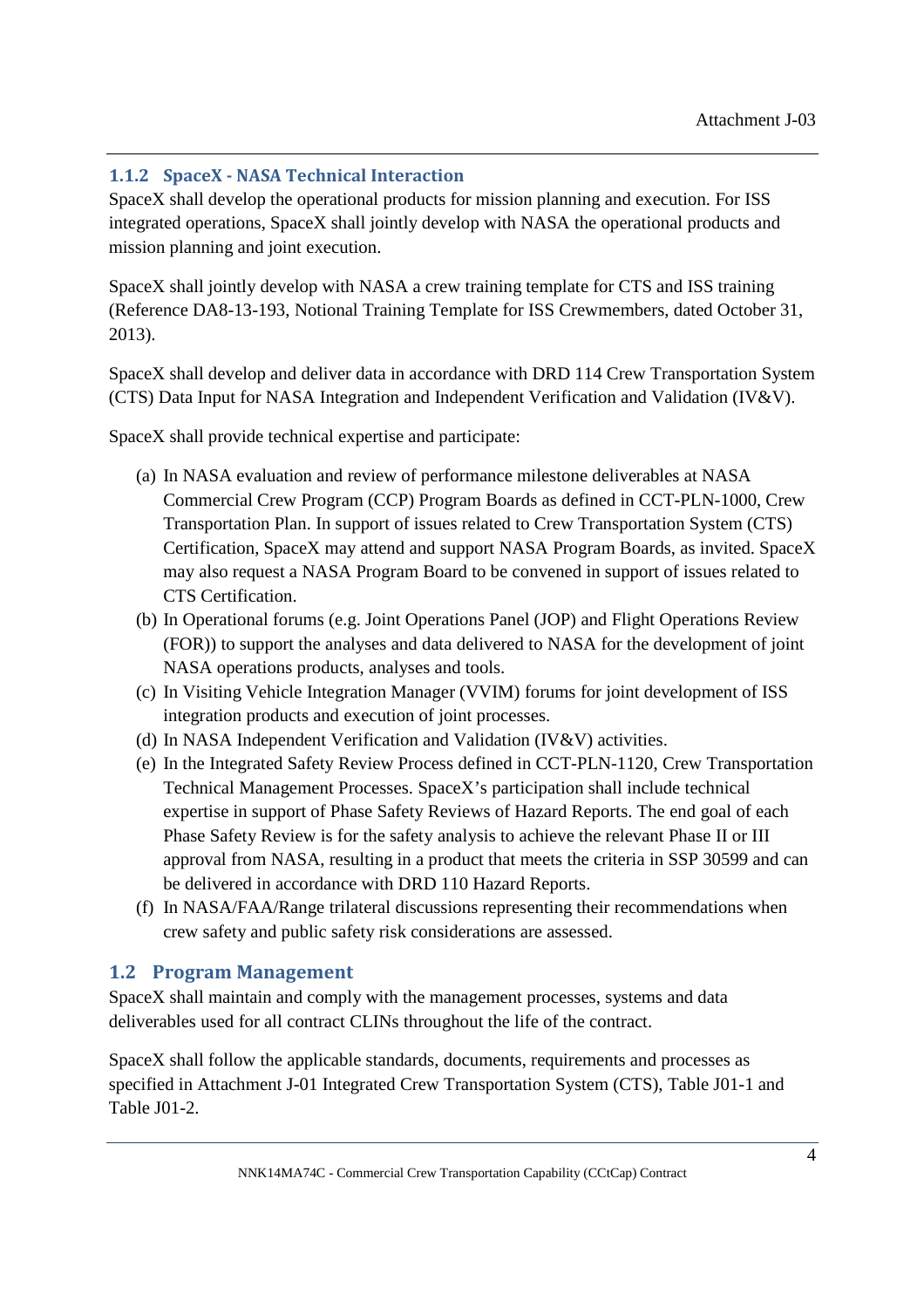### 1.1.2 SpaceX - NASA Technical Interaction

SpaceX shall develop the operational products for mission planning and execution. For ISS integrated operations, SpaceX shall jointly develop with NASA the operational products and mission planning and joint execution.

SpaceX shall jointly develop with NASA a crew training template for CTS and ISS training (Reference DA8-13-193, Notional Training Template for ISS Crewmembers, dated October 31, 2013).

SpaceX shall develop and deliver data in accordance with DRD 114 Crew Transportation System (CTS) Data Input for NASA Integration and Independent Verification and Validation (IV&V).

SpaceX shall provide technical expertise and participate:

(a) In NASA evaluation and review of performance milestone deliverables at NASA Commercial Crew Program (CCP) Program Boards as defined in CCT-PLN-1000, Crew Transportation Plan. In support of issues related to Crew Transportation System (CTS) Certification, SpaceX may attend and support NASA Program Boards, as invited. SpaceX may also request a NASA Program Board to be convened in support of issues related to CTS Certification.

(b) In Operational forums (e.g. Joint Operations Panel (JOP) and Flight Operations Review (FOR)) to support the analyses and data delivered to NASA for the development of joint NASA operations products, analyses and tools.

(c) In Visiting Vehicle Integration Manager (VVIM) forums for joint development of ISS integration products and execution of joint processes.

(d) In NASA Independent Verification and Validation (IV&V) activities.

(e) In the Integrated Safety Review Process defined in CCT-PLN-1120, Crew Transportation Technical Management Processes. SpaceX's participation shall include technical expertise in support of Phase Safety Reviews of Hazard Reports. The end goal of each Phase Safety Review is for the safety analysis to achieve the relevant Phase II or III approval from NASA, resulting in a product that meets the criteria in SSP 30599 and can be delivered in accordance with DRD 110 Hazard Reports.

(f) In NASA/FAA/Range trilateral discussions representing their recommendations when crew safety and public safety risk considerations are assessed.

## 1.2 Program Management

SpaceX shall maintain and comply with the management processes, systems and data deliverables used for all contract CLINs throughout the life of the contract.

SpaceX shall follow the applicable standards, documents, requirements and processes as specified in Attachment J-01 Integrated Crew Transportation System (CTS), Table J01-1 and Table J01-2.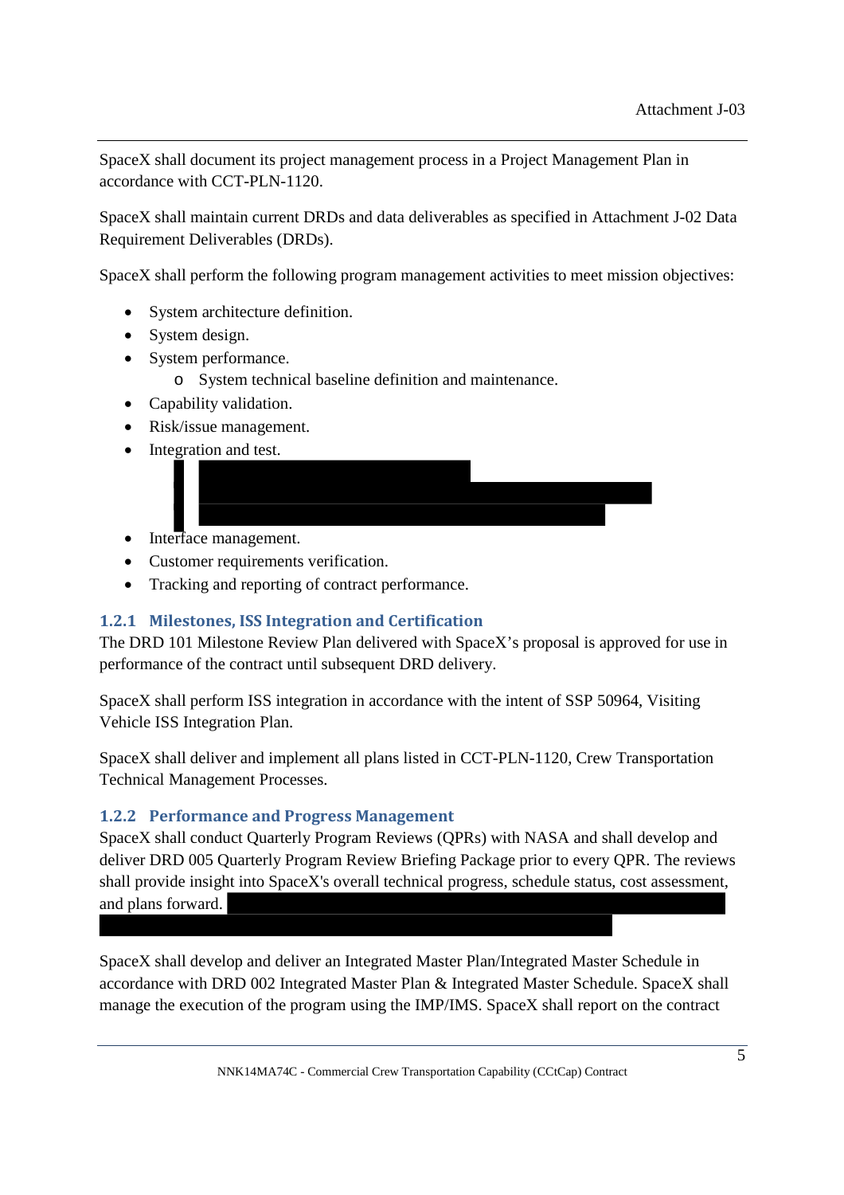SpaceX shall document its project management process in a Project Management Plan in accordance with CCT-PLN-1120.

SpaceX shall maintain current DRDs and data deliverables as specified in Attachment J-02 Data Requirement Deliverables (DRDs).

SpaceX shall perform the following program management activities to meet mission objectives:

- System architecture definition.
- System design.
- System performance.
  - System technical baseline definition and maintenance.
- Capability validation.
- Risk/issue management.
- Integration and test.
- Interface management.
- Customer requirements verification.
- Tracking and reporting of contract performance.

### 1.2.1 Milestones, ISS Integration and Certification

The DRD 101 Milestone Review Plan delivered with SpaceX's proposal is approved for use in performance of the contract until subsequent DRD delivery.

SpaceX shall perform ISS integration in accordance with the intent of SSP 50964, Visiting Vehicle ISS Integration Plan.

SpaceX shall deliver and implement all plans listed in CCT-PLN-1120, Crew Transportation Technical Management Processes.

### 1.2.2 Performance and Progress Management

SpaceX shall conduct Quarterly Program Reviews (QPRs) with NASA and shall develop and deliver DRD 005 Quarterly Program Review Briefing Package prior to every QPR. The reviews shall provide insight into SpaceX's overall technical progress, schedule status, cost assessment, and plans forward.

SpaceX shall develop and deliver an Integrated Master Plan/Integrated Master Schedule in accordance with DRD 002 Integrated Master Plan & Integrated Master Schedule. SpaceX shall manage the execution of the program using the IMP/IMS. SpaceX shall report on the contract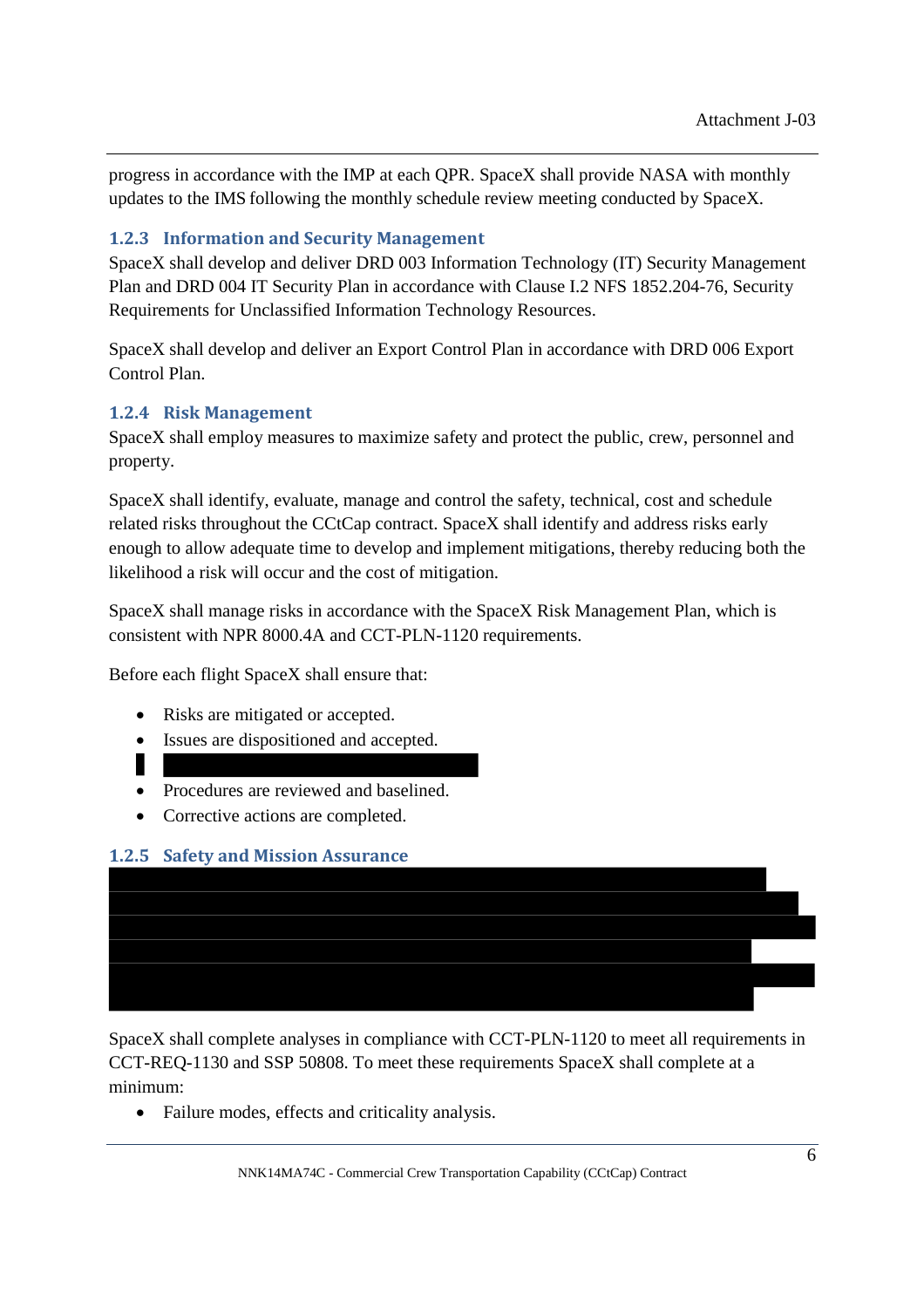progress in accordance with the IMP at each QPR. SpaceX shall provide NASA with monthly updates to the IMS following the monthly schedule review meeting conducted by SpaceX.

### 1.2.3 Information and Security Management

SpaceX shall develop and deliver DRD 003 Information Technology (IT) Security Management Plan and DRD 004 IT Security Plan in accordance with Clause I.2 NFS 1852.204-76, Security Requirements for Unclassified Information Technology Resources.

SpaceX shall develop and deliver an Export Control Plan in accordance with DRD 006 Export Control Plan.

### 1.2.4 Risk Management

SpaceX shall employ measures to maximize safety and protect the public, crew, personnel and property.

SpaceX shall identify, evaluate, manage and control the safety, technical, cost and schedule related risks throughout the CCtCap contract. SpaceX shall identify and address risks early enough to allow adequate time to develop and implement mitigations, thereby reducing both the likelihood a risk will occur and the cost of mitigation.

SpaceX shall manage risks in accordance with the SpaceX Risk Management Plan, which is consistent with NPR 8000.4A and CCT-PLN-1120 requirements.

Before each flight SpaceX shall ensure that:

- Risks are mitigated or accepted.
- Issues are dispositioned and accepted.
- [REDACTED]
- Procedures are reviewed and baselined.
- Corrective actions are completed.

### 1.2.5 Safety and Mission Assurance

[REDACTED]

SpaceX shall complete analyses in compliance with CCT-PLN-1120 to meet all requirements in CCT-REQ-1130 and SSP 50808. To meet these requirements SpaceX shall complete at a minimum:

- Failure modes, effects and criticality analysis.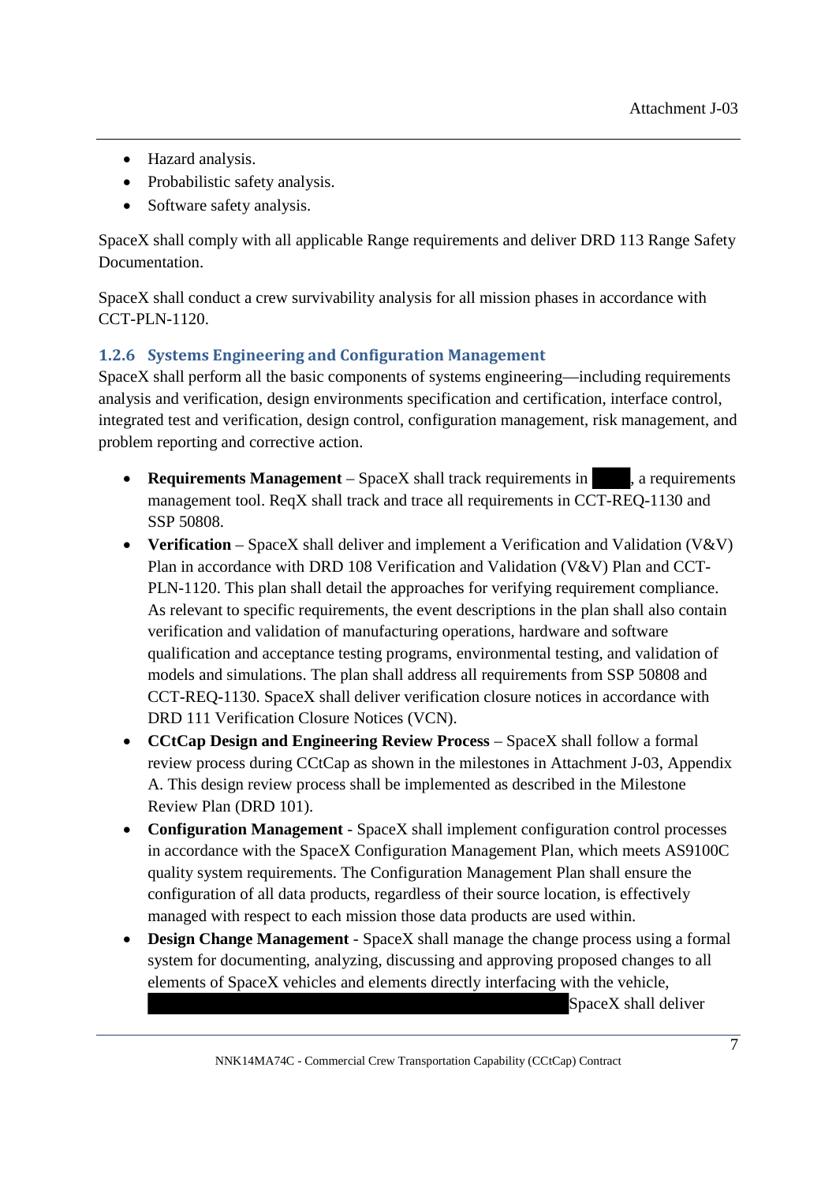- Hazard analysis.
- Probabilistic safety analysis.
- Software safety analysis.

SpaceX shall comply with all applicable Range requirements and deliver DRD 113 Range Safety Documentation.

SpaceX shall conduct a crew survivability analysis for all mission phases in accordance with CCT-PLN-1120.

### 1.2.6 Systems Engineering and Configuration Management

SpaceX shall perform all the basic components of systems engineering—including requirements analysis and verification, design environments specification and certification, interface control, integrated test and verification, design control, configuration management, risk management, and problem reporting and corrective action.

- **Requirements Management** – SpaceX shall track requirements in ████, a requirements management tool. ReqX shall track and trace all requirements in CCT-REQ-1130 and SSP 50808.
- **Verification** – SpaceX shall deliver and implement a Verification and Validation (V&V) Plan in accordance with DRD 108 Verification and Validation (V&V) Plan and CCT-PLN-1120. This plan shall detail the approaches for verifying requirement compliance. As relevant to specific requirements, the event descriptions in the plan shall also contain verification and validation of manufacturing operations, hardware and software qualification and acceptance testing programs, environmental testing, and validation of models and simulations. The plan shall address all requirements from SSP 50808 and CCT-REQ-1130. SpaceX shall deliver verification closure notices in accordance with DRD 111 Verification Closure Notices (VCN).
- **CCtCap Design and Engineering Review Process** – SpaceX shall follow a formal review process during CCtCap as shown in the milestones in Attachment J-03, Appendix A. This design review process shall be implemented as described in the Milestone Review Plan (DRD 101).
- **Configuration Management** - SpaceX shall implement configuration control processes in accordance with the SpaceX Configuration Management Plan, which meets AS9100C quality system requirements. The Configuration Management Plan shall ensure the configuration of all data products, regardless of their source location, is effectively managed with respect to each mission those data products are used within.
- **Design Change Management** - SpaceX shall manage the change process using a formal system for documenting, analyzing, discussing and approving proposed changes to all elements of SpaceX vehicles and elements directly interfacing with the vehicle, ████████████████████ SpaceX shall deliver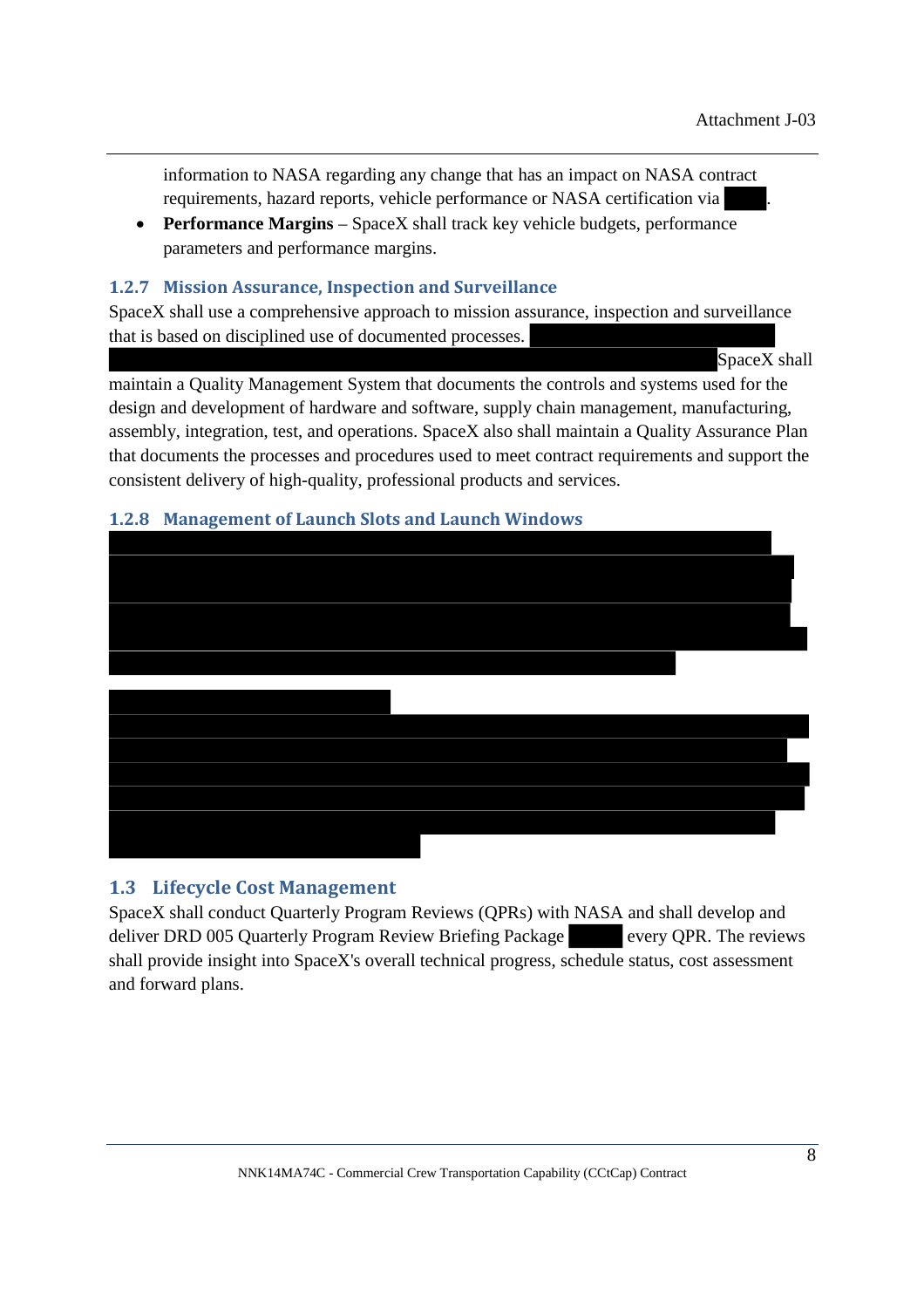information to NASA regarding any change that has an impact on NASA contract requirements, hazard reports, vehicle performance or NASA certification via .

- **Performance Margins** – SpaceX shall track key vehicle budgets, performance parameters and performance margins.

### 1.2.7 Mission Assurance, Inspection and Surveillance

SpaceX shall use a comprehensive approach to mission assurance, inspection and surveillance that is based on disciplined use of documented processes. SpaceX shall maintain a Quality Management System that documents the controls and systems used for the design and development of hardware and software, supply chain management, manufacturing, assembly, integration, test, and operations. SpaceX also shall maintain a Quality Assurance Plan that documents the processes and procedures used to meet contract requirements and support the consistent delivery of high-quality, professional products and services.

### 1.2.8 Management of Launch Slots and Launch Windows

## 1.3 Lifecycle Cost Management

SpaceX shall conduct Quarterly Program Reviews (QPRs) with NASA and shall develop and deliver DRD 005 Quarterly Program Review Briefing Package every QPR. The reviews shall provide insight into SpaceX's overall technical progress, schedule status, cost assessment and forward plans.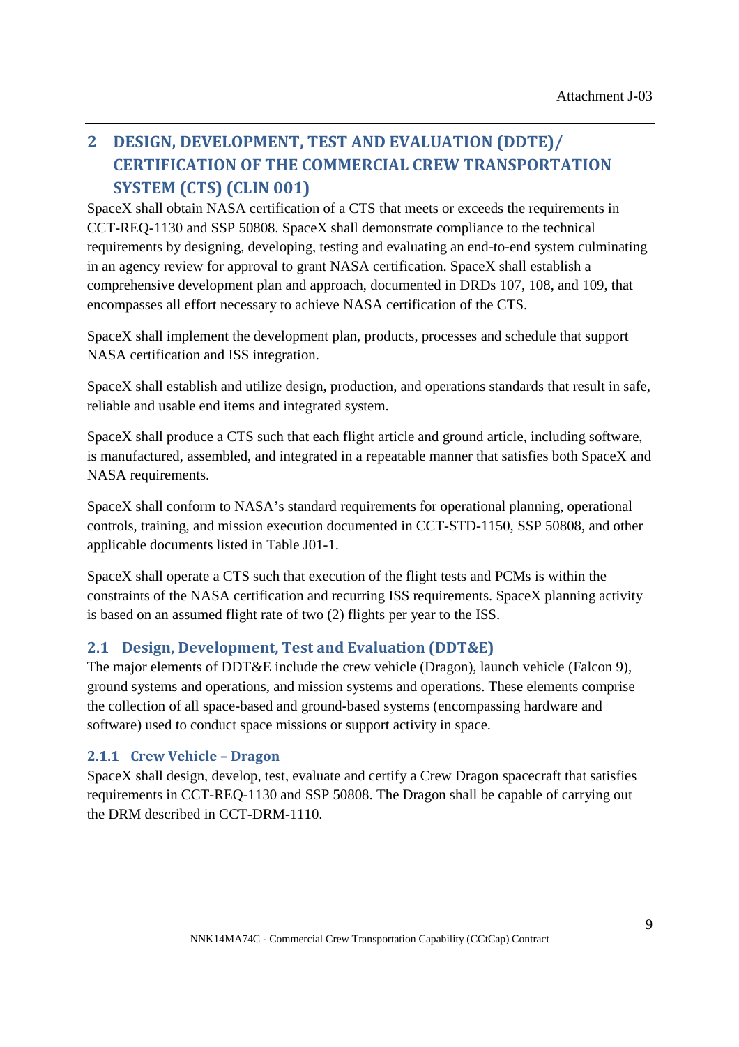## 2 DESIGN, DEVELOPMENT, TEST AND EVALUATION (DDTE)/ CERTIFICATION OF THE COMMERCIAL CREW TRANSPORTATION SYSTEM (CTS) (CLIN 001)

SpaceX shall obtain NASA certification of a CTS that meets or exceeds the requirements in CCT-REQ-1130 and SSP 50808. SpaceX shall demonstrate compliance to the technical requirements by designing, developing, testing and evaluating an end-to-end system culminating in an agency review for approval to grant NASA certification. SpaceX shall establish a comprehensive development plan and approach, documented in DRDs 107, 108, and 109, that encompasses all effort necessary to achieve NASA certification of the CTS.

SpaceX shall implement the development plan, products, processes and schedule that support NASA certification and ISS integration.

SpaceX shall establish and utilize design, production, and operations standards that result in safe, reliable and usable end items and integrated system.

SpaceX shall produce a CTS such that each flight article and ground article, including software, is manufactured, assembled, and integrated in a repeatable manner that satisfies both SpaceX and NASA requirements.

SpaceX shall conform to NASA's standard requirements for operational planning, operational controls, training, and mission execution documented in CCT-STD-1150, SSP 50808, and other applicable documents listed in Table J01-1.

SpaceX shall operate a CTS such that execution of the flight tests and PCMs is within the constraints of the NASA certification and recurring ISS requirements. SpaceX planning activity is based on an assumed flight rate of two (2) flights per year to the ISS.

### 2.1 Design, Development, Test and Evaluation (DDT&E)

The major elements of DDT&E include the crew vehicle (Dragon), launch vehicle (Falcon 9), ground systems and operations, and mission systems and operations. These elements comprise the collection of all space-based and ground-based systems (encompassing hardware and software) used to conduct space missions or support activity in space.

#### 2.1.1 Crew Vehicle – Dragon

SpaceX shall design, develop, test, evaluate and certify a Crew Dragon spacecraft that satisfies requirements in CCT-REQ-1130 and SSP 50808. The Dragon shall be capable of carrying out the DRM described in CCT-DRM-1110.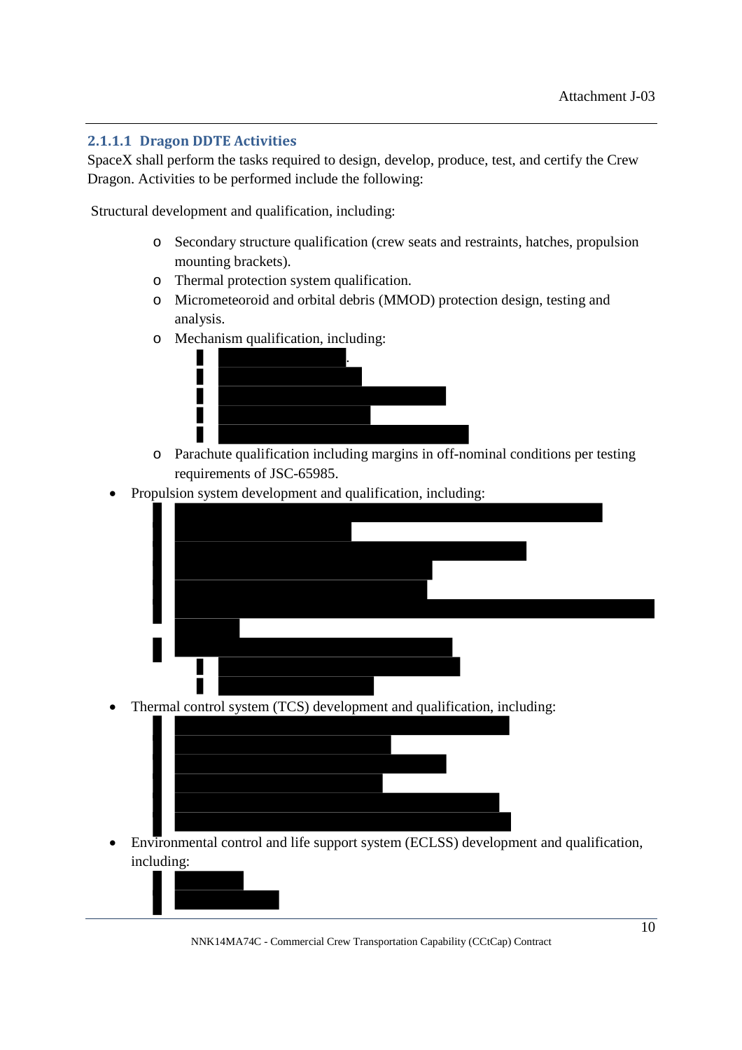### 2.1.1.1 Dragon DDTE Activities

SpaceX shall perform the tasks required to design, develop, produce, test, and certify the Crew Dragon. Activities to be performed include the following:

Structural development and qualification, including:

- Secondary structure qualification (crew seats and restraints, hatches, propulsion mounting brackets).
- Thermal protection system qualification.
- Micrometeoroid and orbital debris (MMOD) protection design, testing and analysis.
- Mechanism qualification, including:
- Parachute qualification including margins in off-nominal conditions per testing requirements of JSC-65985.

- Propulsion system development and qualification, including:
- Thermal control system (TCS) development and qualification, including:
- Environmental control and life support system (ECLSS) development and qualification, including: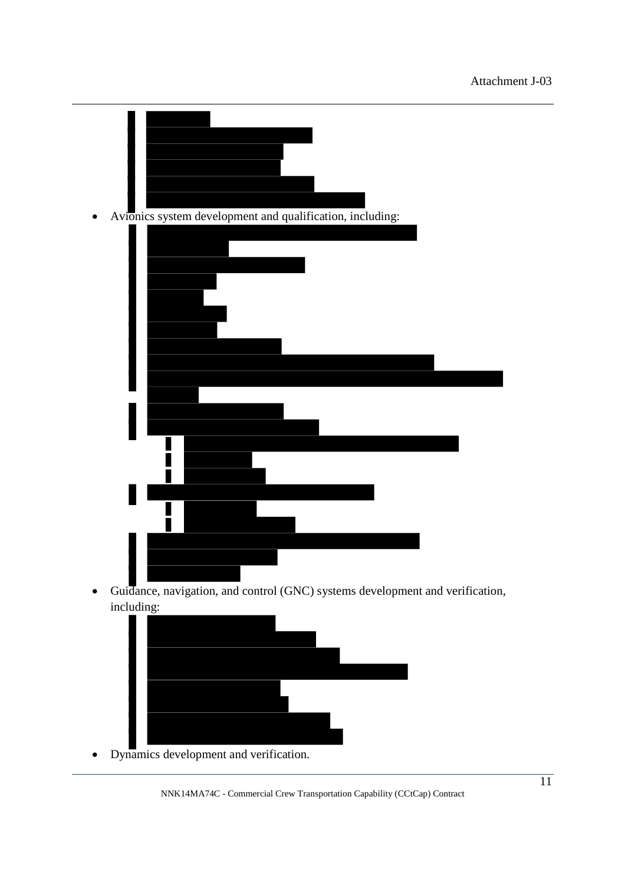- Avionics system development and qualification, including:
- Guidance, navigation, and control (GNC) systems development and verification, including:
- Dynamics development and verification.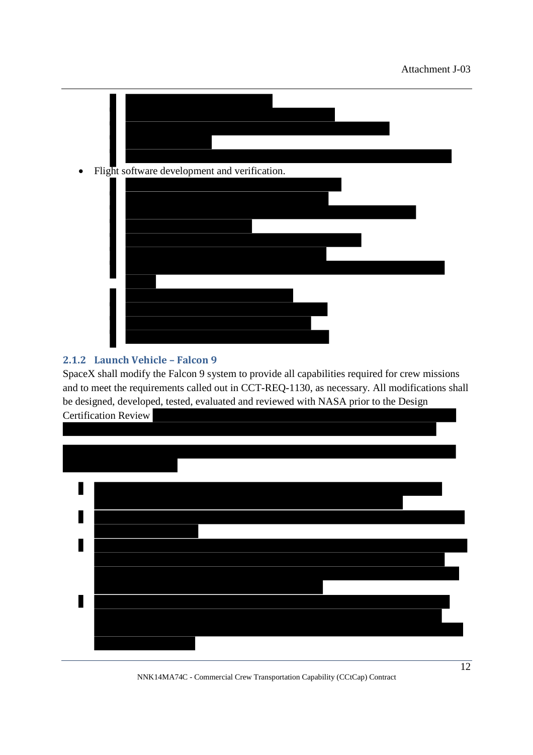- Flight software development and verification.

### 2.1.2 Launch Vehicle – Falcon 9

SpaceX shall modify the Falcon 9 system to provide all capabilities required for crew missions and to meet the requirements called out in CCT-REQ-1130, as necessary. All modifications shall be designed, developed, tested, evaluated and reviewed with NASA prior to the Design Certification Review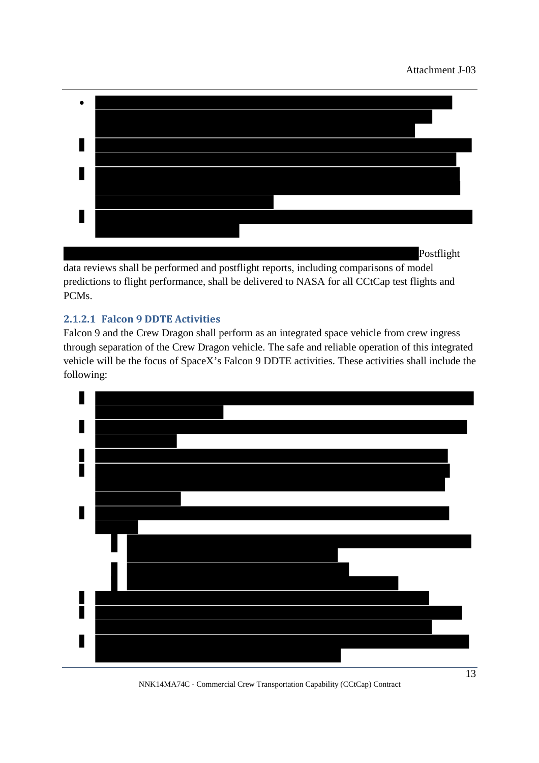Postflight data reviews shall be performed and postflight reports, including comparisons of model predictions to flight performance, shall be delivered to NASA for all CCtCap test flights and PCMs.

#### 2.1.2.1 Falcon 9 DDTE Activities

Falcon 9 and the Crew Dragon shall perform as an integrated space vehicle from crew ingress through separation of the Crew Dragon vehicle. The safe and reliable operation of this integrated vehicle will be the focus of SpaceX's Falcon 9 DDTE activities. These activities shall include the following: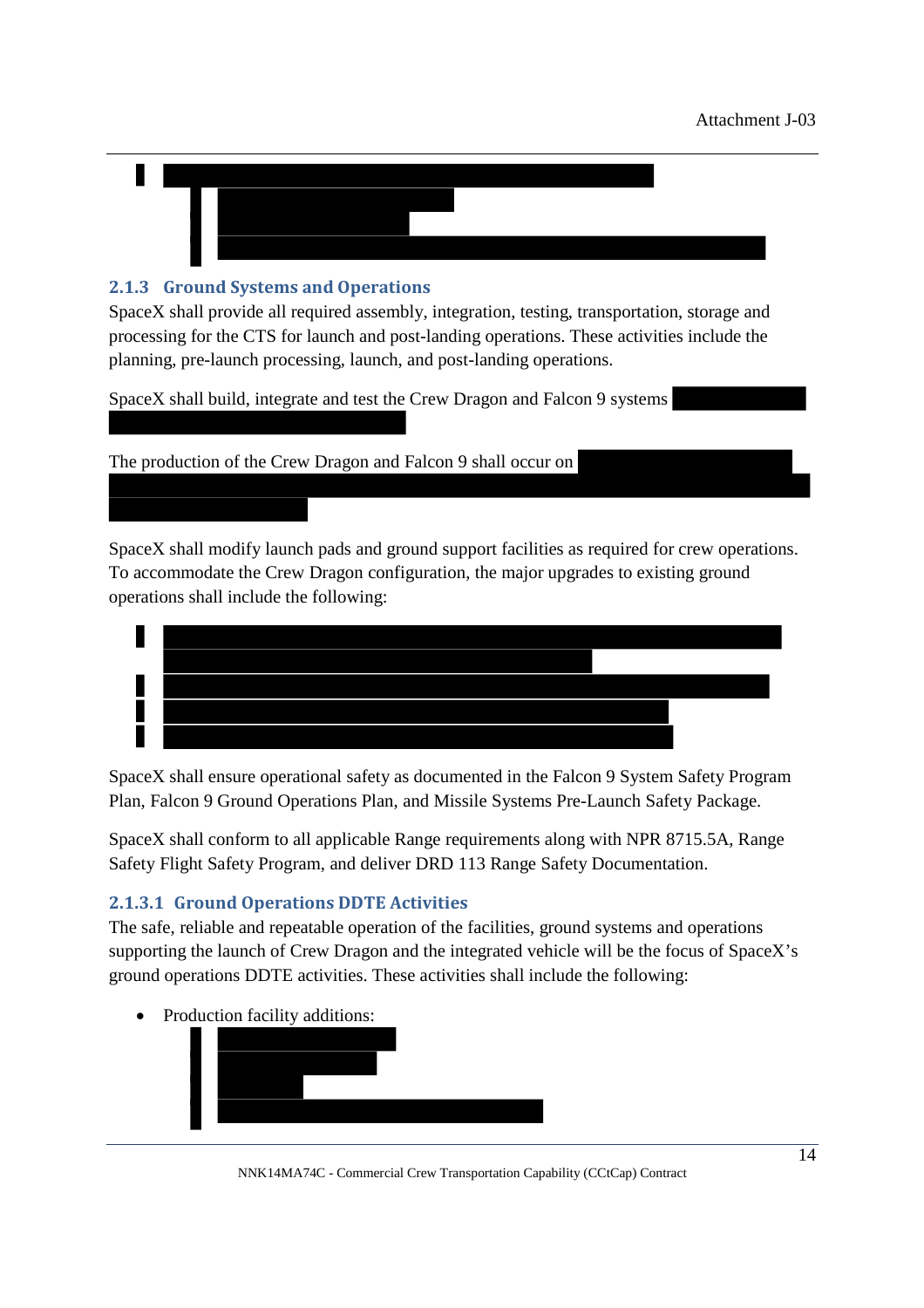## 2.1.3 Ground Systems and Operations

SpaceX shall provide all required assembly, integration, testing, transportation, storage and processing for the CTS for launch and post-landing operations. These activities include the planning, pre-launch processing, launch, and post-landing operations.

SpaceX shall build, integrate and test the Crew Dragon and Falcon 9 systems

The production of the Crew Dragon and Falcon 9 shall occur on

SpaceX shall modify launch pads and ground support facilities as required for crew operations. To accommodate the Crew Dragon configuration, the major upgrades to existing ground operations shall include the following:

SpaceX shall ensure operational safety as documented in the Falcon 9 System Safety Program Plan, Falcon 9 Ground Operations Plan, and Missile Systems Pre-Launch Safety Package.

SpaceX shall conform to all applicable Range requirements along with NPR 8715.5A, Range Safety Flight Safety Program, and deliver DRD 113 Range Safety Documentation.

### 2.1.3.1 Ground Operations DDTE Activities

The safe, reliable and repeatable operation of the facilities, ground systems and operations supporting the launch of Crew Dragon and the integrated vehicle will be the focus of SpaceX's ground operations DDTE activities. These activities shall include the following:

- Production facility additions: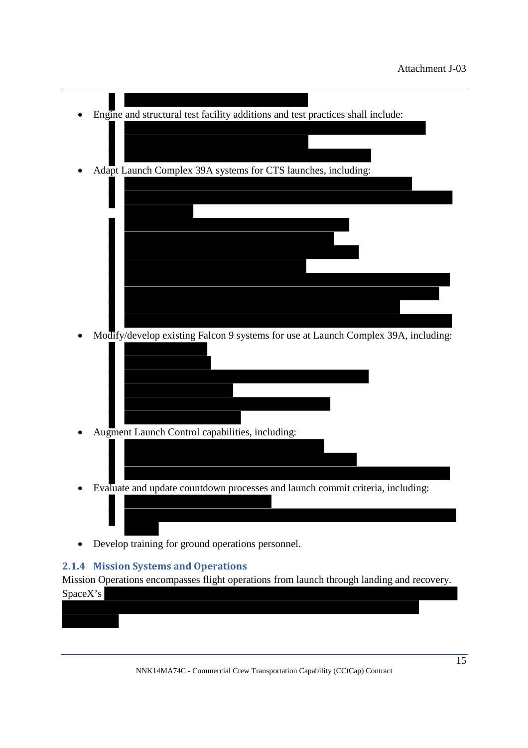- Engine and structural test facility additions and test practices shall include:
- Adapt Launch Complex 39A systems for CTS launches, including:
- Modify/develop existing Falcon 9 systems for use at Launch Complex 39A, including:
- Augment Launch Control capabilities, including:
- Evaluate and update countdown processes and launch commit criteria, including:
- Develop training for ground operations personnel.

### 2.1.4 Mission Systems and Operations

Mission Operations encompasses flight operations from launch through landing and recovery. SpaceX's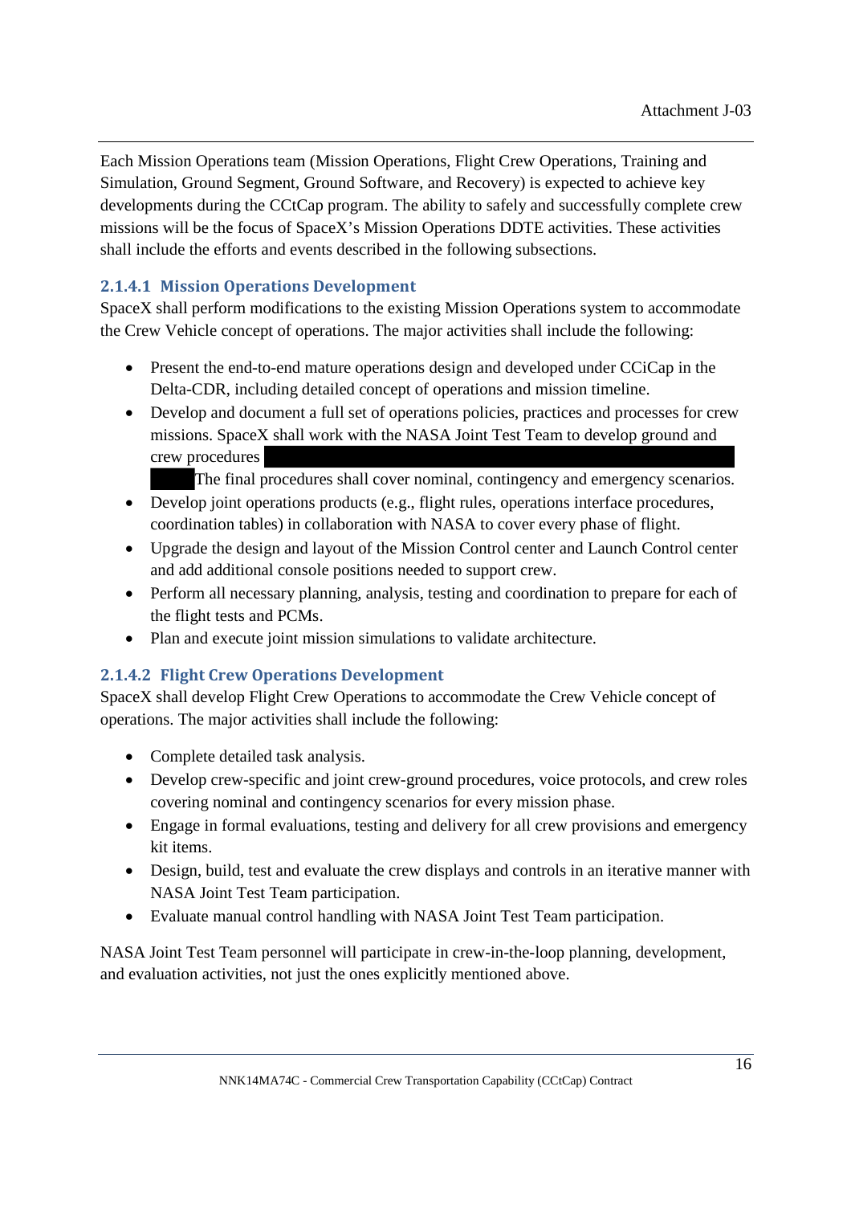Each Mission Operations team (Mission Operations, Flight Crew Operations, Training and Simulation, Ground Segment, Ground Software, and Recovery) is expected to achieve key developments during the CCtCap program. The ability to safely and successfully complete crew missions will be the focus of SpaceX's Mission Operations DDTE activities. These activities shall include the efforts and events described in the following subsections.

### 2.1.4.1 Mission Operations Development

SpaceX shall perform modifications to the existing Mission Operations system to accommodate the Crew Vehicle concept of operations. The major activities shall include the following:

- Present the end-to-end mature operations design and developed under CCiCap in the Delta-CDR, including detailed concept of operations and mission timeline.
- Develop and document a full set of operations policies, practices and processes for crew missions. SpaceX shall work with the NASA Joint Test Team to develop ground and crew procedures [REDACTED] The final procedures shall cover nominal, contingency and emergency scenarios.
- Develop joint operations products (e.g., flight rules, operations interface procedures, coordination tables) in collaboration with NASA to cover every phase of flight.
- Upgrade the design and layout of the Mission Control center and Launch Control center and add additional console positions needed to support crew.
- Perform all necessary planning, analysis, testing and coordination to prepare for each of the flight tests and PCMs.
- Plan and execute joint mission simulations to validate architecture.

### 2.1.4.2 Flight Crew Operations Development

SpaceX shall develop Flight Crew Operations to accommodate the Crew Vehicle concept of operations. The major activities shall include the following:

- Complete detailed task analysis.
- Develop crew-specific and joint crew-ground procedures, voice protocols, and crew roles covering nominal and contingency scenarios for every mission phase.
- Engage in formal evaluations, testing and delivery for all crew provisions and emergency kit items.
- Design, build, test and evaluate the crew displays and controls in an iterative manner with NASA Joint Test Team participation.
- Evaluate manual control handling with NASA Joint Test Team participation.

NASA Joint Test Team personnel will participate in crew-in-the-loop planning, development, and evaluation activities, not just the ones explicitly mentioned above.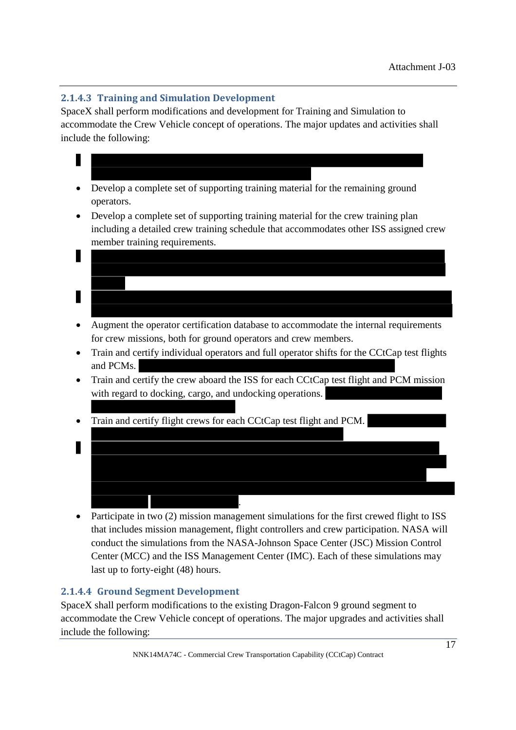### 2.1.4.3 Training and Simulation Development

SpaceX shall perform modifications and development for Training and Simulation to accommodate the Crew Vehicle concept of operations. The major updates and activities shall include the following:

- Develop a complete set of supporting training material for the remaining ground operators.
- Develop a complete set of supporting training material for the crew training plan including a detailed crew training schedule that accommodates other ISS assigned crew member training requirements.
- Augment the operator certification database to accommodate the internal requirements for crew missions, both for ground operators and crew members.
- Train and certify individual operators and full operator shifts for the CCtCap test flights and PCMs.
- Train and certify the crew aboard the ISS for each CCtCap test flight and PCM mission with regard to docking, cargo, and undocking operations.
- Train and certify flight crews for each CCtCap test flight and PCM.
- Participate in two (2) mission management simulations for the first crewed flight to ISS that includes mission management, flight controllers and crew participation. NASA will conduct the simulations from the NASA-Johnson Space Center (JSC) Mission Control Center (MCC) and the ISS Management Center (IMC). Each of these simulations may last up to forty-eight (48) hours.

### 2.1.4.4 Ground Segment Development

SpaceX shall perform modifications to the existing Dragon-Falcon 9 ground segment to accommodate the Crew Vehicle concept of operations. The major upgrades and activities shall include the following: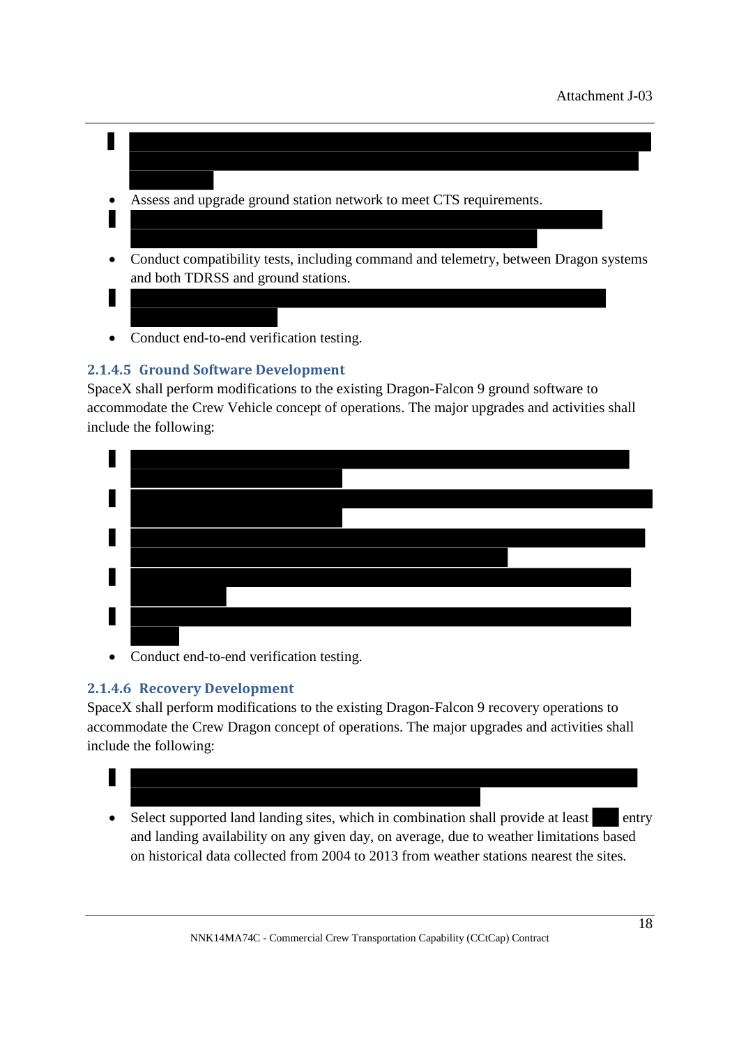- Assess and upgrade ground station network to meet CTS requirements.
- Conduct compatibility tests, including command and telemetry, between Dragon systems and both TDRSS and ground stations.
- Conduct end-to-end verification testing.

### 2.1.4.5 Ground Software Development

SpaceX shall perform modifications to the existing Dragon-Falcon 9 ground software to accommodate the Crew Vehicle concept of operations. The major upgrades and activities shall include the following:

- Conduct end-to-end verification testing.

### 2.1.4.6 Recovery Development

SpaceX shall perform modifications to the existing Dragon-Falcon 9 recovery operations to accommodate the Crew Dragon concept of operations. The major upgrades and activities shall include the following:

- Select supported land landing sites, which in combination shall provide at least entry and landing availability on any given day, on average, due to weather limitations based on historical data collected from 2004 to 2013 from weather stations nearest the sites.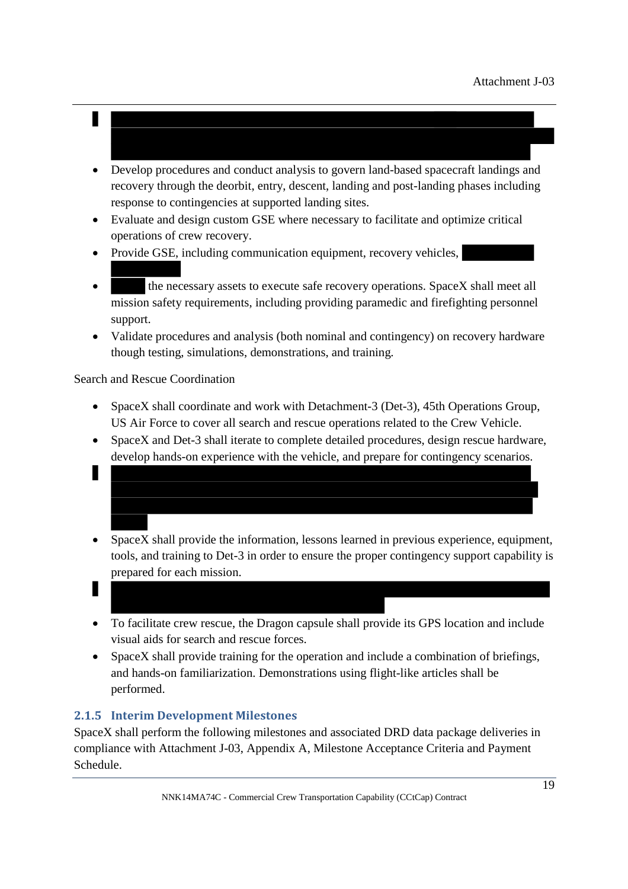- Develop procedures and conduct analysis to govern land-based spacecraft landings and recovery through the deorbit, entry, descent, landing and post-landing phases including response to contingencies at supported landing sites.
- Evaluate and design custom GSE where necessary to facilitate and optimize critical operations of crew recovery.
- Provide GSE, including communication equipment, recovery vehicles,
- the necessary assets to execute safe recovery operations. SpaceX shall meet all mission safety requirements, including providing paramedic and firefighting personnel support.
- Validate procedures and analysis (both nominal and contingency) on recovery hardware though testing, simulations, demonstrations, and training.

Search and Rescue Coordination

- SpaceX shall coordinate and work with Detachment-3 (Det-3), 45th Operations Group, US Air Force to cover all search and rescue operations related to the Crew Vehicle.
- SpaceX and Det-3 shall iterate to complete detailed procedures, design rescue hardware, develop hands-on experience with the vehicle, and prepare for contingency scenarios.
- SpaceX shall provide the information, lessons learned in previous experience, equipment, tools, and training to Det-3 in order to ensure the proper contingency support capability is prepared for each mission.
- To facilitate crew rescue, the Dragon capsule shall provide its GPS location and include visual aids for search and rescue forces.
- SpaceX shall provide training for the operation and include a combination of briefings, and hands-on familiarization. Demonstrations using flight-like articles shall be performed.

### 2.1.5 Interim Development Milestones

SpaceX shall perform the following milestones and associated DRD data package deliveries in compliance with Attachment J-03, Appendix A, Milestone Acceptance Criteria and Payment Schedule.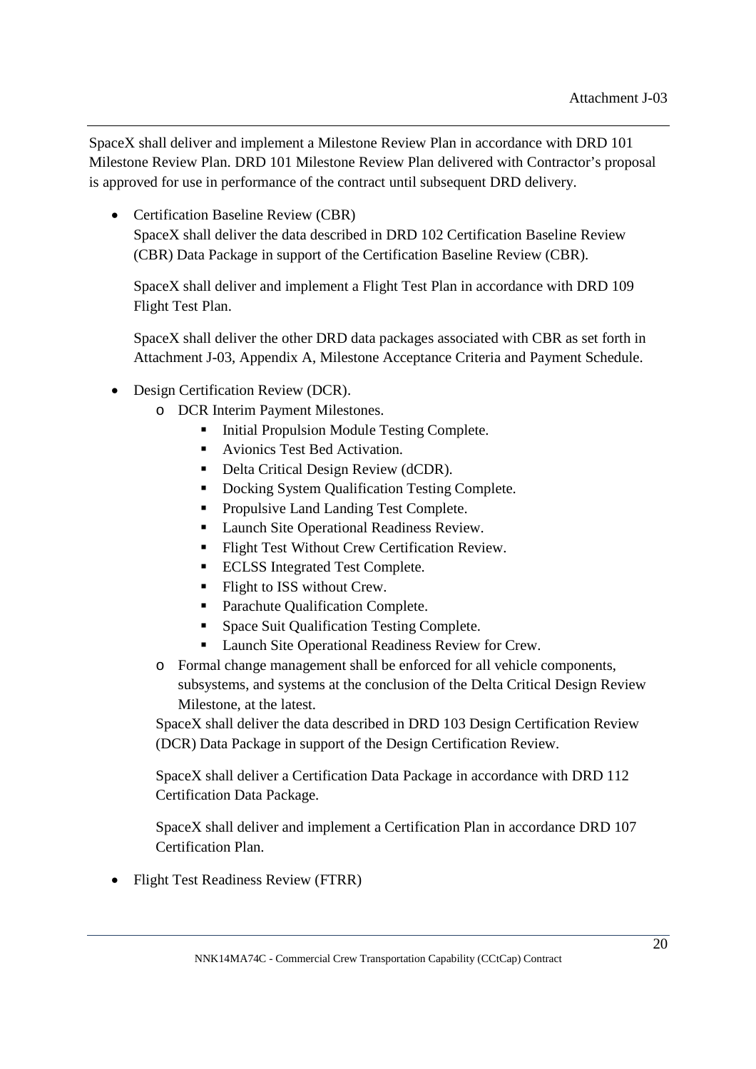SpaceX shall deliver and implement a Milestone Review Plan in accordance with DRD 101 Milestone Review Plan. DRD 101 Milestone Review Plan delivered with Contractor's proposal is approved for use in performance of the contract until subsequent DRD delivery.

- Certification Baseline Review (CBR)
  SpaceX shall deliver the data described in DRD 102 Certification Baseline Review (CBR) Data Package in support of the Certification Baseline Review (CBR).

  SpaceX shall deliver and implement a Flight Test Plan in accordance with DRD 109 Flight Test Plan.

  SpaceX shall deliver the other DRD data packages associated with CBR as set forth in Attachment J-03, Appendix A, Milestone Acceptance Criteria and Payment Schedule.

- Design Certification Review (DCR).
  - DCR Interim Payment Milestones.
    - Initial Propulsion Module Testing Complete.
    - Avionics Test Bed Activation.
    - Delta Critical Design Review (dCDR).
    - Docking System Qualification Testing Complete.
    - Propulsive Land Landing Test Complete.
    - Launch Site Operational Readiness Review.
    - Flight Test Without Crew Certification Review.
    - ECLSS Integrated Test Complete.
    - Flight to ISS without Crew.
    - Parachute Qualification Complete.
    - Space Suit Qualification Testing Complete.
    - Launch Site Operational Readiness Review for Crew.
  - Formal change management shall be enforced for all vehicle components, subsystems, and systems at the conclusion of the Delta Critical Design Review Milestone, at the latest.

  SpaceX shall deliver the data described in DRD 103 Design Certification Review (DCR) Data Package in support of the Design Certification Review.

  SpaceX shall deliver a Certification Data Package in accordance with DRD 112 Certification Data Package.

  SpaceX shall deliver and implement a Certification Plan in accordance DRD 107 Certification Plan.

- Flight Test Readiness Review (FTRR)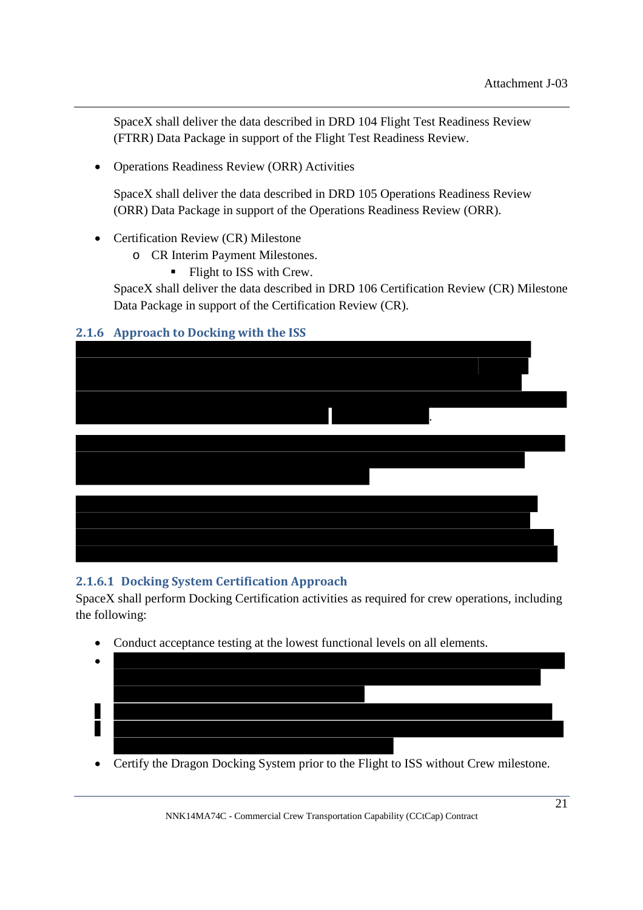SpaceX shall deliver the data described in DRD 104 Flight Test Readiness Review (FTRR) Data Package in support of the Flight Test Readiness Review.

- Operations Readiness Review (ORR) Activities

  SpaceX shall deliver the data described in DRD 105 Operations Readiness Review (ORR) Data Package in support of the Operations Readiness Review (ORR).

- Certification Review (CR) Milestone
  - CR Interim Payment Milestones.
    - Flight to ISS with Crew.

  SpaceX shall deliver the data described in DRD 106 Certification Review (CR) Milestone Data Package in support of the Certification Review (CR).

### 2.1.6 Approach to Docking with the ISS

#### 2.1.6.1 Docking System Certification Approach

SpaceX shall perform Docking Certification activities as required for crew operations, including the following:

- Conduct acceptance testing at the lowest functional levels on all elements.
- Certify the Dragon Docking System prior to the Flight to ISS without Crew milestone.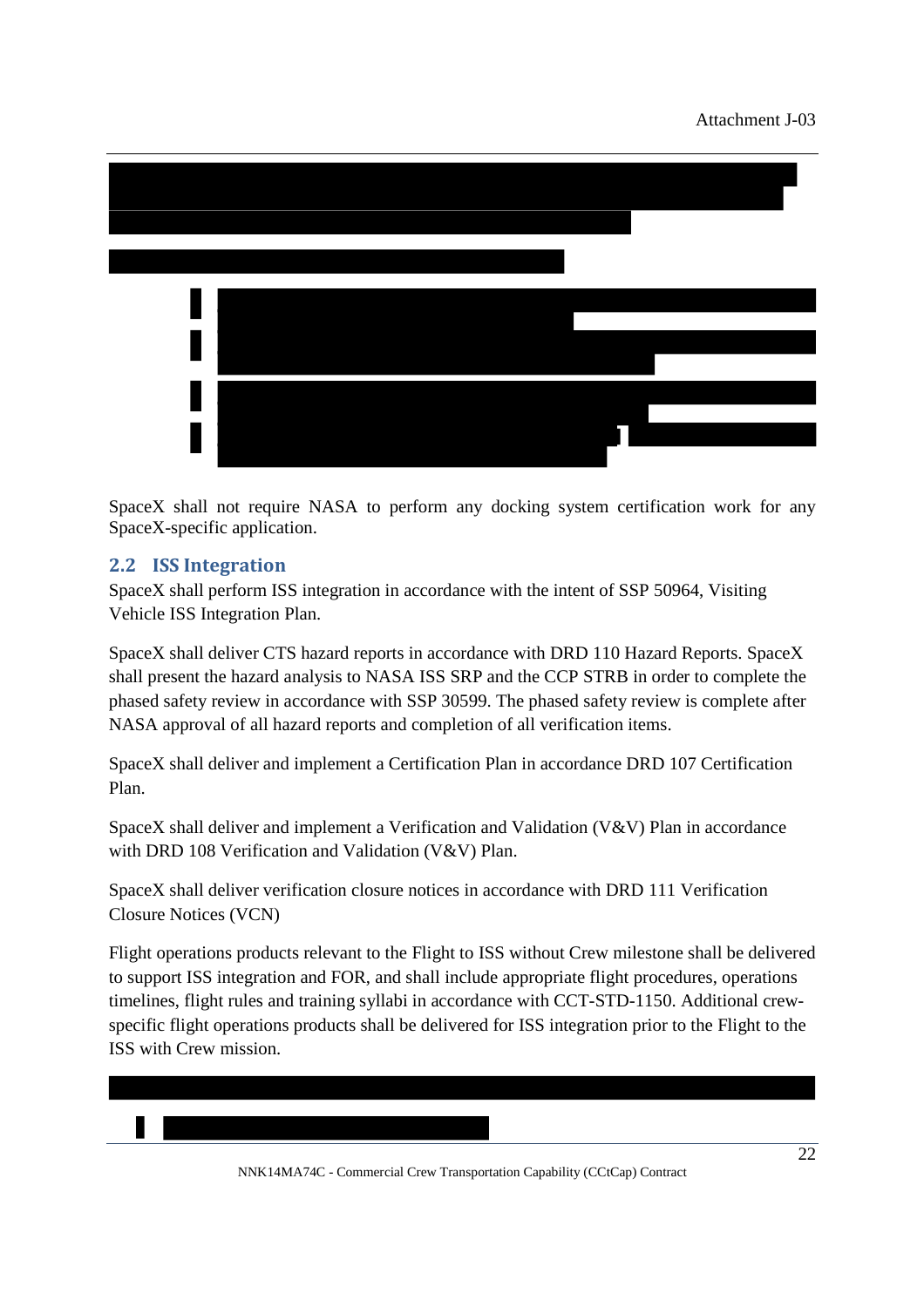SpaceX shall not require NASA to perform any docking system certification work for any SpaceX-specific application.

## 2.2 ISS Integration

SpaceX shall perform ISS integration in accordance with the intent of SSP 50964, Visiting Vehicle ISS Integration Plan.

SpaceX shall deliver CTS hazard reports in accordance with DRD 110 Hazard Reports. SpaceX shall present the hazard analysis to NASA ISS SRP and the CCP STRB in order to complete the phased safety review in accordance with SSP 30599. The phased safety review is complete after NASA approval of all hazard reports and completion of all verification items.

SpaceX shall deliver and implement a Certification Plan in accordance DRD 107 Certification Plan.

SpaceX shall deliver and implement a Verification and Validation (V&V) Plan in accordance with DRD 108 Verification and Validation (V&V) Plan.

SpaceX shall deliver verification closure notices in accordance with DRD 111 Verification Closure Notices (VCN)

Flight operations products relevant to the Flight to ISS without Crew milestone shall be delivered to support ISS integration and FOR, and shall include appropriate flight procedures, operations timelines, flight rules and training syllabi in accordance with CCT-STD-1150. Additional crew-specific flight operations products shall be delivered for ISS integration prior to the Flight to the ISS with Crew mission.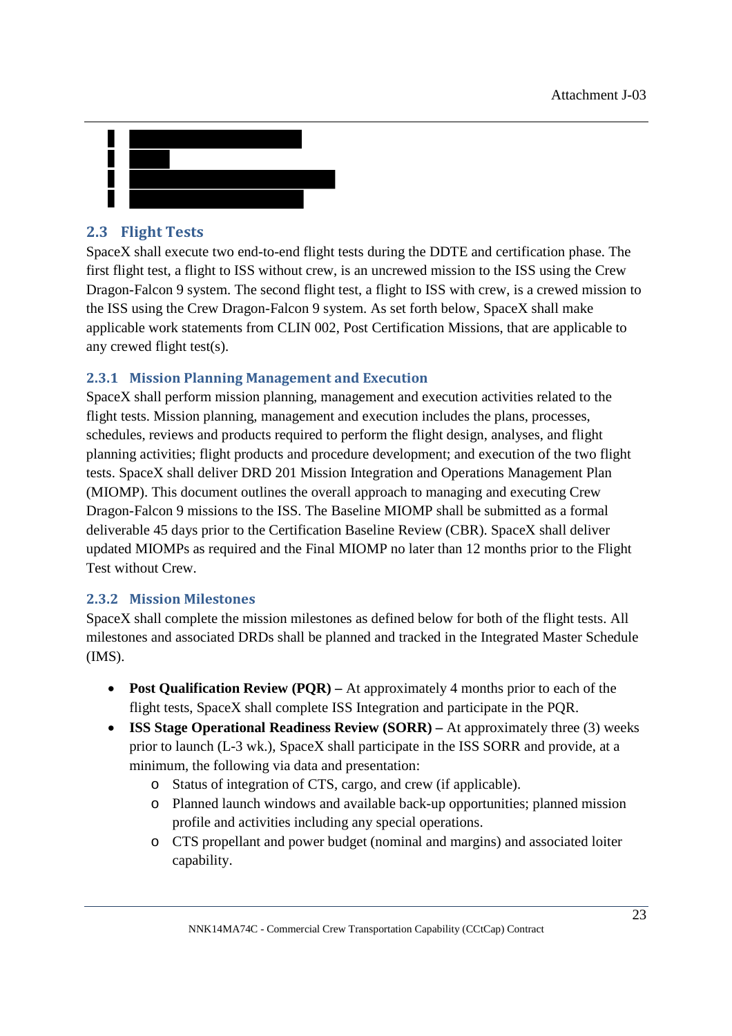## 2.3 Flight Tests

SpaceX shall execute two end-to-end flight tests during the DDTE and certification phase. The first flight test, a flight to ISS without crew, is an uncrewed mission to the ISS using the Crew Dragon-Falcon 9 system. The second flight test, a flight to ISS with crew, is a crewed mission to the ISS using the Crew Dragon-Falcon 9 system. As set forth below, SpaceX shall make applicable work statements from CLIN 002, Post Certification Missions, that are applicable to any crewed flight test(s).

### 2.3.1 Mission Planning Management and Execution

SpaceX shall perform mission planning, management and execution activities related to the flight tests. Mission planning, management and execution includes the plans, processes, schedules, reviews and products required to perform the flight design, analyses, and flight planning activities; flight products and procedure development; and execution of the two flight tests. SpaceX shall deliver DRD 201 Mission Integration and Operations Management Plan (MIOMP). This document outlines the overall approach to managing and executing Crew Dragon-Falcon 9 missions to the ISS. The Baseline MIOMP shall be submitted as a formal deliverable 45 days prior to the Certification Baseline Review (CBR). SpaceX shall deliver updated MIOMPs as required and the Final MIOMP no later than 12 months prior to the Flight Test without Crew.

### 2.3.2 Mission Milestones

SpaceX shall complete the mission milestones as defined below for both of the flight tests. All milestones and associated DRDs shall be planned and tracked in the Integrated Master Schedule (IMS).

- **Post Qualification Review (PQR) –** At approximately 4 months prior to each of the flight tests, SpaceX shall complete ISS Integration and participate in the PQR.
- **ISS Stage Operational Readiness Review (SORR) –** At approximately three (3) weeks prior to launch (L-3 wk.), SpaceX shall participate in the ISS SORR and provide, at a minimum, the following via data and presentation:
  - Status of integration of CTS, cargo, and crew (if applicable).
  - Planned launch windows and available back-up opportunities; planned mission profile and activities including any special operations.
  - CTS propellant and power budget (nominal and margins) and associated loiter capability.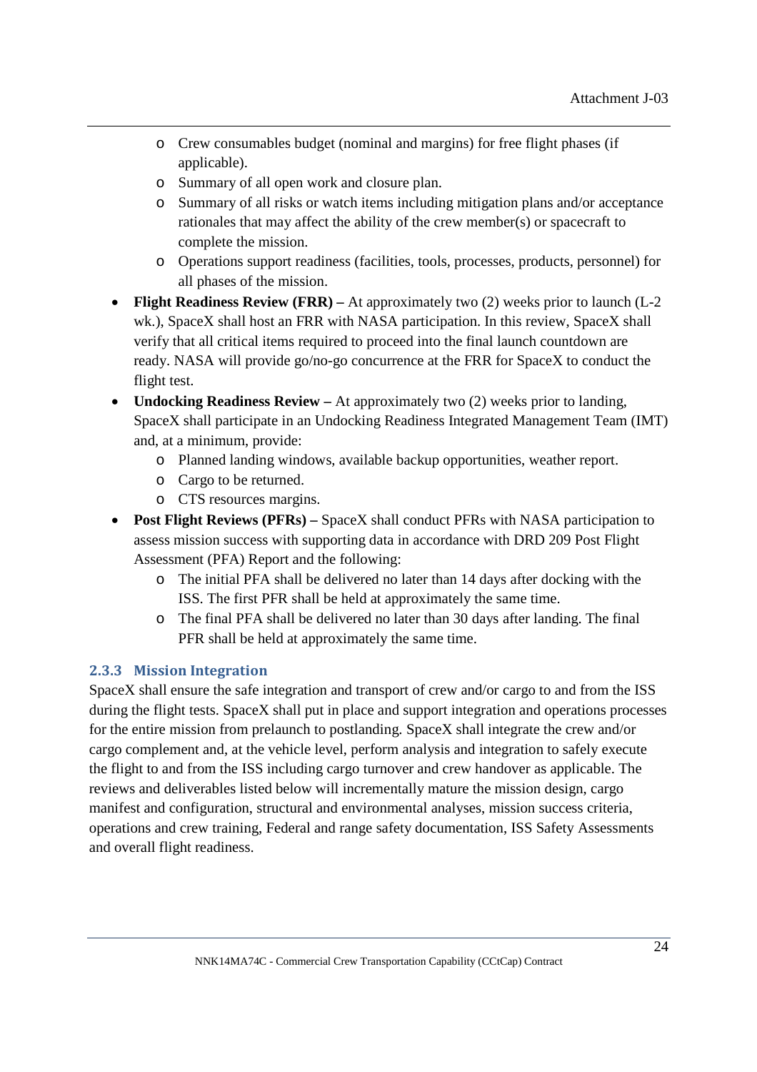- Crew consumables budget (nominal and margins) for free flight phases (if applicable).
  - Summary of all open work and closure plan.
  - Summary of all risks or watch items including mitigation plans and/or acceptance rationales that may affect the ability of the crew member(s) or spacecraft to complete the mission.
  - Operations support readiness (facilities, tools, processes, products, personnel) for all phases of the mission.
- **Flight Readiness Review (FRR) –** At approximately two (2) weeks prior to launch (L-2 wk.), SpaceX shall host an FRR with NASA participation. In this review, SpaceX shall verify that all critical items required to proceed into the final launch countdown are ready. NASA will provide go/no-go concurrence at the FRR for SpaceX to conduct the flight test.
- **Undocking Readiness Review –** At approximately two (2) weeks prior to landing, SpaceX shall participate in an Undocking Readiness Integrated Management Team (IMT) and, at a minimum, provide:
  - Planned landing windows, available backup opportunities, weather report.
  - Cargo to be returned.
  - CTS resources margins.
- **Post Flight Reviews (PFRs) –** SpaceX shall conduct PFRs with NASA participation to assess mission success with supporting data in accordance with DRD 209 Post Flight Assessment (PFA) Report and the following:
  - The initial PFA shall be delivered no later than 14 days after docking with the ISS. The first PFR shall be held at approximately the same time.
  - The final PFA shall be delivered no later than 30 days after landing. The final PFR shall be held at approximately the same time.

### 2.3.3 Mission Integration

SpaceX shall ensure the safe integration and transport of crew and/or cargo to and from the ISS during the flight tests. SpaceX shall put in place and support integration and operations processes for the entire mission from prelaunch to postlanding. SpaceX shall integrate the crew and/or cargo complement and, at the vehicle level, perform analysis and integration to safely execute the flight to and from the ISS including cargo turnover and crew handover as applicable. The reviews and deliverables listed below will incrementally mature the mission design, cargo manifest and configuration, structural and environmental analyses, mission success criteria, operations and crew training, Federal and range safety documentation, ISS Safety Assessments and overall flight readiness.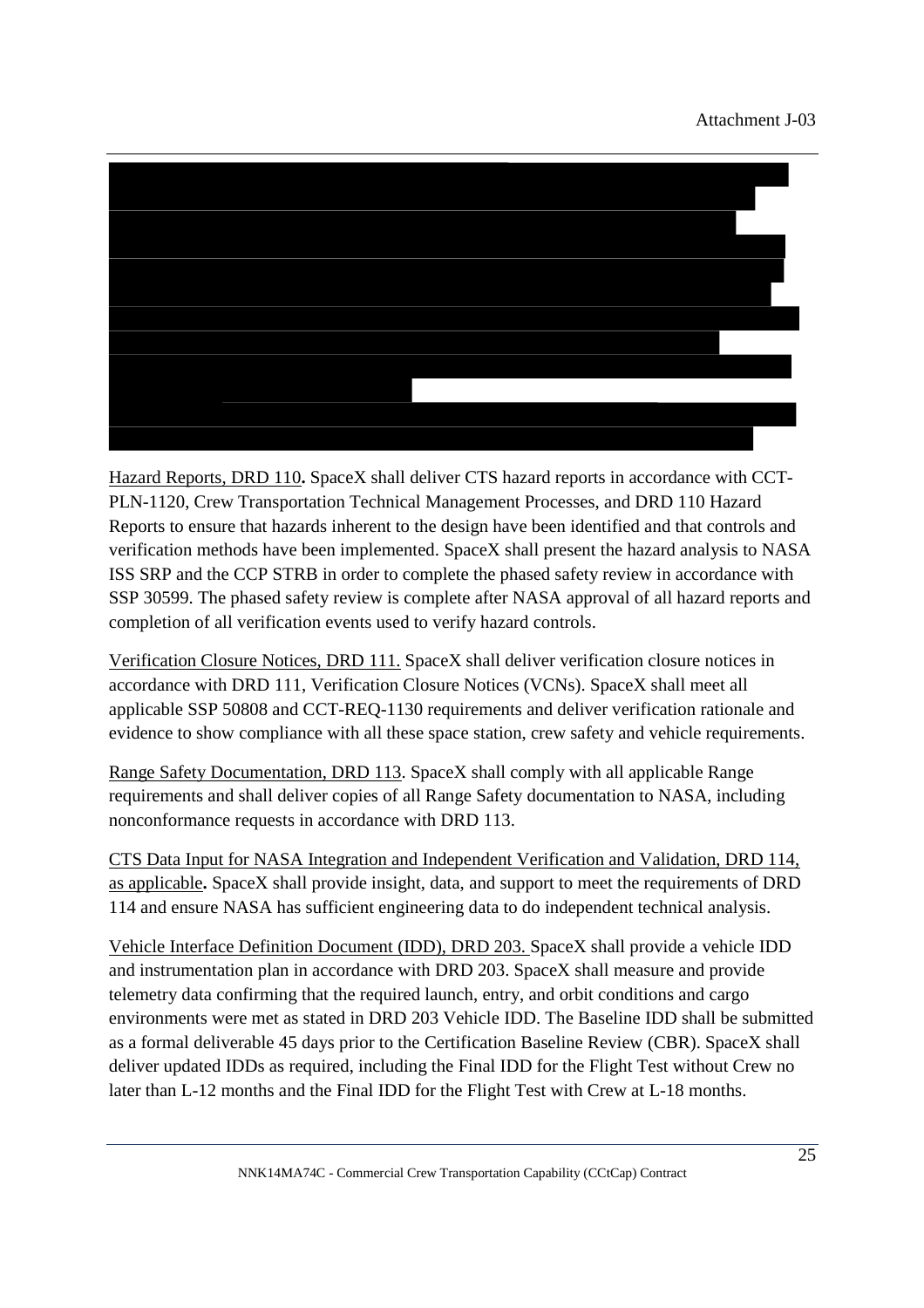Hazard Reports, DRD 110**.** SpaceX shall deliver CTS hazard reports in accordance with CCT-PLN-1120, Crew Transportation Technical Management Processes, and DRD 110 Hazard Reports to ensure that hazards inherent to the design have been identified and that controls and verification methods have been implemented. SpaceX shall present the hazard analysis to NASA ISS SRP and the CCP STRB in order to complete the phased safety review in accordance with SSP 30599. The phased safety review is complete after NASA approval of all hazard reports and completion of all verification events used to verify hazard controls.

Verification Closure Notices, DRD 111. SpaceX shall deliver verification closure notices in accordance with DRD 111, Verification Closure Notices (VCNs). SpaceX shall meet all applicable SSP 50808 and CCT-REQ-1130 requirements and deliver verification rationale and evidence to show compliance with all these space station, crew safety and vehicle requirements.

Range Safety Documentation, DRD 113. SpaceX shall comply with all applicable Range requirements and shall deliver copies of all Range Safety documentation to NASA, including nonconformance requests in accordance with DRD 113.

CTS Data Input for NASA Integration and Independent Verification and Validation, DRD 114, as applicable**.** SpaceX shall provide insight, data, and support to meet the requirements of DRD 114 and ensure NASA has sufficient engineering data to do independent technical analysis.

Vehicle Interface Definition Document (IDD), DRD 203. SpaceX shall provide a vehicle IDD and instrumentation plan in accordance with DRD 203. SpaceX shall measure and provide telemetry data confirming that the required launch, entry, and orbit conditions and cargo environments were met as stated in DRD 203 Vehicle IDD. The Baseline IDD shall be submitted as a formal deliverable 45 days prior to the Certification Baseline Review (CBR). SpaceX shall deliver updated IDDs as required, including the Final IDD for the Flight Test without Crew no later than L-12 months and the Final IDD for the Flight Test with Crew at L-18 months.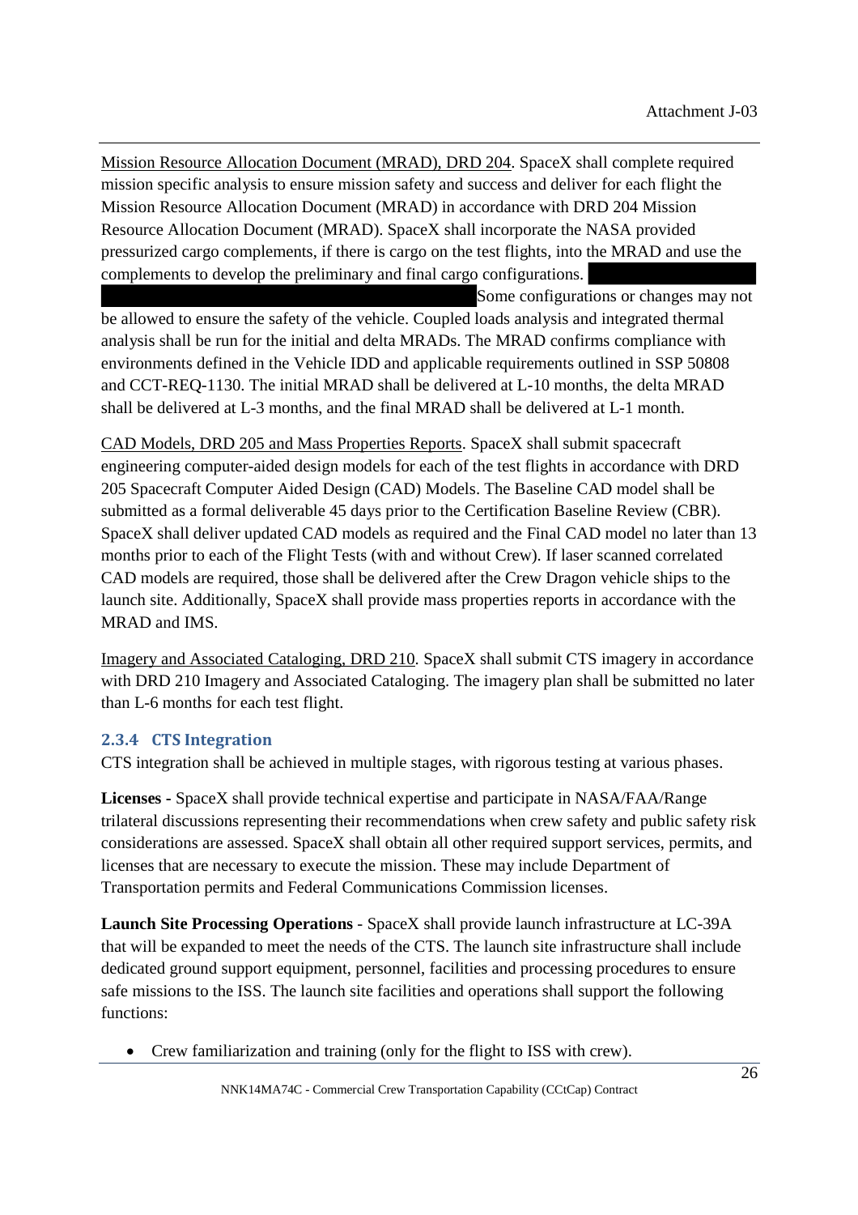Mission Resource Allocation Document (MRAD), DRD 204. SpaceX shall complete required mission specific analysis to ensure mission safety and success and deliver for each flight the Mission Resource Allocation Document (MRAD) in accordance with DRD 204 Mission Resource Allocation Document (MRAD). SpaceX shall incorporate the NASA provided pressurized cargo complements, if there is cargo on the test flights, into the MRAD and use the complements to develop the preliminary and final cargo configurations. Some configurations or changes may not be allowed to ensure the safety of the vehicle. Coupled loads analysis and integrated thermal analysis shall be run for the initial and delta MRADs. The MRAD confirms compliance with environments defined in the Vehicle IDD and applicable requirements outlined in SSP 50808 and CCT-REQ-1130. The initial MRAD shall be delivered at L-10 months, the delta MRAD shall be delivered at L-3 months, and the final MRAD shall be delivered at L-1 month.

CAD Models, DRD 205 and Mass Properties Reports. SpaceX shall submit spacecraft engineering computer-aided design models for each of the test flights in accordance with DRD 205 Spacecraft Computer Aided Design (CAD) Models. The Baseline CAD model shall be submitted as a formal deliverable 45 days prior to the Certification Baseline Review (CBR). SpaceX shall deliver updated CAD models as required and the Final CAD model no later than 13 months prior to each of the Flight Tests (with and without Crew). If laser scanned correlated CAD models are required, those shall be delivered after the Crew Dragon vehicle ships to the launch site. Additionally, SpaceX shall provide mass properties reports in accordance with the MRAD and IMS.

Imagery and Associated Cataloging, DRD 210. SpaceX shall submit CTS imagery in accordance with DRD 210 Imagery and Associated Cataloging. The imagery plan shall be submitted no later than L-6 months for each test flight.

### 2.3.4 CTS Integration

CTS integration shall be achieved in multiple stages, with rigorous testing at various phases.

**Licenses** - SpaceX shall provide technical expertise and participate in NASA/FAA/Range trilateral discussions representing their recommendations when crew safety and public safety risk considerations are assessed. SpaceX shall obtain all other required support services, permits, and licenses that are necessary to execute the mission. These may include Department of Transportation permits and Federal Communications Commission licenses.

**Launch Site Processing Operations** - SpaceX shall provide launch infrastructure at LC-39A that will be expanded to meet the needs of the CTS. The launch site infrastructure shall include dedicated ground support equipment, personnel, facilities and processing procedures to ensure safe missions to the ISS. The launch site facilities and operations shall support the following functions:

- Crew familiarization and training (only for the flight to ISS with crew).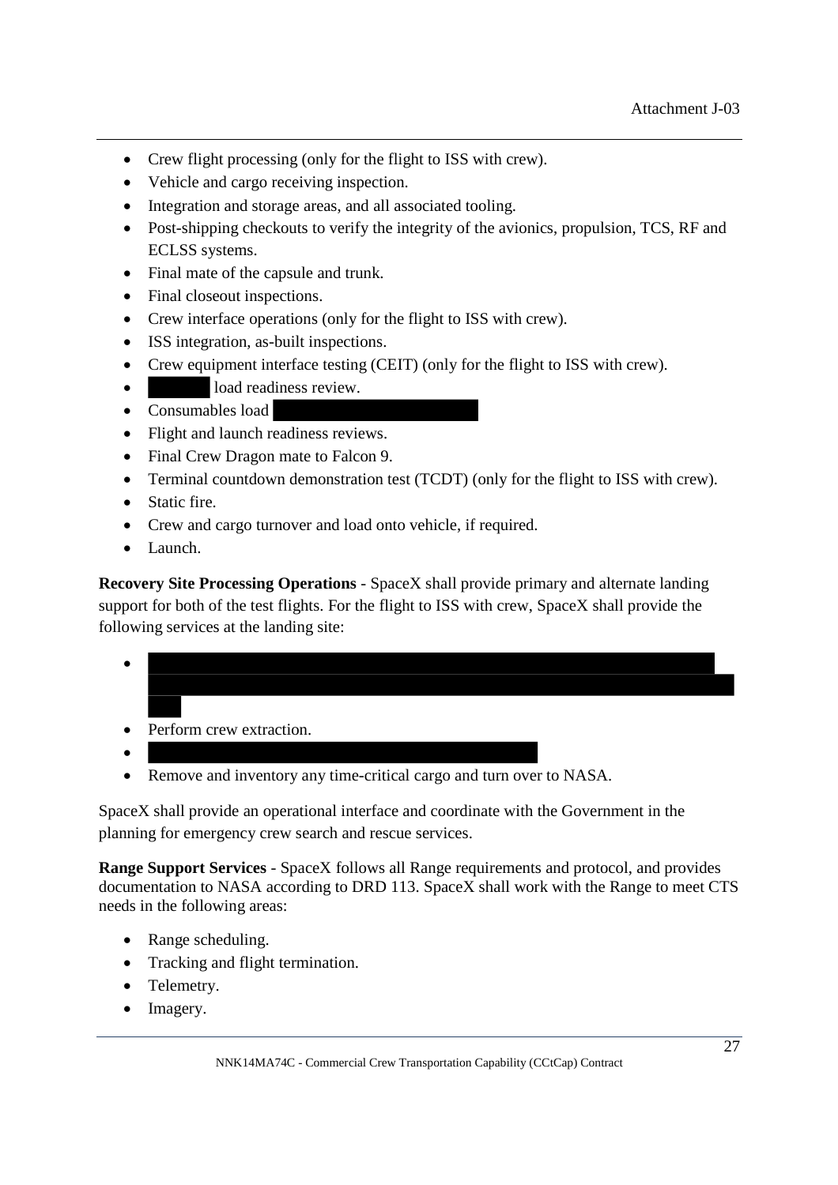- Crew flight processing (only for the flight to ISS with crew).
- Vehicle and cargo receiving inspection.
- Integration and storage areas, and all associated tooling.
- Post-shipping checkouts to verify the integrity of the avionics, propulsion, TCS, RF and ECLSS systems.
- Final mate of the capsule and trunk.
- Final closeout inspections.
- Crew interface operations (only for the flight to ISS with crew).
- ISS integration, as-built inspections.
- Crew equipment interface testing (CEIT) (only for the flight to ISS with crew).
- load readiness review.
- Consumables load
- Flight and launch readiness reviews.
- Final Crew Dragon mate to Falcon 9.
- Terminal countdown demonstration test (TCDT) (only for the flight to ISS with crew).
- Static fire.
- Crew and cargo turnover and load onto vehicle, if required.
- Launch.

**Recovery Site Processing Operations** - SpaceX shall provide primary and alternate landing support for both of the test flights. For the flight to ISS with crew, SpaceX shall provide the following services at the landing site:

- 
- Perform crew extraction.
- 
- Remove and inventory any time-critical cargo and turn over to NASA.

SpaceX shall provide an operational interface and coordinate with the Government in the planning for emergency crew search and rescue services.

**Range Support Services** - SpaceX follows all Range requirements and protocol, and provides documentation to NASA according to DRD 113. SpaceX shall work with the Range to meet CTS needs in the following areas:

- Range scheduling.
- Tracking and flight termination.
- Telemetry.
- Imagery.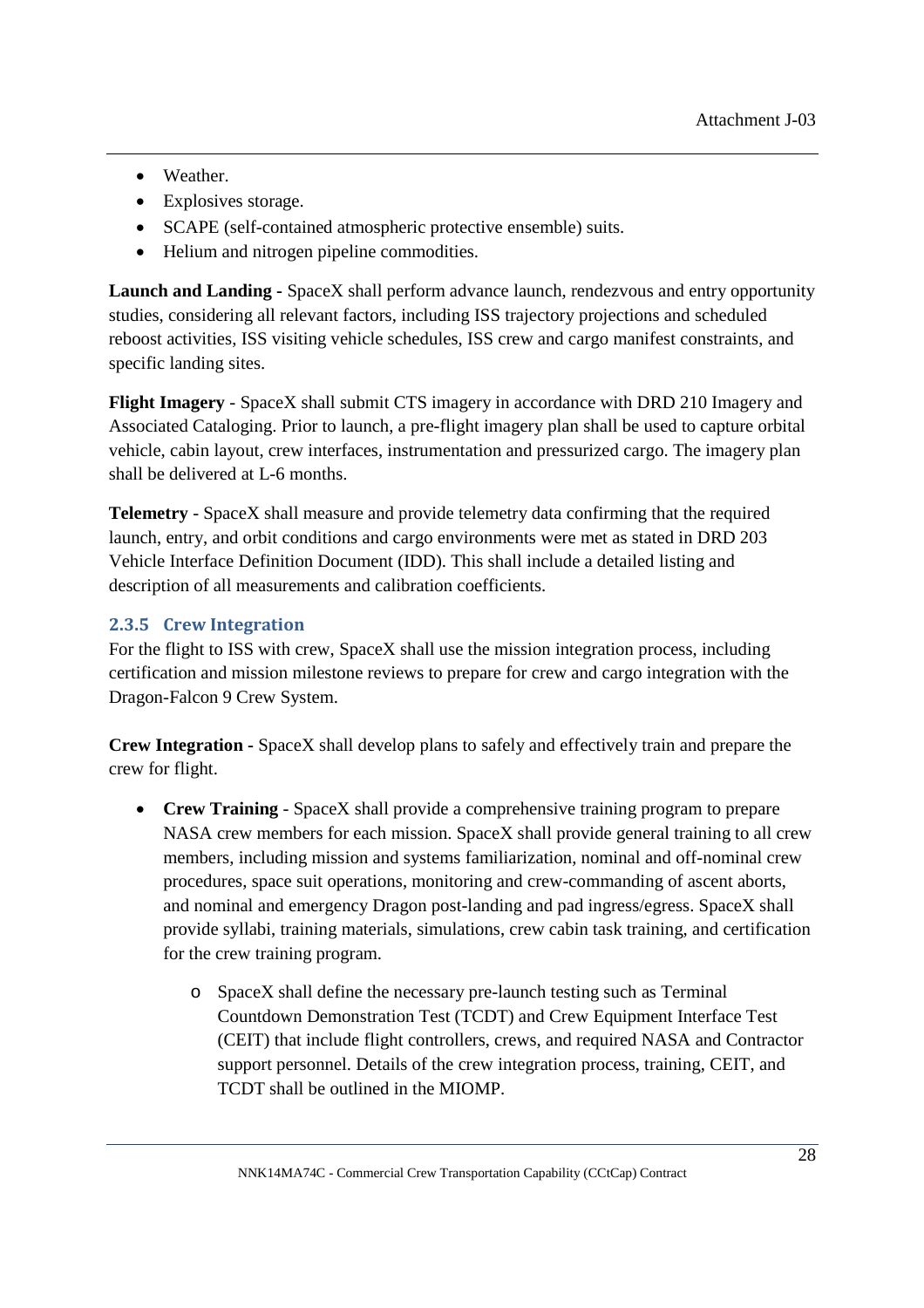- Weather.
- Explosives storage.
- SCAPE (self-contained atmospheric protective ensemble) suits.
- Helium and nitrogen pipeline commodities.

**Launch and Landing -** SpaceX shall perform advance launch, rendezvous and entry opportunity studies, considering all relevant factors, including ISS trajectory projections and scheduled reboost activities, ISS visiting vehicle schedules, ISS crew and cargo manifest constraints, and specific landing sites.

**Flight Imagery** - SpaceX shall submit CTS imagery in accordance with DRD 210 Imagery and Associated Cataloging. Prior to launch, a pre-flight imagery plan shall be used to capture orbital vehicle, cabin layout, crew interfaces, instrumentation and pressurized cargo. The imagery plan shall be delivered at L-6 months.

**Telemetry** - SpaceX shall measure and provide telemetry data confirming that the required launch, entry, and orbit conditions and cargo environments were met as stated in DRD 203 Vehicle Interface Definition Document (IDD). This shall include a detailed listing and description of all measurements and calibration coefficients.

### 2.3.5 Crew Integration

For the flight to ISS with crew, SpaceX shall use the mission integration process, including certification and mission milestone reviews to prepare for crew and cargo integration with the Dragon-Falcon 9 Crew System.

**Crew Integration -** SpaceX shall develop plans to safely and effectively train and prepare the crew for flight.

- **Crew Training** - SpaceX shall provide a comprehensive training program to prepare NASA crew members for each mission. SpaceX shall provide general training to all crew members, including mission and systems familiarization, nominal and off-nominal crew procedures, space suit operations, monitoring and crew-commanding of ascent aborts, and nominal and emergency Dragon post-landing and pad ingress/egress. SpaceX shall provide syllabi, training materials, simulations, crew cabin task training, and certification for the crew training program.
    - SpaceX shall define the necessary pre-launch testing such as Terminal Countdown Demonstration Test (TCDT) and Crew Equipment Interface Test (CEIT) that include flight controllers, crews, and required NASA and Contractor support personnel. Details of the crew integration process, training, CEIT, and TCDT shall be outlined in the MIOMP.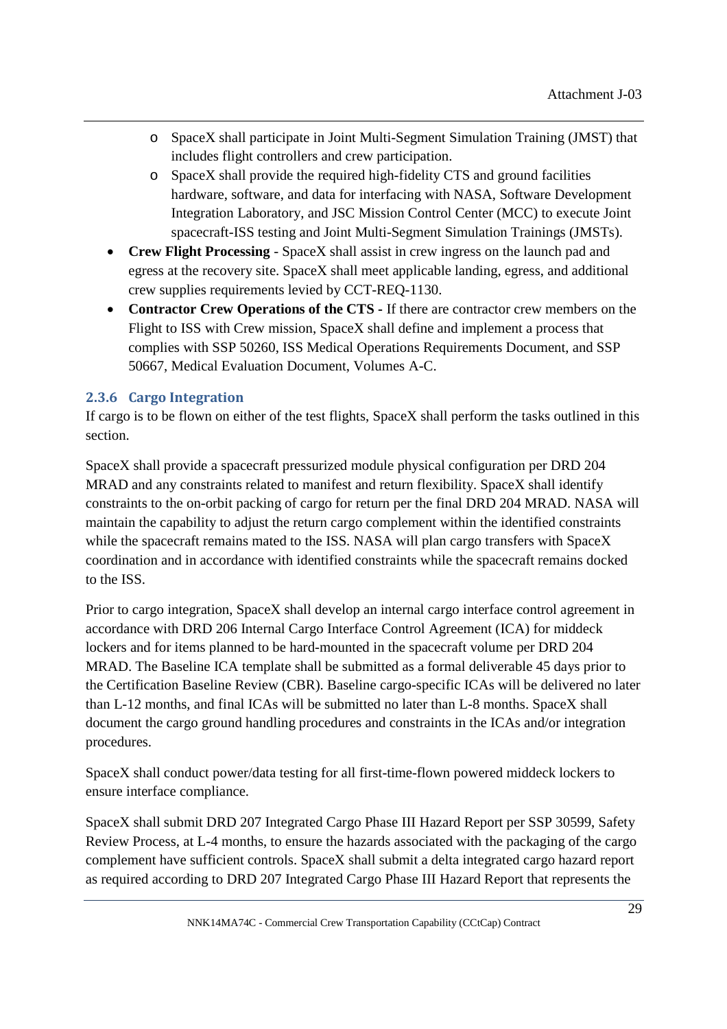- SpaceX shall participate in Joint Multi-Segment Simulation Training (JMST) that includes flight controllers and crew participation.
  - SpaceX shall provide the required high-fidelity CTS and ground facilities hardware, software, and data for interfacing with NASA, Software Development Integration Laboratory, and JSC Mission Control Center (MCC) to execute Joint spacecraft-ISS testing and Joint Multi-Segment Simulation Trainings (JMSTs).
- **Crew Flight Processing** - SpaceX shall assist in crew ingress on the launch pad and egress at the recovery site. SpaceX shall meet applicable landing, egress, and additional crew supplies requirements levied by CCT-REQ-1130.
- **Contractor Crew Operations of the CTS -** If there are contractor crew members on the Flight to ISS with Crew mission, SpaceX shall define and implement a process that complies with SSP 50260, ISS Medical Operations Requirements Document, and SSP 50667, Medical Evaluation Document, Volumes A-C.

### 2.3.6 Cargo Integration

If cargo is to be flown on either of the test flights, SpaceX shall perform the tasks outlined in this section.

SpaceX shall provide a spacecraft pressurized module physical configuration per DRD 204 MRAD and any constraints related to manifest and return flexibility. SpaceX shall identify constraints to the on-orbit packing of cargo for return per the final DRD 204 MRAD. NASA will maintain the capability to adjust the return cargo complement within the identified constraints while the spacecraft remains mated to the ISS. NASA will plan cargo transfers with SpaceX coordination and in accordance with identified constraints while the spacecraft remains docked to the ISS.

Prior to cargo integration, SpaceX shall develop an internal cargo interface control agreement in accordance with DRD 206 Internal Cargo Interface Control Agreement (ICA) for middeck lockers and for items planned to be hard-mounted in the spacecraft volume per DRD 204 MRAD. The Baseline ICA template shall be submitted as a formal deliverable 45 days prior to the Certification Baseline Review (CBR). Baseline cargo-specific ICAs will be delivered no later than L-12 months, and final ICAs will be submitted no later than L-8 months. SpaceX shall document the cargo ground handling procedures and constraints in the ICAs and/or integration procedures.

SpaceX shall conduct power/data testing for all first-time-flown powered middeck lockers to ensure interface compliance.

SpaceX shall submit DRD 207 Integrated Cargo Phase III Hazard Report per SSP 30599, Safety Review Process, at L-4 months, to ensure the hazards associated with the packaging of the cargo complement have sufficient controls. SpaceX shall submit a delta integrated cargo hazard report as required according to DRD 207 Integrated Cargo Phase III Hazard Report that represents the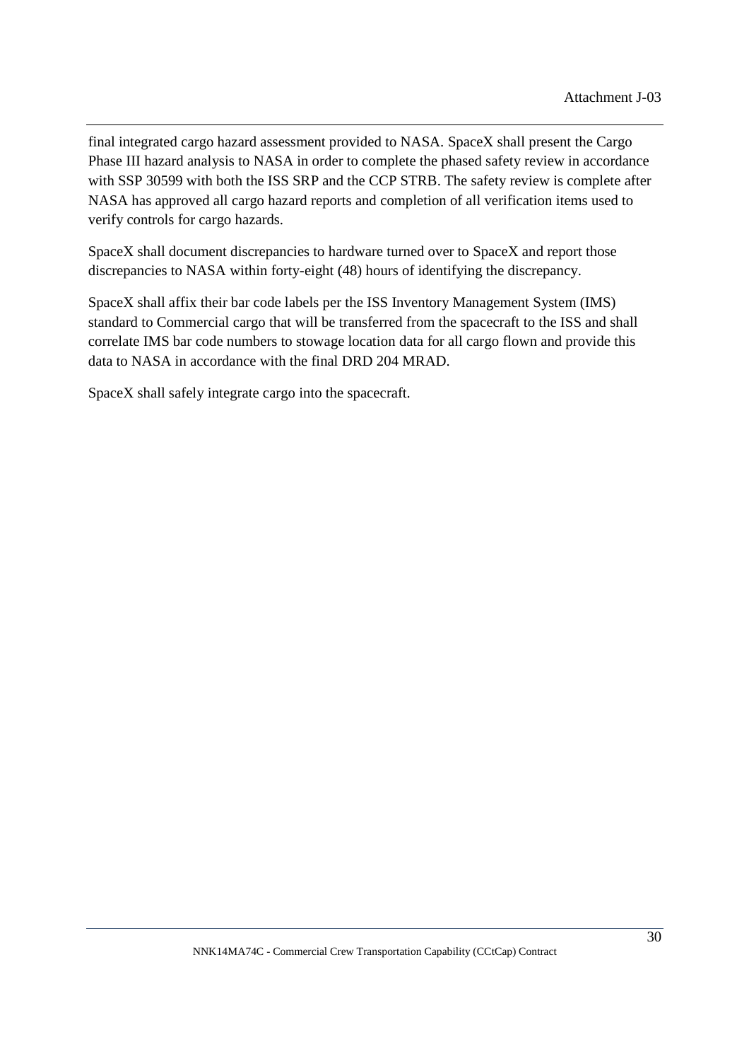final integrated cargo hazard assessment provided to NASA. SpaceX shall present the Cargo Phase III hazard analysis to NASA in order to complete the phased safety review in accordance with SSP 30599 with both the ISS SRP and the CCP STRB. The safety review is complete after NASA has approved all cargo hazard reports and completion of all verification items used to verify controls for cargo hazards.

SpaceX shall document discrepancies to hardware turned over to SpaceX and report those discrepancies to NASA within forty-eight (48) hours of identifying the discrepancy.

SpaceX shall affix their bar code labels per the ISS Inventory Management System (IMS) standard to Commercial cargo that will be transferred from the spacecraft to the ISS and shall correlate IMS bar code numbers to stowage location data for all cargo flown and provide this data to NASA in accordance with the final DRD 204 MRAD.

SpaceX shall safely integrate cargo into the spacecraft.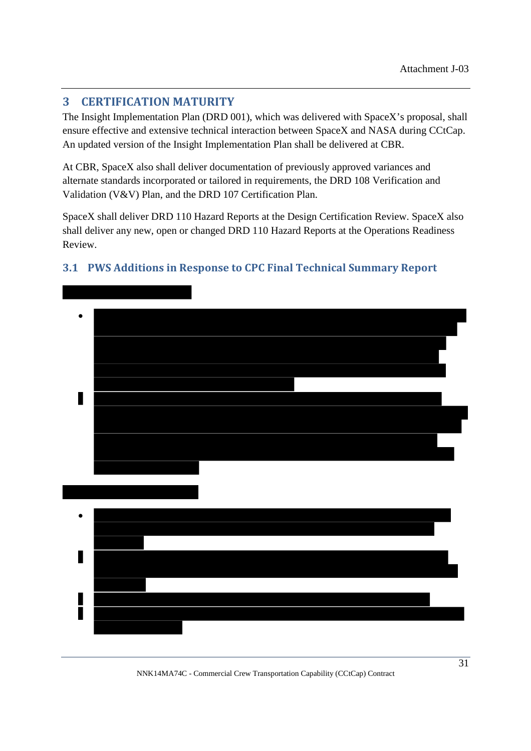## 3 CERTIFICATION MATURITY

The Insight Implementation Plan (DRD 001), which was delivered with SpaceX's proposal, shall ensure effective and extensive technical interaction between SpaceX and NASA during CCtCap. An updated version of the Insight Implementation Plan shall be delivered at CBR.

At CBR, SpaceX also shall deliver documentation of previously approved variances and alternate standards incorporated or tailored in requirements, the DRD 108 Verification and Validation (V&V) Plan, and the DRD 107 Certification Plan.

SpaceX shall deliver DRD 110 Hazard Reports at the Design Certification Review. SpaceX also shall deliver any new, open or changed DRD 110 Hazard Reports at the Operations Readiness Review.

### 3.1 PWS Additions in Response to CPC Final Technical Summary Report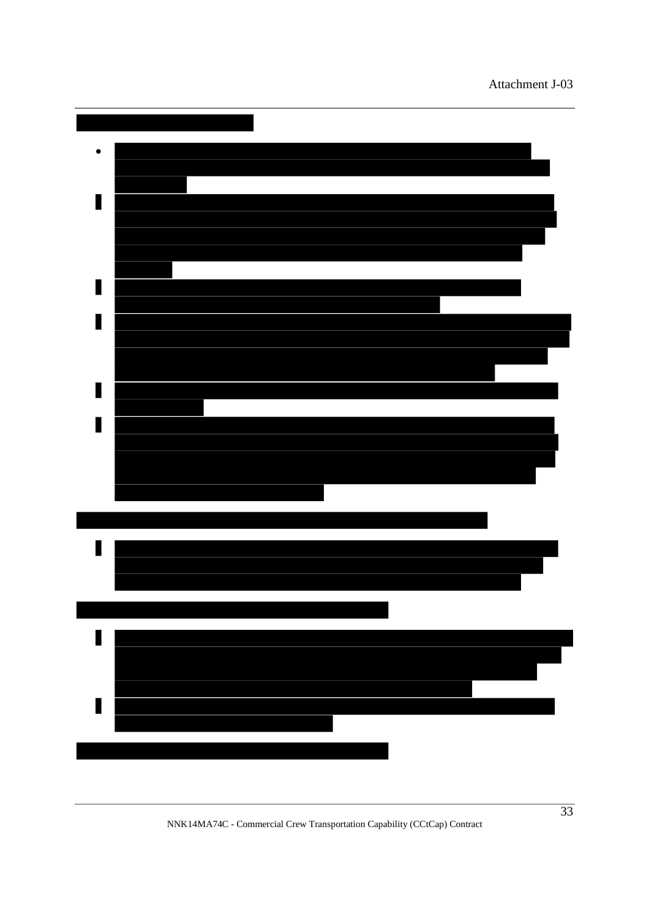Attachment J-03

•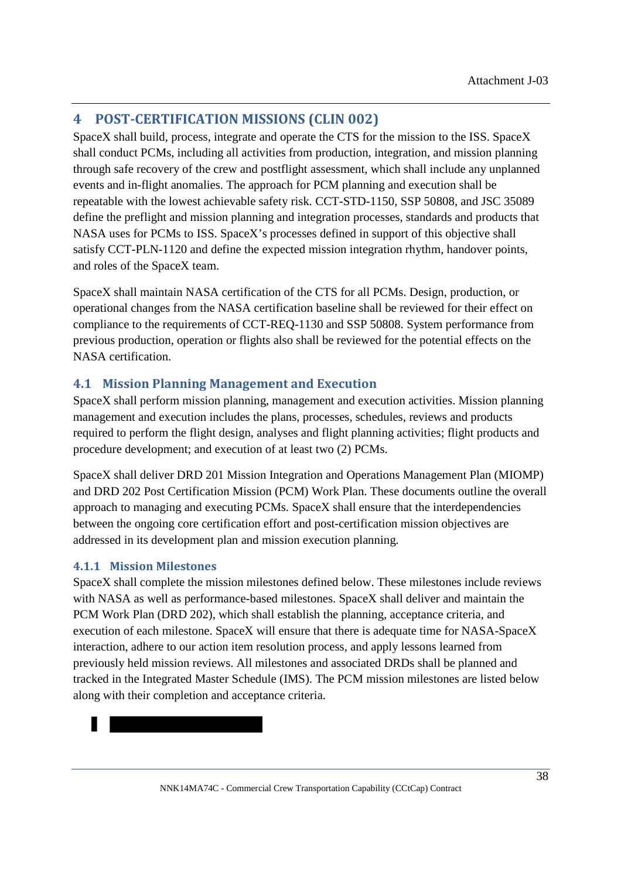# 4 POST-CERTIFICATION MISSIONS (CLIN 002)

SpaceX shall build, process, integrate and operate the CTS for the mission to the ISS. SpaceX shall conduct PCMs, including all activities from production, integration, and mission planning through safe recovery of the crew and postflight assessment, which shall include any unplanned events and in-flight anomalies. The approach for PCM planning and execution shall be repeatable with the lowest achievable safety risk. CCT-STD-1150, SSP 50808, and JSC 35089 define the preflight and mission planning and integration processes, standards and products that NASA uses for PCMs to ISS. SpaceX's processes defined in support of this objective shall satisfy CCT-PLN-1120 and define the expected mission integration rhythm, handover points, and roles of the SpaceX team.

SpaceX shall maintain NASA certification of the CTS for all PCMs. Design, production, or operational changes from the NASA certification baseline shall be reviewed for their effect on compliance to the requirements of CCT-REQ-1130 and SSP 50808. System performance from previous production, operation or flights also shall be reviewed for the potential effects on the NASA certification.

## 4.1 Mission Planning Management and Execution

SpaceX shall perform mission planning, management and execution activities. Mission planning management and execution includes the plans, processes, schedules, reviews and products required to perform the flight design, analyses and flight planning activities; flight products and procedure development; and execution of at least two (2) PCMs.

SpaceX shall deliver DRD 201 Mission Integration and Operations Management Plan (MIOMP) and DRD 202 Post Certification Mission (PCM) Work Plan. These documents outline the overall approach to managing and executing PCMs. SpaceX shall ensure that the interdependencies between the ongoing core certification effort and post-certification mission objectives are addressed in its development plan and mission execution planning.

### 4.1.1 Mission Milestones

SpaceX shall complete the mission milestones defined below. These milestones include reviews with NASA as well as performance-based milestones. SpaceX shall deliver and maintain the PCM Work Plan (DRD 202), which shall establish the planning, acceptance criteria, and execution of each milestone. SpaceX will ensure that there is adequate time for NASA-SpaceX interaction, adhere to our action item resolution process, and apply lessons learned from previously held mission reviews. All milestones and associated DRDs shall be planned and tracked in the Integrated Master Schedule (IMS). The PCM mission milestones are listed below along with their completion and acceptance criteria.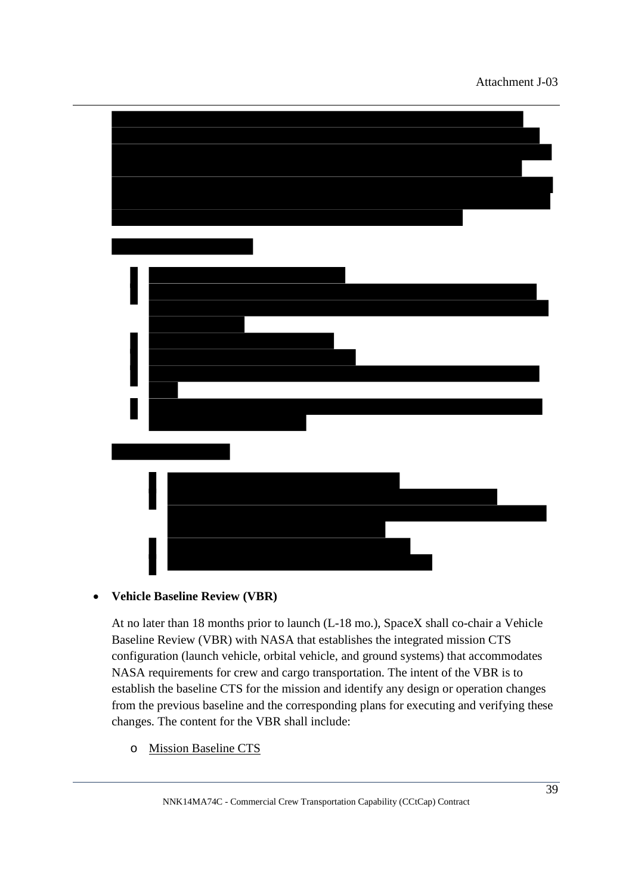- **Vehicle Baseline Review (VBR)**

  At no later than 18 months prior to launch (L-18 mo.), SpaceX shall co-chair a Vehicle Baseline Review (VBR) with NASA that establishes the integrated mission CTS configuration (launch vehicle, orbital vehicle, and ground systems) that accommodates NASA requirements for crew and cargo transportation. The intent of the VBR is to establish the baseline CTS for the mission and identify any design or operation changes from the previous baseline and the corresponding plans for executing and verifying these changes. The content for the VBR shall include:

  - Mission Baseline CTS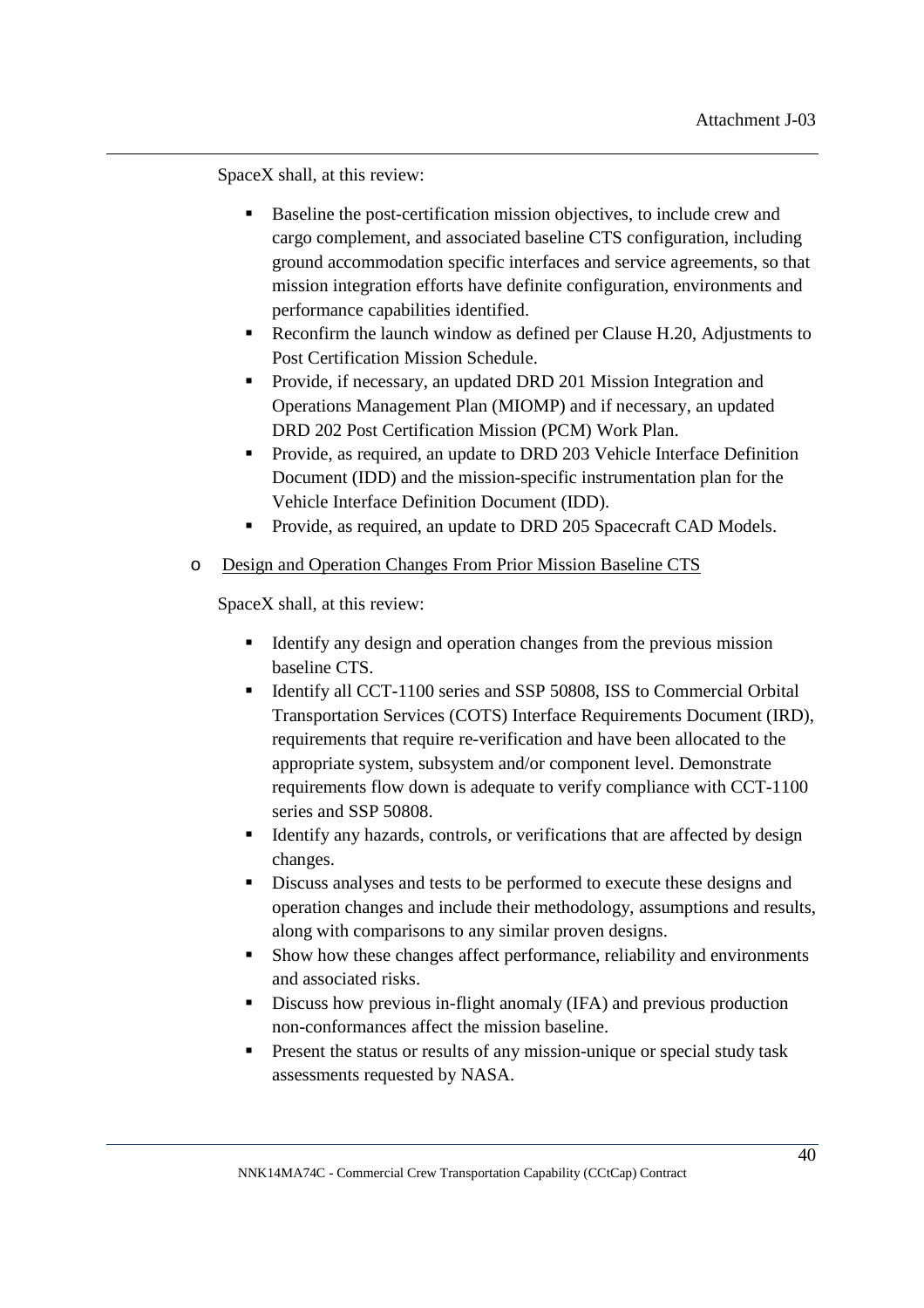SpaceX shall, at this review:

- Baseline the post-certification mission objectives, to include crew and cargo complement, and associated baseline CTS configuration, including ground accommodation specific interfaces and service agreements, so that mission integration efforts have definite configuration, environments and performance capabilities identified.
- Reconfirm the launch window as defined per Clause H.20, Adjustments to Post Certification Mission Schedule.
- Provide, if necessary, an updated DRD 201 Mission Integration and Operations Management Plan (MIOMP) and if necessary, an updated DRD 202 Post Certification Mission (PCM) Work Plan.
- Provide, as required, an update to DRD 203 Vehicle Interface Definition Document (IDD) and the mission-specific instrumentation plan for the Vehicle Interface Definition Document (IDD).
- Provide, as required, an update to DRD 205 Spacecraft CAD Models.

- <u>Design and Operation Changes From Prior Mission Baseline CTS</u>

  SpaceX shall, at this review:

  - Identify any design and operation changes from the previous mission baseline CTS.
  - Identify all CCT-1100 series and SSP 50808, ISS to Commercial Orbital Transportation Services (COTS) Interface Requirements Document (IRD), requirements that require re-verification and have been allocated to the appropriate system, subsystem and/or component level. Demonstrate requirements flow down is adequate to verify compliance with CCT-1100 series and SSP 50808.
  - Identify any hazards, controls, or verifications that are affected by design changes.
  - Discuss analyses and tests to be performed to execute these designs and operation changes and include their methodology, assumptions and results, along with comparisons to any similar proven designs.
  - Show how these changes affect performance, reliability and environments and associated risks.
  - Discuss how previous in-flight anomaly (IFA) and previous production non-conformances affect the mission baseline.
  - Present the status or results of any mission-unique or special study task assessments requested by NASA.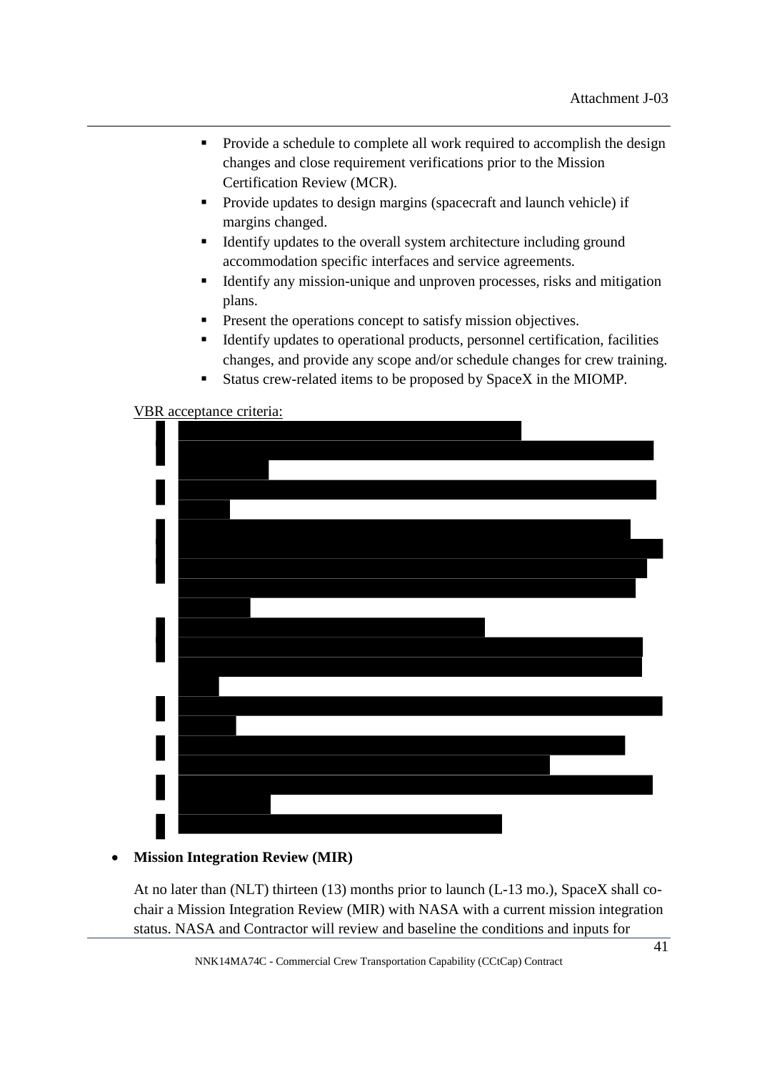- Provide a schedule to complete all work required to accomplish the design changes and close requirement verifications prior to the Mission Certification Review (MCR).
- Provide updates to design margins (spacecraft and launch vehicle) if margins changed.
- Identify updates to the overall system architecture including ground accommodation specific interfaces and service agreements.
- Identify any mission-unique and unproven processes, risks and mitigation plans.
- Present the operations concept to satisfy mission objectives.
- Identify updates to operational products, personnel certification, facilities changes, and provide any scope and/or schedule changes for crew training.
- Status crew-related items to be proposed by SpaceX in the MIOMP.

VBR acceptance criteria:

- **Mission Integration Review (MIR)**

At no later than (NLT) thirteen (13) months prior to launch (L-13 mo.), SpaceX shall co-chair a Mission Integration Review (MIR) with NASA with a current mission integration status. NASA and Contractor will review and baseline the conditions and inputs for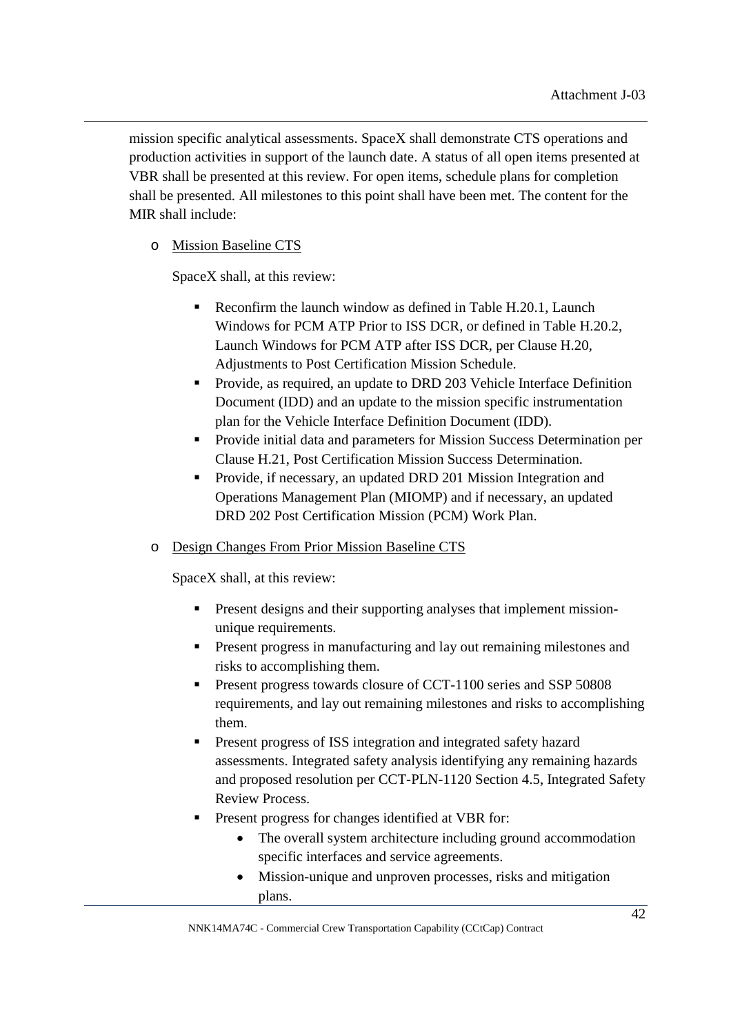mission specific analytical assessments. SpaceX shall demonstrate CTS operations and production activities in support of the launch date. A status of all open items presented at VBR shall be presented at this review. For open items, schedule plans for completion shall be presented. All milestones to this point shall have been met. The content for the MIR shall include:

- Mission Baseline CTS

  SpaceX shall, at this review:

  - Reconfirm the launch window as defined in Table H.20.1, Launch Windows for PCM ATP Prior to ISS DCR, or defined in Table H.20.2, Launch Windows for PCM ATP after ISS DCR, per Clause H.20, Adjustments to Post Certification Mission Schedule.
  - Provide, as required, an update to DRD 203 Vehicle Interface Definition Document (IDD) and an update to the mission specific instrumentation plan for the Vehicle Interface Definition Document (IDD).
  - Provide initial data and parameters for Mission Success Determination per Clause H.21, Post Certification Mission Success Determination.
  - Provide, if necessary, an updated DRD 201 Mission Integration and Operations Management Plan (MIOMP) and if necessary, an updated DRD 202 Post Certification Mission (PCM) Work Plan.

- Design Changes From Prior Mission Baseline CTS

  SpaceX shall, at this review:

  - Present designs and their supporting analyses that implement mission-unique requirements.
  - Present progress in manufacturing and lay out remaining milestones and risks to accomplishing them.
  - Present progress towards closure of CCT-1100 series and SSP 50808 requirements, and lay out remaining milestones and risks to accomplishing them.
  - Present progress of ISS integration and integrated safety hazard assessments. Integrated safety analysis identifying any remaining hazards and proposed resolution per CCT-PLN-1120 Section 4.5, Integrated Safety Review Process.
  - Present progress for changes identified at VBR for:
    - The overall system architecture including ground accommodation specific interfaces and service agreements.
    - Mission-unique and unproven processes, risks and mitigation plans.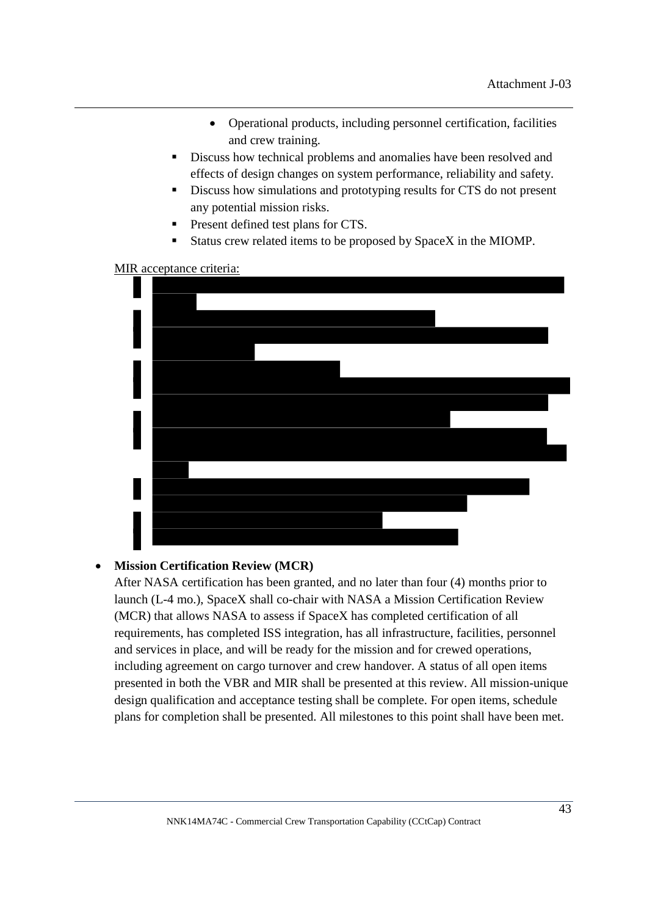- Operational products, including personnel certification, facilities and crew training.
  - Discuss how technical problems and anomalies have been resolved and effects of design changes on system performance, reliability and safety.
  - Discuss how simulations and prototyping results for CTS do not present any potential mission risks.
  - Present defined test plans for CTS.
  - Status crew related items to be proposed by SpaceX in the MIOMP.

MIR acceptance criteria:

- **Mission Certification Review (MCR)**
  After NASA certification has been granted, and no later than four (4) months prior to launch (L-4 mo.), SpaceX shall co-chair with NASA a Mission Certification Review (MCR) that allows NASA to assess if SpaceX has completed certification of all requirements, has completed ISS integration, has all infrastructure, facilities, personnel and services in place, and will be ready for the mission and for crewed operations, including agreement on cargo turnover and crew handover. A status of all open items presented in both the VBR and MIR shall be presented at this review. All mission-unique design qualification and acceptance testing shall be complete. For open items, schedule plans for completion shall be presented. All milestones to this point shall have been met.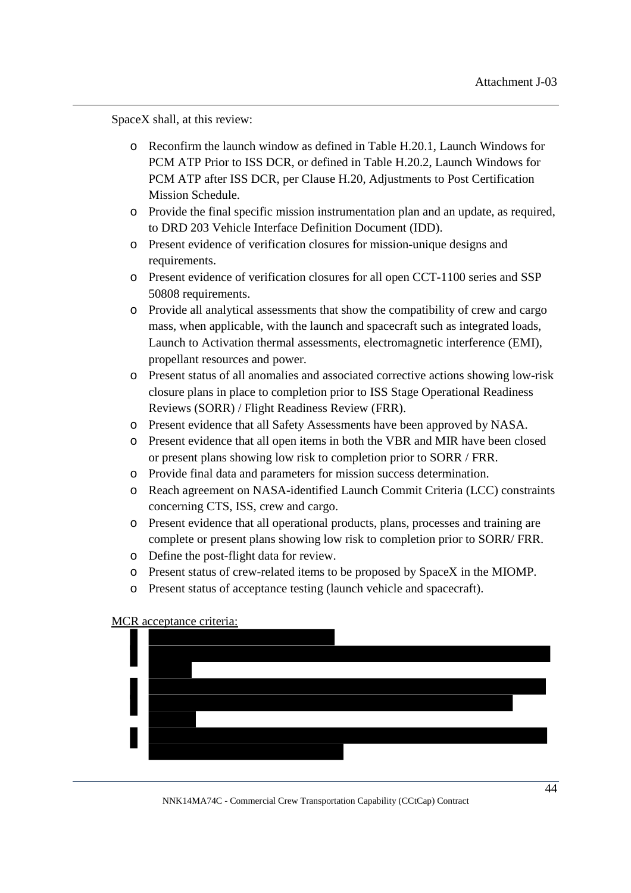SpaceX shall, at this review:

- Reconfirm the launch window as defined in Table H.20.1, Launch Windows for PCM ATP Prior to ISS DCR, or defined in Table H.20.2, Launch Windows for PCM ATP after ISS DCR, per Clause H.20, Adjustments to Post Certification Mission Schedule.
- Provide the final specific mission instrumentation plan and an update, as required, to DRD 203 Vehicle Interface Definition Document (IDD).
- Present evidence of verification closures for mission-unique designs and requirements.
- Present evidence of verification closures for all open CCT-1100 series and SSP 50808 requirements.
- Provide all analytical assessments that show the compatibility of crew and cargo mass, when applicable, with the launch and spacecraft such as integrated loads, Launch to Activation thermal assessments, electromagnetic interference (EMI), propellant resources and power.
- Present status of all anomalies and associated corrective actions showing low-risk closure plans in place to completion prior to ISS Stage Operational Readiness Reviews (SORR) / Flight Readiness Review (FRR).
- Present evidence that all Safety Assessments have been approved by NASA.
- Present evidence that all open items in both the VBR and MIR have been closed or present plans showing low risk to completion prior to SORR / FRR.
- Provide final data and parameters for mission success determination.
- Reach agreement on NASA-identified Launch Commit Criteria (LCC) constraints concerning CTS, ISS, crew and cargo.
- Present evidence that all operational products, plans, processes and training are complete or present plans showing low risk to completion prior to SORR/ FRR.
- Define the post-flight data for review.
- Present status of crew-related items to be proposed by SpaceX in the MIOMP.
- Present status of acceptance testing (launch vehicle and spacecraft).

<u>MCR acceptance criteria:</u>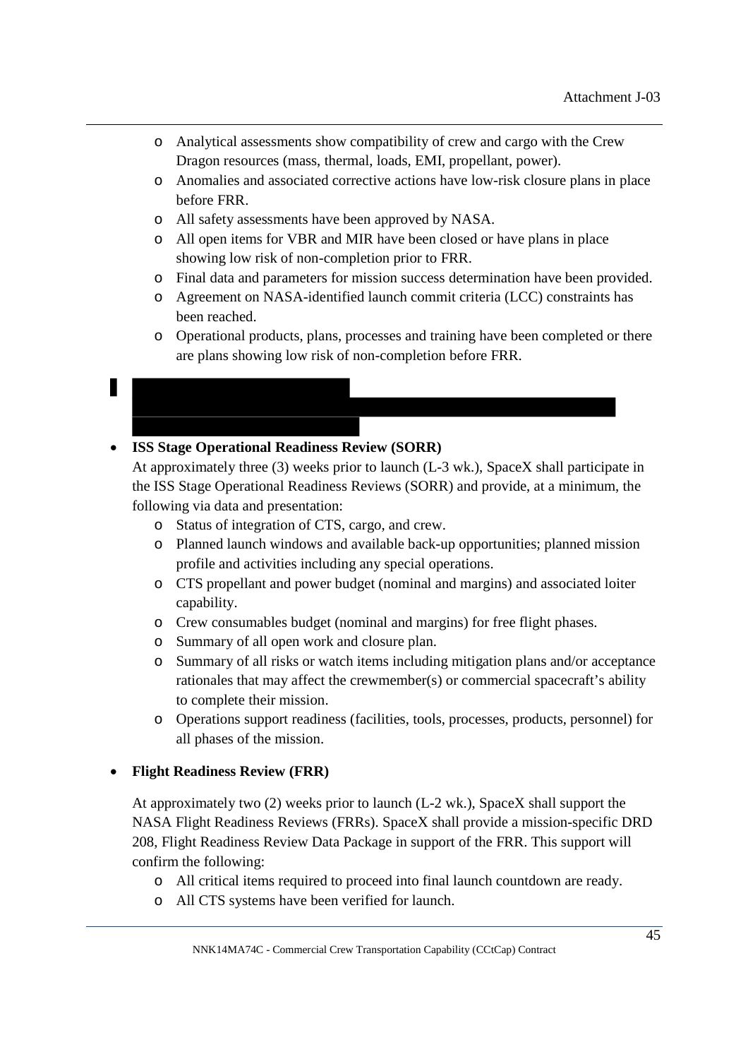- Analytical assessments show compatibility of crew and cargo with the Crew Dragon resources (mass, thermal, loads, EMI, propellant, power).
  - Anomalies and associated corrective actions have low-risk closure plans in place before FRR.
  - All safety assessments have been approved by NASA.
  - All open items for VBR and MIR have been closed or have plans in place showing low risk of non-completion prior to FRR.
  - Final data and parameters for mission success determination have been provided.
  - Agreement on NASA-identified launch commit criteria (LCC) constraints has been reached.
  - Operational products, plans, processes and training have been completed or there are plans showing low risk of non-completion before FRR.

- **ISS Stage Operational Readiness Review (SORR)**

  At approximately three (3) weeks prior to launch (L-3 wk.), SpaceX shall participate in the ISS Stage Operational Readiness Reviews (SORR) and provide, at a minimum, the following via data and presentation:
  - Status of integration of CTS, cargo, and crew.
  - Planned launch windows and available back-up opportunities; planned mission profile and activities including any special operations.
  - CTS propellant and power budget (nominal and margins) and associated loiter capability.
  - Crew consumables budget (nominal and margins) for free flight phases.
  - Summary of all open work and closure plan.
  - Summary of all risks or watch items including mitigation plans and/or acceptance rationales that may affect the crewmember(s) or commercial spacecraft's ability to complete their mission.
  - Operations support readiness (facilities, tools, processes, products, personnel) for all phases of the mission.

- **Flight Readiness Review (FRR)**

  At approximately two (2) weeks prior to launch (L-2 wk.), SpaceX shall support the NASA Flight Readiness Reviews (FRRs). SpaceX shall provide a mission-specific DRD 208, Flight Readiness Review Data Package in support of the FRR. This support will confirm the following:
  - All critical items required to proceed into final launch countdown are ready.
  - All CTS systems have been verified for launch.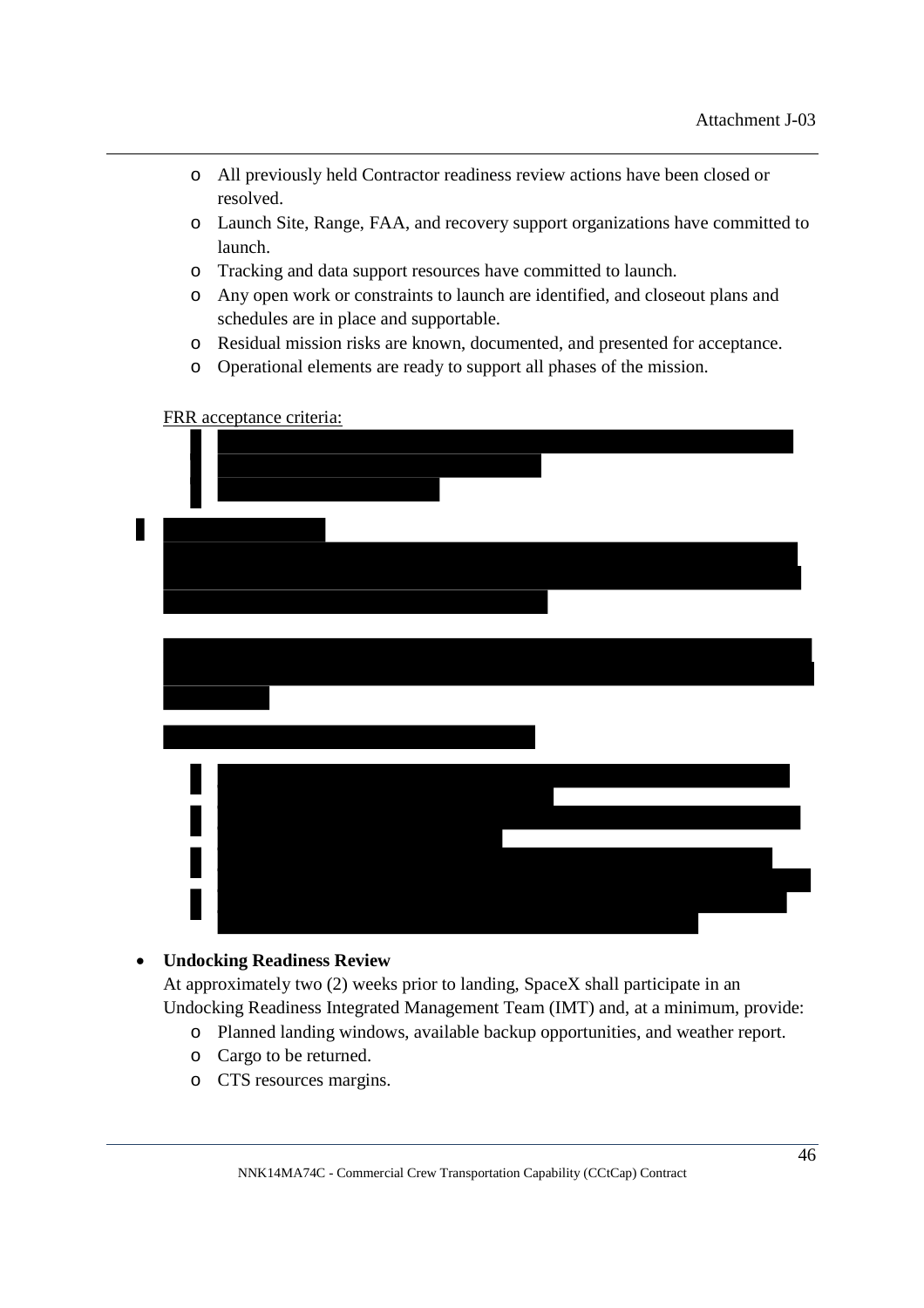- All previously held Contractor readiness review actions have been closed or resolved.
- Launch Site, Range, FAA, and recovery support organizations have committed to launch.
- Tracking and data support resources have committed to launch.
- Any open work or constraints to launch are identified, and closeout plans and schedules are in place and supportable.
- Residual mission risks are known, documented, and presented for acceptance.
- Operational elements are ready to support all phases of the mission.

FRR acceptance criteria:

- **Undocking Readiness Review**
  At approximately two (2) weeks prior to landing, SpaceX shall participate in an Undocking Readiness Integrated Management Team (IMT) and, at a minimum, provide:
  - Planned landing windows, available backup opportunities, and weather report.
  - Cargo to be returned.
  - CTS resources margins.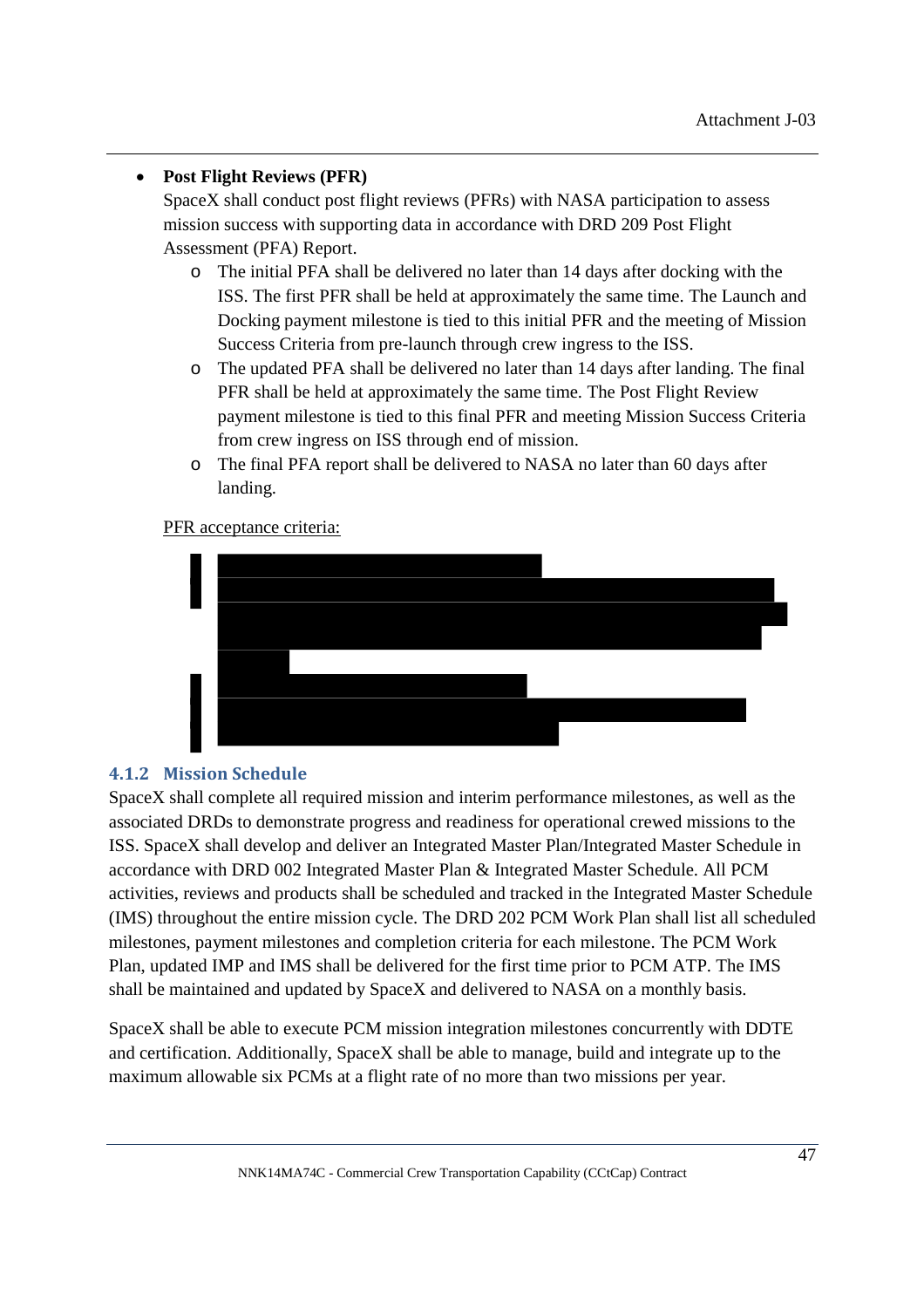- **Post Flight Reviews (PFR)**
  SpaceX shall conduct post flight reviews (PFRs) with NASA participation to assess mission success with supporting data in accordance with DRD 209 Post Flight Assessment (PFA) Report.
  - The initial PFA shall be delivered no later than 14 days after docking with the ISS. The first PFR shall be held at approximately the same time. The Launch and Docking payment milestone is tied to this initial PFR and the meeting of Mission Success Criteria from pre-launch through crew ingress to the ISS.
  - The updated PFA shall be delivered no later than 14 days after landing. The final PFR shall be held at approximately the same time. The Post Flight Review payment milestone is tied to this final PFR and meeting Mission Success Criteria from crew ingress on ISS through end of mission.
  - The final PFA report shall be delivered to NASA no later than 60 days after landing.

  PFR acceptance criteria:

### 4.1.2 Mission Schedule

SpaceX shall complete all required mission and interim performance milestones, as well as the associated DRDs to demonstrate progress and readiness for operational crewed missions to the ISS. SpaceX shall develop and deliver an Integrated Master Plan/Integrated Master Schedule in accordance with DRD 002 Integrated Master Plan & Integrated Master Schedule. All PCM activities, reviews and products shall be scheduled and tracked in the Integrated Master Schedule (IMS) throughout the entire mission cycle. The DRD 202 PCM Work Plan shall list all scheduled milestones, payment milestones and completion criteria for each milestone. The PCM Work Plan, updated IMP and IMS shall be delivered for the first time prior to PCM ATP. The IMS shall be maintained and updated by SpaceX and delivered to NASA on a monthly basis.

SpaceX shall be able to execute PCM mission integration milestones concurrently with DDTE and certification. Additionally, SpaceX shall be able to manage, build and integrate up to the maximum allowable six PCMs at a flight rate of no more than two missions per year.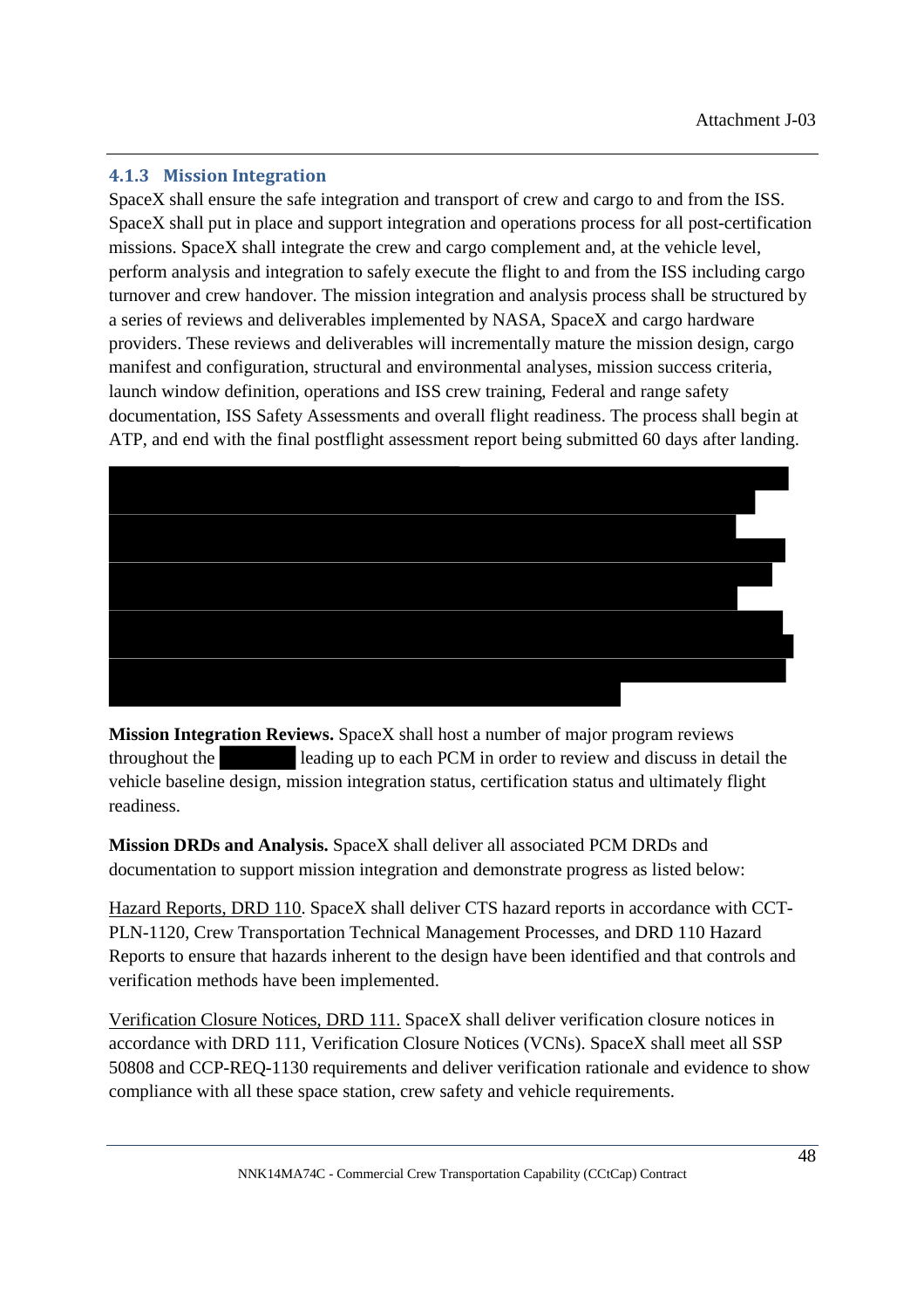### 4.1.3 Mission Integration

SpaceX shall ensure the safe integration and transport of crew and cargo to and from the ISS. SpaceX shall put in place and support integration and operations process for all post-certification missions. SpaceX shall integrate the crew and cargo complement and, at the vehicle level, perform analysis and integration to safely execute the flight to and from the ISS including cargo turnover and crew handover. The mission integration and analysis process shall be structured by a series of reviews and deliverables implemented by NASA, SpaceX and cargo hardware providers. These reviews and deliverables will incrementally mature the mission design, cargo manifest and configuration, structural and environmental analyses, mission success criteria, launch window definition, operations and ISS crew training, Federal and range safety documentation, ISS Safety Assessments and overall flight readiness. The process shall begin at ATP, and end with the final postflight assessment report being submitted 60 days after landing.

**Mission Integration Reviews.** SpaceX shall host a number of major program reviews throughout the leading up to each PCM in order to review and discuss in detail the vehicle baseline design, mission integration status, certification status and ultimately flight readiness.

**Mission DRDs and Analysis.** SpaceX shall deliver all associated PCM DRDs and documentation to support mission integration and demonstrate progress as listed below:

Hazard Reports, DRD 110. SpaceX shall deliver CTS hazard reports in accordance with CCT-PLN-1120, Crew Transportation Technical Management Processes, and DRD 110 Hazard Reports to ensure that hazards inherent to the design have been identified and that controls and verification methods have been implemented.

Verification Closure Notices, DRD 111. SpaceX shall deliver verification closure notices in accordance with DRD 111, Verification Closure Notices (VCNs). SpaceX shall meet all SSP 50808 and CCP-REQ-1130 requirements and deliver verification rationale and evidence to show compliance with all these space station, crew safety and vehicle requirements.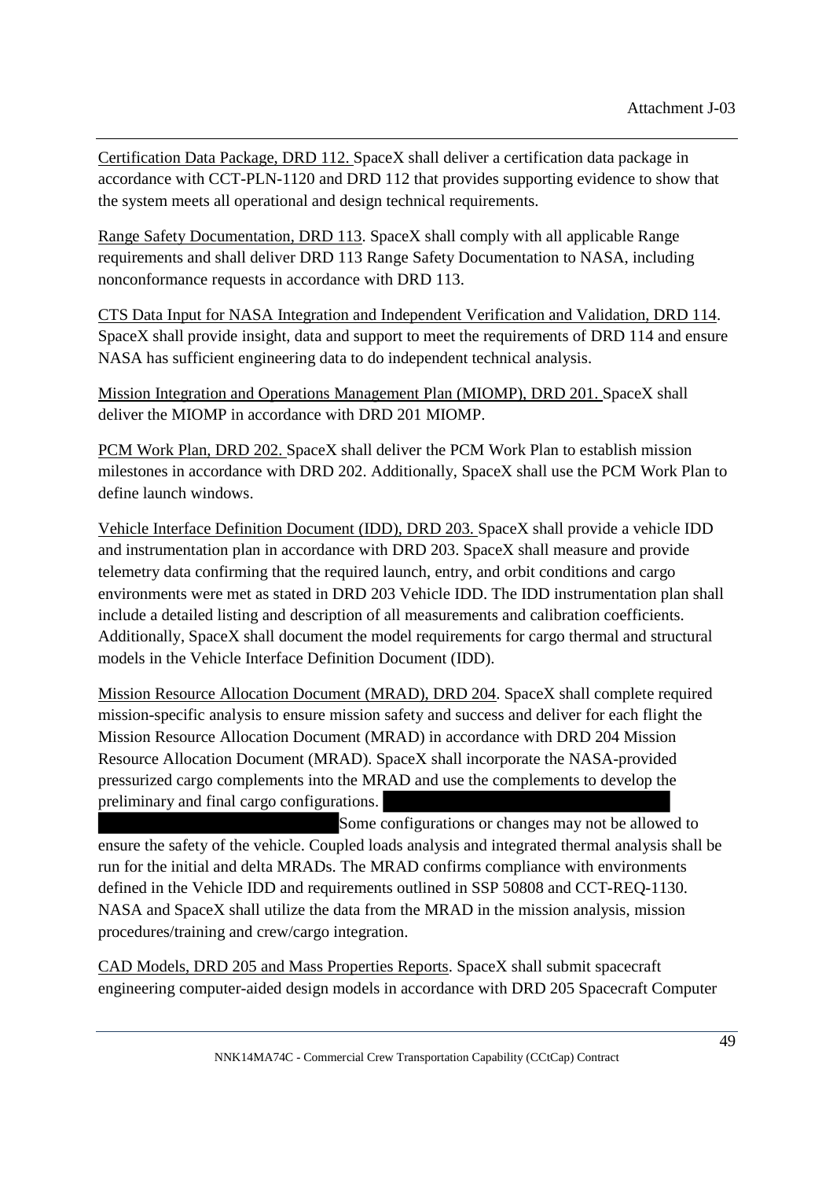<u>Certification Data Package, DRD 112.</u> SpaceX shall deliver a certification data package in accordance with CCT-PLN-1120 and DRD 112 that provides supporting evidence to show that the system meets all operational and design technical requirements.

<u>Range Safety Documentation, DRD 113</u>. SpaceX shall comply with all applicable Range requirements and shall deliver DRD 113 Range Safety Documentation to NASA, including nonconformance requests in accordance with DRD 113.

<u>CTS Data Input for NASA Integration and Independent Verification and Validation, DRD 114</u>. SpaceX shall provide insight, data and support to meet the requirements of DRD 114 and ensure NASA has sufficient engineering data to do independent technical analysis.

<u>Mission Integration and Operations Management Plan (MIOMP), DRD 201.</u> SpaceX shall deliver the MIOMP in accordance with DRD 201 MIOMP.

<u>PCM Work Plan, DRD 202.</u> SpaceX shall deliver the PCM Work Plan to establish mission milestones in accordance with DRD 202. Additionally, SpaceX shall use the PCM Work Plan to define launch windows.

<u>Vehicle Interface Definition Document (IDD), DRD 203.</u> SpaceX shall provide a vehicle IDD and instrumentation plan in accordance with DRD 203. SpaceX shall measure and provide telemetry data confirming that the required launch, entry, and orbit conditions and cargo environments were met as stated in DRD 203 Vehicle IDD. The IDD instrumentation plan shall include a detailed listing and description of all measurements and calibration coefficients. Additionally, SpaceX shall document the model requirements for cargo thermal and structural models in the Vehicle Interface Definition Document (IDD).

<u>Mission Resource Allocation Document (MRAD), DRD 204</u>. SpaceX shall complete required mission-specific analysis to ensure mission safety and success and deliver for each flight the Mission Resource Allocation Document (MRAD) in accordance with DRD 204 Mission Resource Allocation Document (MRAD). SpaceX shall incorporate the NASA-provided pressurized cargo complements into the MRAD and use the complements to develop the preliminary and final cargo configurations. [REDACTED] Some configurations or changes may not be allowed to ensure the safety of the vehicle. Coupled loads analysis and integrated thermal analysis shall be run for the initial and delta MRADs. The MRAD confirms compliance with environments defined in the Vehicle IDD and requirements outlined in SSP 50808 and CCT-REQ-1130. NASA and SpaceX shall utilize the data from the MRAD in the mission analysis, mission procedures/training and crew/cargo integration.

<u>CAD Models, DRD 205 and Mass Properties Reports</u>. SpaceX shall submit spacecraft engineering computer-aided design models in accordance with DRD 205 Spacecraft Computer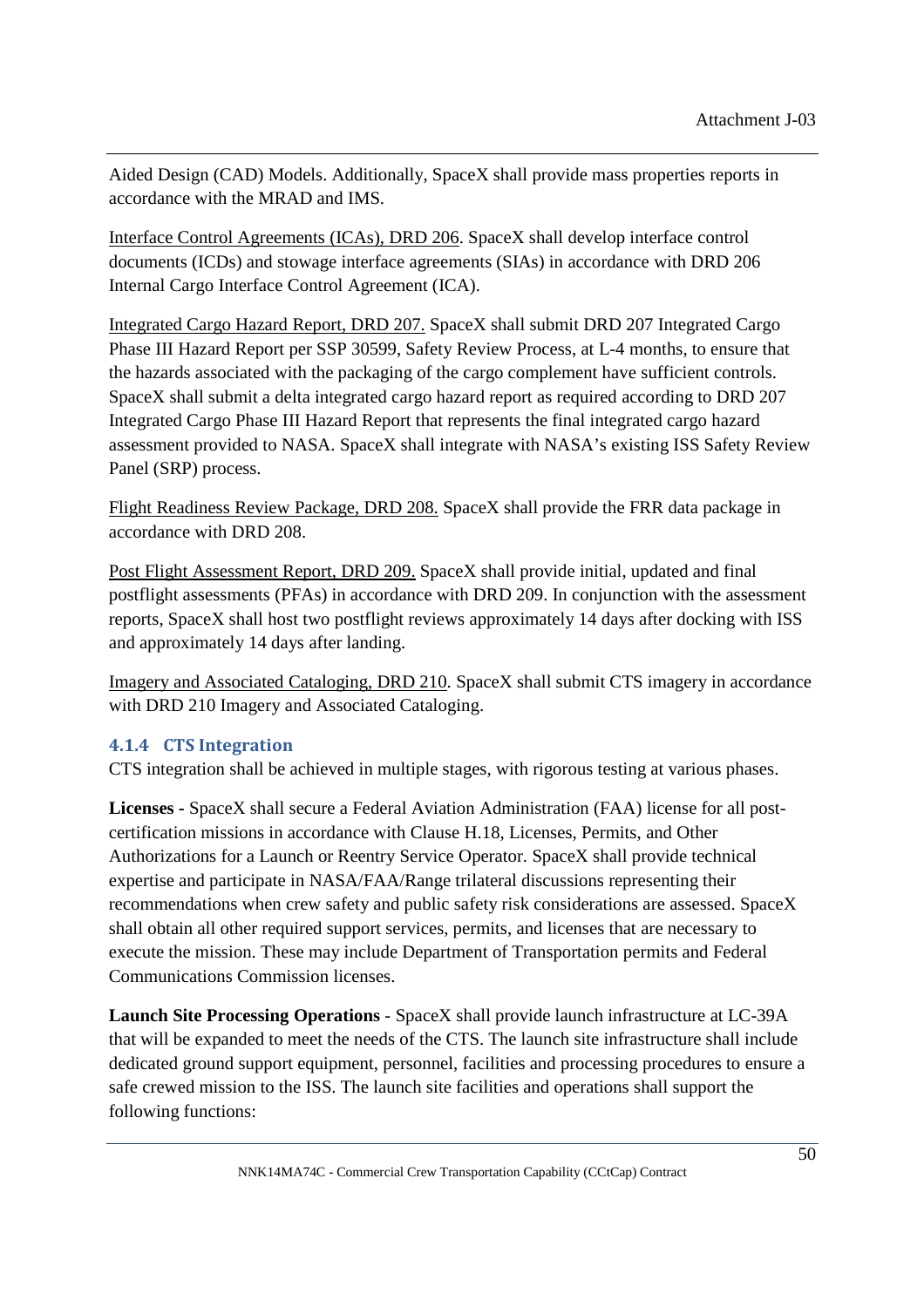Aided Design (CAD) Models. Additionally, SpaceX shall provide mass properties reports in accordance with the MRAD and IMS.

Interface Control Agreements (ICAs), DRD 206. SpaceX shall develop interface control documents (ICDs) and stowage interface agreements (SIAs) in accordance with DRD 206 Internal Cargo Interface Control Agreement (ICA).

Integrated Cargo Hazard Report, DRD 207. SpaceX shall submit DRD 207 Integrated Cargo Phase III Hazard Report per SSP 30599, Safety Review Process, at L-4 months, to ensure that the hazards associated with the packaging of the cargo complement have sufficient controls. SpaceX shall submit a delta integrated cargo hazard report as required according to DRD 207 Integrated Cargo Phase III Hazard Report that represents the final integrated cargo hazard assessment provided to NASA. SpaceX shall integrate with NASA's existing ISS Safety Review Panel (SRP) process.

Flight Readiness Review Package, DRD 208. SpaceX shall provide the FRR data package in accordance with DRD 208.

Post Flight Assessment Report, DRD 209. SpaceX shall provide initial, updated and final postflight assessments (PFAs) in accordance with DRD 209. In conjunction with the assessment reports, SpaceX shall host two postflight reviews approximately 14 days after docking with ISS and approximately 14 days after landing.

Imagery and Associated Cataloging, DRD 210. SpaceX shall submit CTS imagery in accordance with DRD 210 Imagery and Associated Cataloging.

### 4.1.4 CTS Integration

CTS integration shall be achieved in multiple stages, with rigorous testing at various phases.

**Licenses** - SpaceX shall secure a Federal Aviation Administration (FAA) license for all post-certification missions in accordance with Clause H.18, Licenses, Permits, and Other Authorizations for a Launch or Reentry Service Operator. SpaceX shall provide technical expertise and participate in NASA/FAA/Range trilateral discussions representing their recommendations when crew safety and public safety risk considerations are assessed. SpaceX shall obtain all other required support services, permits, and licenses that are necessary to execute the mission. These may include Department of Transportation permits and Federal Communications Commission licenses.

**Launch Site Processing Operations** - SpaceX shall provide launch infrastructure at LC-39A that will be expanded to meet the needs of the CTS. The launch site infrastructure shall include dedicated ground support equipment, personnel, facilities and processing procedures to ensure a safe crewed mission to the ISS. The launch site facilities and operations shall support the following functions: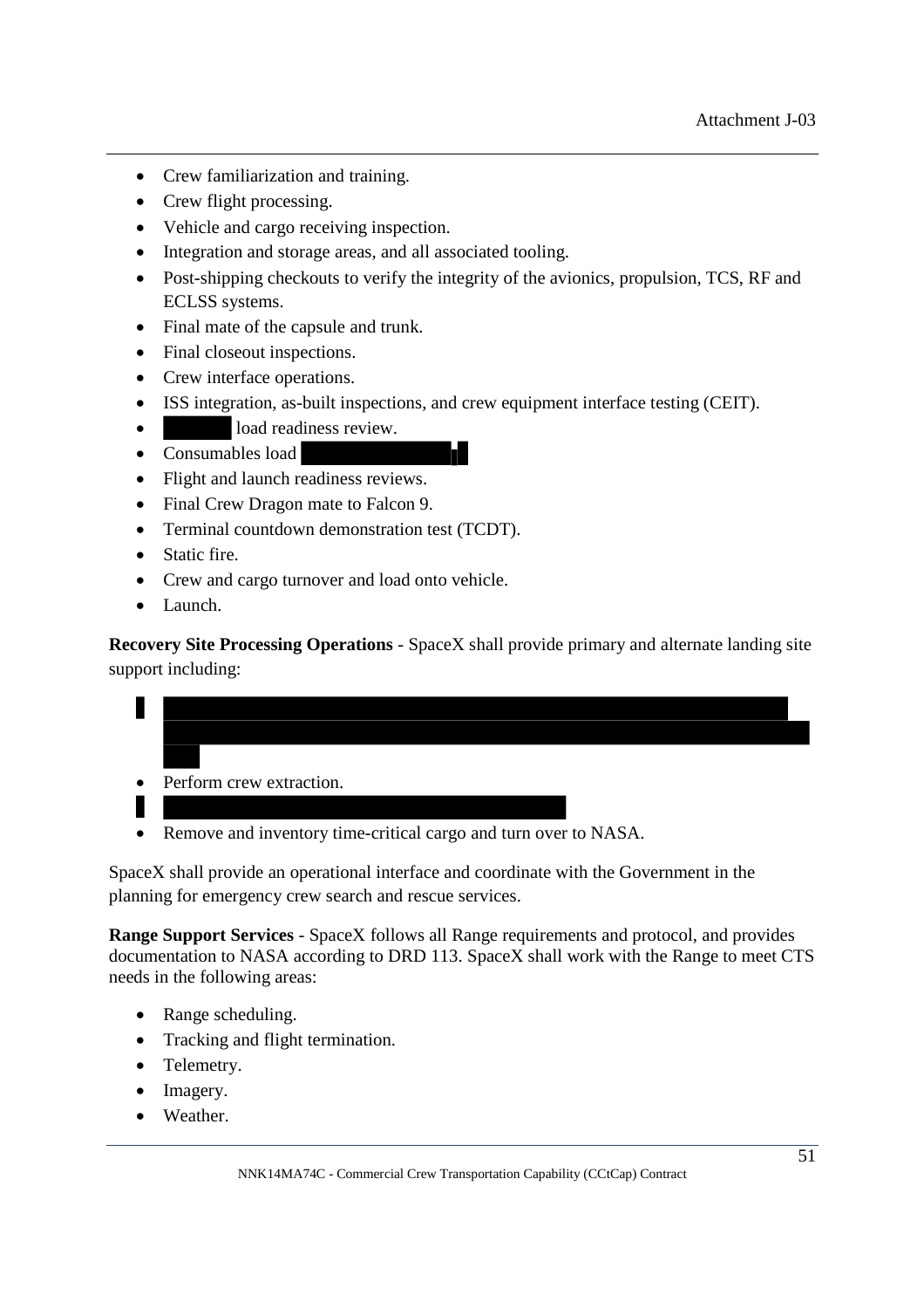- Crew familiarization and training.
- Crew flight processing.
- Vehicle and cargo receiving inspection.
- Integration and storage areas, and all associated tooling.
- Post-shipping checkouts to verify the integrity of the avionics, propulsion, TCS, RF and ECLSS systems.
- Final mate of the capsule and trunk.
- Final closeout inspections.
- Crew interface operations.
- ISS integration, as-built inspections, and crew equipment interface testing (CEIT).
- load readiness review.
- Consumables load
- Flight and launch readiness reviews.
- Final Crew Dragon mate to Falcon 9.
- Terminal countdown demonstration test (TCDT).
- Static fire.
- Crew and cargo turnover and load onto vehicle.
- Launch.

**Recovery Site Processing Operations** - SpaceX shall provide primary and alternate landing site support including:

- Perform crew extraction.
- Remove and inventory time-critical cargo and turn over to NASA.

SpaceX shall provide an operational interface and coordinate with the Government in the planning for emergency crew search and rescue services.

**Range Support Services** - SpaceX follows all Range requirements and protocol, and provides documentation to NASA according to DRD 113. SpaceX shall work with the Range to meet CTS needs in the following areas:

- Range scheduling.
- Tracking and flight termination.
- Telemetry.
- Imagery.
- Weather.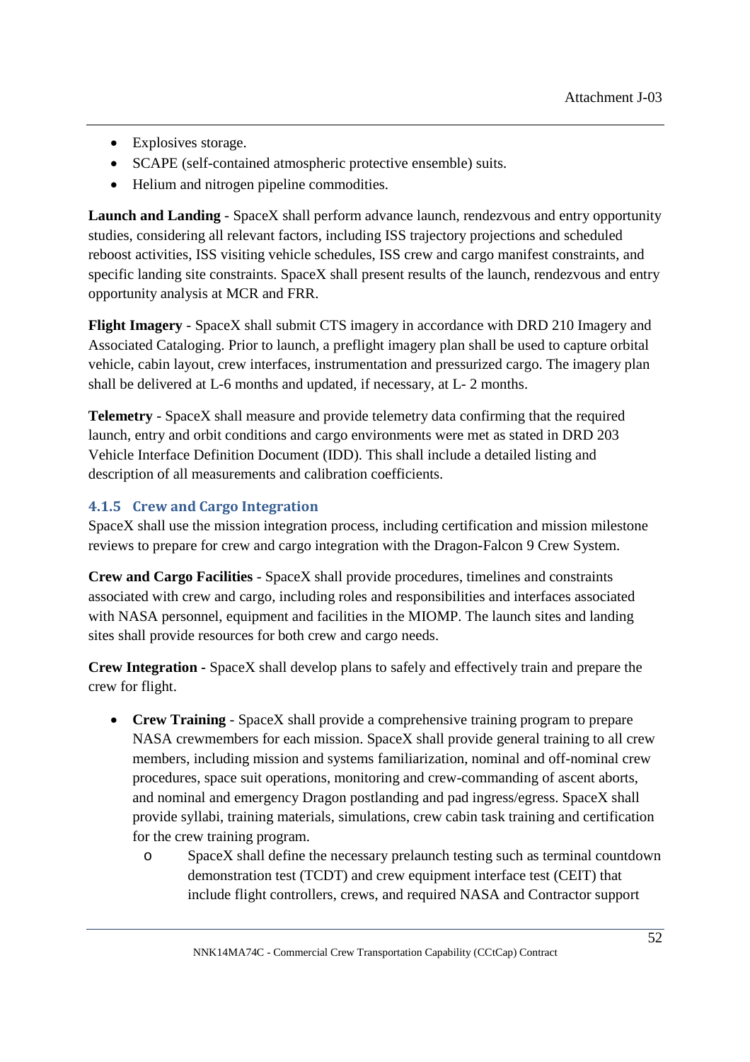- Explosives storage.
- SCAPE (self-contained atmospheric protective ensemble) suits.
- Helium and nitrogen pipeline commodities.

**Launch and Landing** - SpaceX shall perform advance launch, rendezvous and entry opportunity studies, considering all relevant factors, including ISS trajectory projections and scheduled reboost activities, ISS visiting vehicle schedules, ISS crew and cargo manifest constraints, and specific landing site constraints. SpaceX shall present results of the launch, rendezvous and entry opportunity analysis at MCR and FRR.

**Flight Imagery** - SpaceX shall submit CTS imagery in accordance with DRD 210 Imagery and Associated Cataloging. Prior to launch, a preflight imagery plan shall be used to capture orbital vehicle, cabin layout, crew interfaces, instrumentation and pressurized cargo. The imagery plan shall be delivered at L-6 months and updated, if necessary, at L- 2 months.

**Telemetry** - SpaceX shall measure and provide telemetry data confirming that the required launch, entry and orbit conditions and cargo environments were met as stated in DRD 203 Vehicle Interface Definition Document (IDD). This shall include a detailed listing and description of all measurements and calibration coefficients.

### 4.1.5 Crew and Cargo Integration

SpaceX shall use the mission integration process, including certification and mission milestone reviews to prepare for crew and cargo integration with the Dragon-Falcon 9 Crew System.

**Crew and Cargo Facilities** - SpaceX shall provide procedures, timelines and constraints associated with crew and cargo, including roles and responsibilities and interfaces associated with NASA personnel, equipment and facilities in the MIOMP. The launch sites and landing sites shall provide resources for both crew and cargo needs.

**Crew Integration -** SpaceX shall develop plans to safely and effectively train and prepare the crew for flight.

- **Crew Training** - SpaceX shall provide a comprehensive training program to prepare NASA crewmembers for each mission. SpaceX shall provide general training to all crew members, including mission and systems familiarization, nominal and off-nominal crew procedures, space suit operations, monitoring and crew-commanding of ascent aborts, and nominal and emergency Dragon postlanding and pad ingress/egress. SpaceX shall provide syllabi, training materials, simulations, crew cabin task training and certification for the crew training program.
  - SpaceX shall define the necessary prelaunch testing such as terminal countdown demonstration test (TCDT) and crew equipment interface test (CEIT) that include flight controllers, crews, and required NASA and Contractor support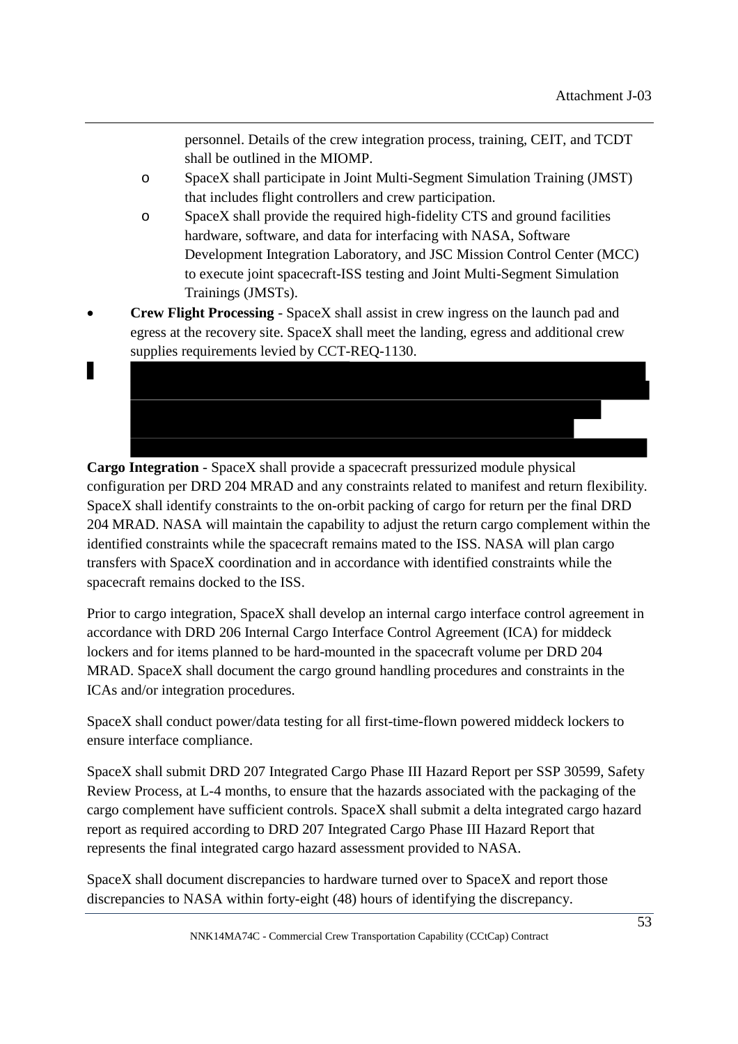personnel. Details of the crew integration process, training, CEIT, and TCDT shall be outlined in the MIOMP.

  - SpaceX shall participate in Joint Multi-Segment Simulation Training (JMST) that includes flight controllers and crew participation.
  - SpaceX shall provide the required high-fidelity CTS and ground facilities hardware, software, and data for interfacing with NASA, Software Development Integration Laboratory, and JSC Mission Control Center (MCC) to execute joint spacecraft-ISS testing and Joint Multi-Segment Simulation Trainings (JMSTs).

- **Crew Flight Processing** - SpaceX shall assist in crew ingress on the launch pad and egress at the recovery site. SpaceX shall meet the landing, egress and additional crew supplies requirements levied by CCT-REQ-1130.

**Cargo Integration** - SpaceX shall provide a spacecraft pressurized module physical configuration per DRD 204 MRAD and any constraints related to manifest and return flexibility. SpaceX shall identify constraints to the on-orbit packing of cargo for return per the final DRD 204 MRAD. NASA will maintain the capability to adjust the return cargo complement within the identified constraints while the spacecraft remains mated to the ISS. NASA will plan cargo transfers with SpaceX coordination and in accordance with identified constraints while the spacecraft remains docked to the ISS.

Prior to cargo integration, SpaceX shall develop an internal cargo interface control agreement in accordance with DRD 206 Internal Cargo Interface Control Agreement (ICA) for middeck lockers and for items planned to be hard-mounted in the spacecraft volume per DRD 204 MRAD. SpaceX shall document the cargo ground handling procedures and constraints in the ICAs and/or integration procedures.

SpaceX shall conduct power/data testing for all first-time-flown powered middeck lockers to ensure interface compliance.

SpaceX shall submit DRD 207 Integrated Cargo Phase III Hazard Report per SSP 30599, Safety Review Process, at L-4 months, to ensure that the hazards associated with the packaging of the cargo complement have sufficient controls. SpaceX shall submit a delta integrated cargo hazard report as required according to DRD 207 Integrated Cargo Phase III Hazard Report that represents the final integrated cargo hazard assessment provided to NASA.

SpaceX shall document discrepancies to hardware turned over to SpaceX and report those discrepancies to NASA within forty-eight (48) hours of identifying the discrepancy.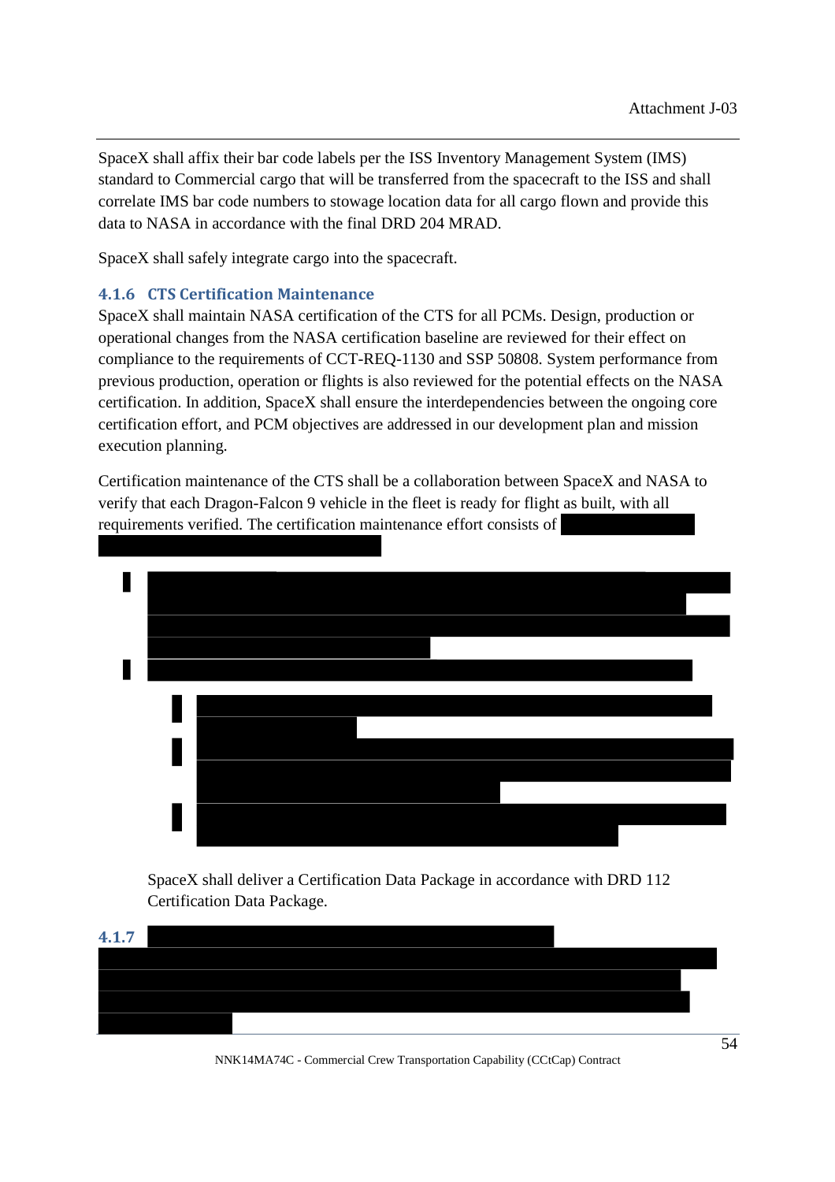SpaceX shall affix their bar code labels per the ISS Inventory Management System (IMS) standard to Commercial cargo that will be transferred from the spacecraft to the ISS and shall correlate IMS bar code numbers to stowage location data for all cargo flown and provide this data to NASA in accordance with the final DRD 204 MRAD.

SpaceX shall safely integrate cargo into the spacecraft.

### 4.1.6 CTS Certification Maintenance

SpaceX shall maintain NASA certification of the CTS for all PCMs. Design, production or operational changes from the NASA certification baseline are reviewed for their effect on compliance to the requirements of CCT-REQ-1130 and SSP 50808. System performance from previous production, operation or flights is also reviewed for the potential effects on the NASA certification. In addition, SpaceX shall ensure the interdependencies between the ongoing core certification effort, and PCM objectives are addressed in our development plan and mission execution planning.

Certification maintenance of the CTS shall be a collaboration between SpaceX and NASA to verify that each Dragon-Falcon 9 vehicle in the fleet is ready for flight as built, with all requirements verified. The certification maintenance effort consists of [REDACTED]

- [REDACTED]
- [REDACTED]
  - [REDACTED]
  - [REDACTED]
  - [REDACTED]

SpaceX shall deliver a Certification Data Package in accordance with DRD 112 Certification Data Package.

### 4.1.7 [REDACTED]

[REDACTED]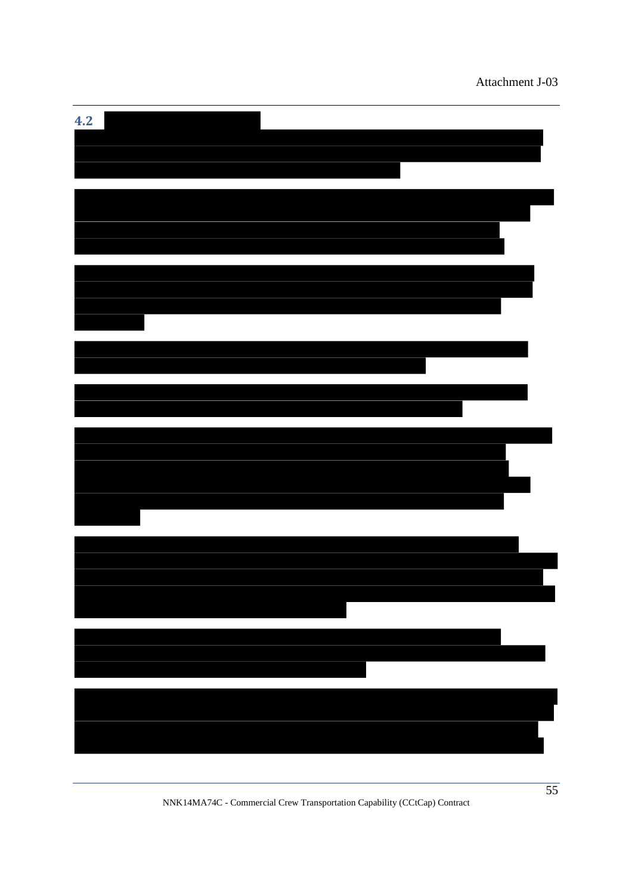## 4.2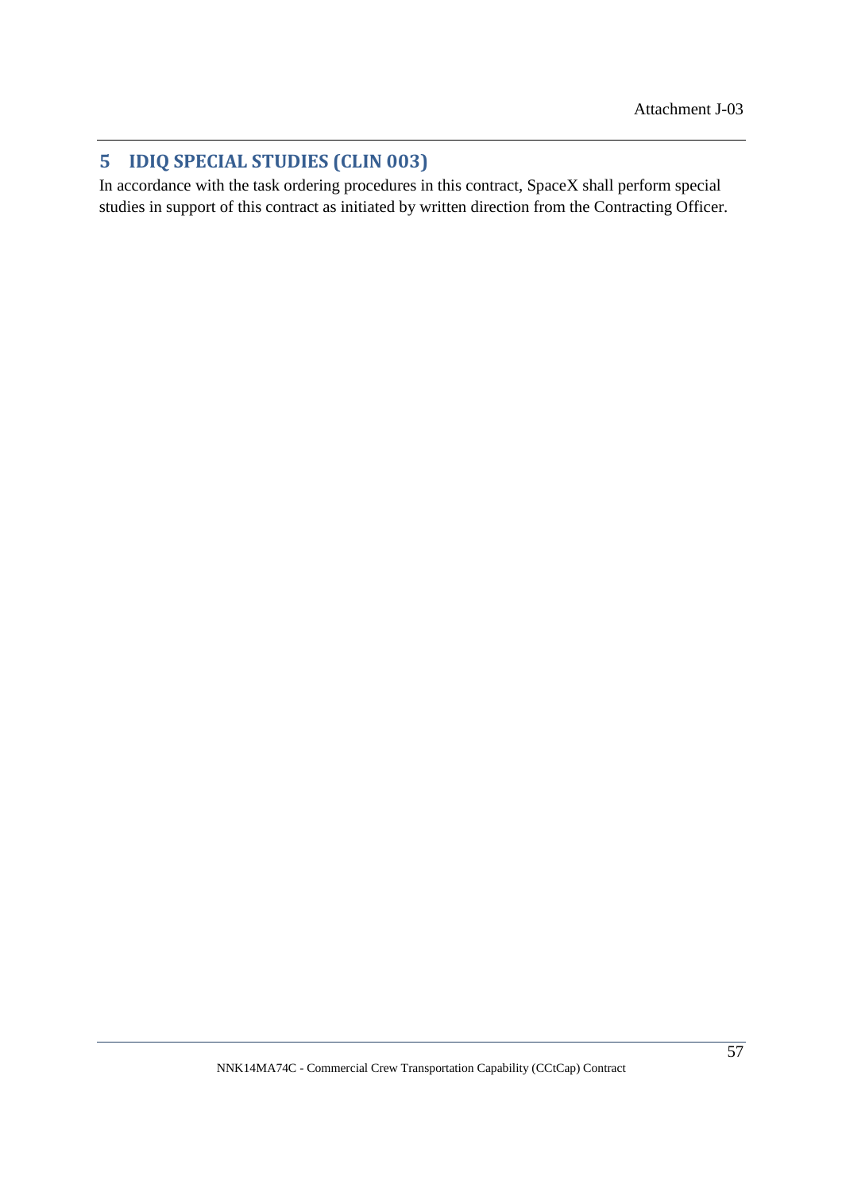## 5 IDIQ SPECIAL STUDIES (CLIN 003)

In accordance with the task ordering procedures in this contract, SpaceX shall perform special studies in support of this contract as initiated by written direction from the Contracting Officer.